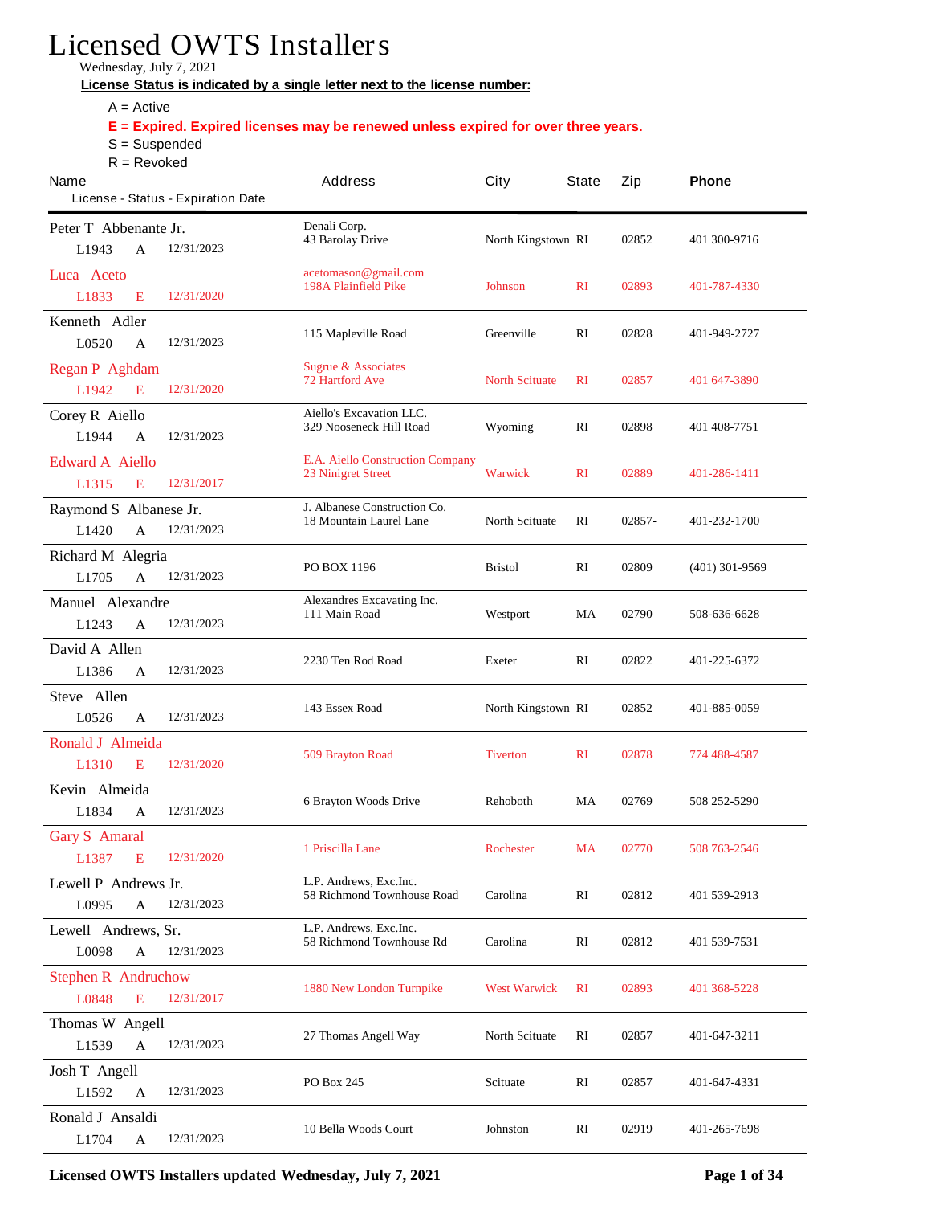# Licensed OWTS Installers

Wednesday, July 7, 2021

**License Status is indicated by a single letter next to the license number:**

A = Active

**E = Expired. Expired licenses may be renewed unless expired for over three years.**

S = Suspended

R = Revoked

| Name<br>License - Status - Expiration Date | Address | City | State | Zip | Phone |
|---|---|---|---|---|---|
| Peter T Abbenante Jr.<br>L1943 A 12/31/2023 | Denali Corp.<br>43 Barolay Drive | North Kingstown | RI | 02852 | 401 300-9716 |
| Luca Aceto<br>L1833 E 12/31/2020 | acetomason@gmail.com<br>198A Plainfield Pike | Johnson | RI | 02893 | 401-787-4330 |
| Kenneth Adler<br>L0520 A 12/31/2023 | 115 Mapleville Road | Greenville | RI | 02828 | 401-949-2727 |
| Regan P Aghdam<br>L1942 E 12/31/2020 | Sugrue & Associates<br>72 Hartford Ave | North Scituate | RI | 02857 | 401 647-3890 |
| Corey R Aiello<br>L1944 A 12/31/2023 | Aiello's Excavation LLC.<br>329 Nooseneck Hill Road | Wyoming | RI | 02898 | 401 408-7751 |
| Edward A Aiello<br>L1315 E 12/31/2017 | E.A. Aiello Construction Company<br>23 Ninigret Street | Warwick | RI | 02889 | 401-286-1411 |
| Raymond S Albanese Jr.<br>L1420 A 12/31/2023 | J. Albanese Construction Co.<br>18 Mountain Laurel Lane | North Scituate | RI | 02857- | 401-232-1700 |
| Richard M Alegria<br>L1705 A 12/31/2023 | PO BOX 1196 | Bristol | RI | 02809 | (401) 301-9569 |
| Manuel Alexandre<br>L1243 A 12/31/2023 | Alexandres Excavating Inc.<br>111 Main Road | Westport | MA | 02790 | 508-636-6628 |
| David A Allen<br>L1386 A 12/31/2023 | 2230 Ten Rod Road | Exeter | RI | 02822 | 401-225-6372 |
| Steve Allen<br>L0526 A 12/31/2023 | 143 Essex Road | North Kingstown | RI | 02852 | 401-885-0059 |
| Ronald J Almeida<br>L1310 E 12/31/2020 | 509 Brayton Road | Tiverton | RI | 02878 | 774 488-4587 |
| Kevin Almeida<br>L1834 A 12/31/2023 | 6 Brayton Woods Drive | Rehoboth | MA | 02769 | 508 252-5290 |
| Gary S Amaral<br>L1387 E 12/31/2020 | 1 Priscilla Lane | Rochester | MA | 02770 | 508 763-2546 |
| Lewell P Andrews Jr.<br>L0995 A 12/31/2023 | L.P. Andrews, Exc.Inc.<br>58 Richmond Townhouse Road | Carolina | RI | 02812 | 401 539-2913 |
| Lewell Andrews, Sr.<br>L0098 A 12/31/2023 | L.P. Andrews, Exc.Inc.<br>58 Richmond Townhouse Rd | Carolina | RI | 02812 | 401 539-7531 |
| Stephen R Andruchow<br>L0848 E 12/31/2017 | 1880 New London Turnpike | West Warwick | RI | 02893 | 401 368-5228 |
| Thomas W Angell<br>L1539 A 12/31/2023 | 27 Thomas Angell Way | North Scituate | RI | 02857 | 401-647-3211 |
| Josh T Angell<br>L1592 A 12/31/2023 | PO Box 245 | Scituate | RI | 02857 | 401-647-4331 |
| Ronald J Ansaldi<br>L1704 A 12/31/2023 | 10 Bella Woods Court | Johnston | RI | 02919 | 401-265-7698 |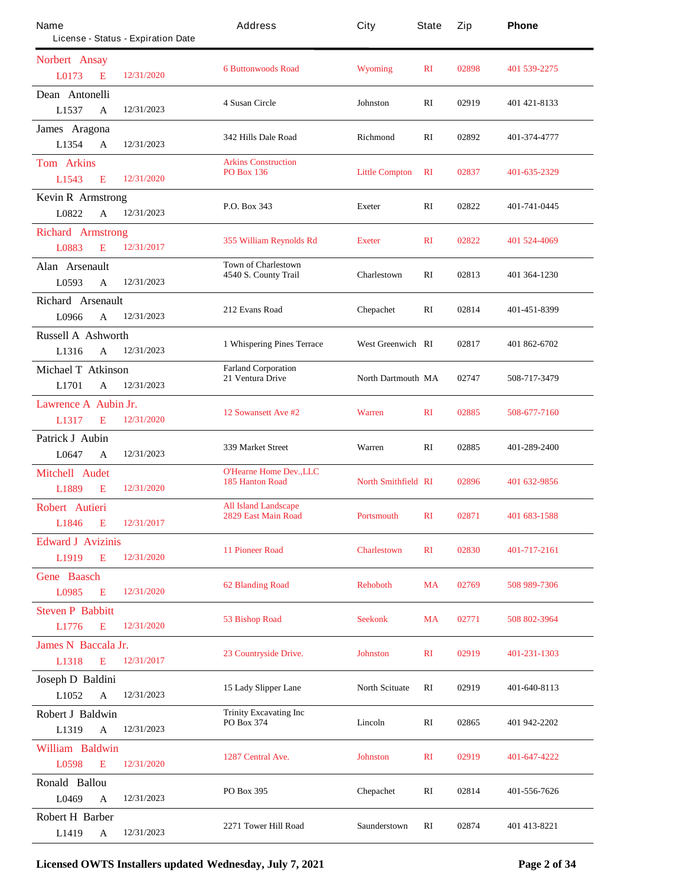| Name<br>License - Status - Expiration Date | Address | City | State | Zip | Phone |
|---|---|---|---|---|---|
| Norbert Ansay<br>L0173 E 12/31/2020 | 6 Buttonwoods Road | Wyoming | RI | 02898 | 401 539-2275 |
| Dean Antonelli<br>L1537 A 12/31/2023 | 4 Susan Circle | Johnston | RI | 02919 | 401 421-8133 |
| James Aragona<br>L1354 A 12/31/2023 | 342 Hills Dale Road | Richmond | RI | 02892 | 401-374-4777 |
| Tom Arkins<br>L1543 E 12/31/2020 | Arkins Construction<br>PO Box 136 | Little Compton | RI | 02837 | 401-635-2329 |
| Kevin R Armstrong<br>L0822 A 12/31/2023 | P.O. Box 343 | Exeter | RI | 02822 | 401-741-0445 |
| Richard Armstrong<br>L0883 E 12/31/2017 | 355 William Reynolds Rd | Exeter | RI | 02822 | 401 524-4069 |
| Alan Arsenault<br>L0593 A 12/31/2023 | Town of Charlestown<br>4540 S. County Trail | Charlestown | RI | 02813 | 401 364-1230 |
| Richard Arsenault<br>L0966 A 12/31/2023 | 212 Evans Road | Chepachet | RI | 02814 | 401-451-8399 |
| Russell A Ashworth<br>L1316 A 12/31/2023 | 1 Whispering Pines Terrace | West Greenwich | RI | 02817 | 401 862-6702 |
| Michael T Atkinson<br>L1701 A 12/31/2023 | Farland Corporation<br>21 Ventura Drive | North Dartmouth | MA | 02747 | 508-717-3479 |
| Lawrence A Aubin Jr.<br>L1317 E 12/31/2020 | 12 Sowansett Ave #2 | Warren | RI | 02885 | 508-677-7160 |
| Patrick J Aubin<br>L0647 A 12/31/2023 | 339 Market Street | Warren | RI | 02885 | 401-289-2400 |
| Mitchell Audet<br>L1889 E 12/31/2020 | O'Hearne Home Dev.,LLC<br>185 Hanton Road | North Smithfield | RI | 02896 | 401 632-9856 |
| Robert Autieri<br>L1846 E 12/31/2017 | All Island Landscape<br>2829 East Main Road | Portsmouth | RI | 02871 | 401 683-1588 |
| Edward J Avizinis<br>L1919 E 12/31/2020 | 11 Pioneer Road | Charlestown | RI | 02830 | 401-717-2161 |
| Gene Baasch<br>L0985 E 12/31/2020 | 62 Blanding Road | Rehoboth | MA | 02769 | 508 989-7306 |
| Steven P Babbitt<br>L1776 E 12/31/2020 | 53 Bishop Road | Seekonk | MA | 02771 | 508 802-3964 |
| James N Baccala Jr.<br>L1318 E 12/31/2017 | 23 Countryside Drive. | Johnston | RI | 02919 | 401-231-1303 |
| Joseph D Baldini<br>L1052 A 12/31/2023 | 15 Lady Slipper Lane | North Scituate | RI | 02919 | 401-640-8113 |
| Robert J Baldwin<br>L1319 A 12/31/2023 | Trinity Excavating Inc<br>PO Box 374 | Lincoln | RI | 02865 | 401 942-2202 |
| William Baldwin<br>L0598 E 12/31/2020 | 1287 Central Ave. | Johnston | RI | 02919 | 401-647-4222 |
| Ronald Ballou<br>L0469 A 12/31/2023 | PO Box 395 | Chepachet | RI | 02814 | 401-556-7626 |
| Robert H Barber<br>L1419 A 12/31/2023 | 2271 Tower Hill Road | Saunderstown | RI | 02874 | 401 413-8221 |

**Licensed OWTS Installers updated Wednesday, July 7, 2021**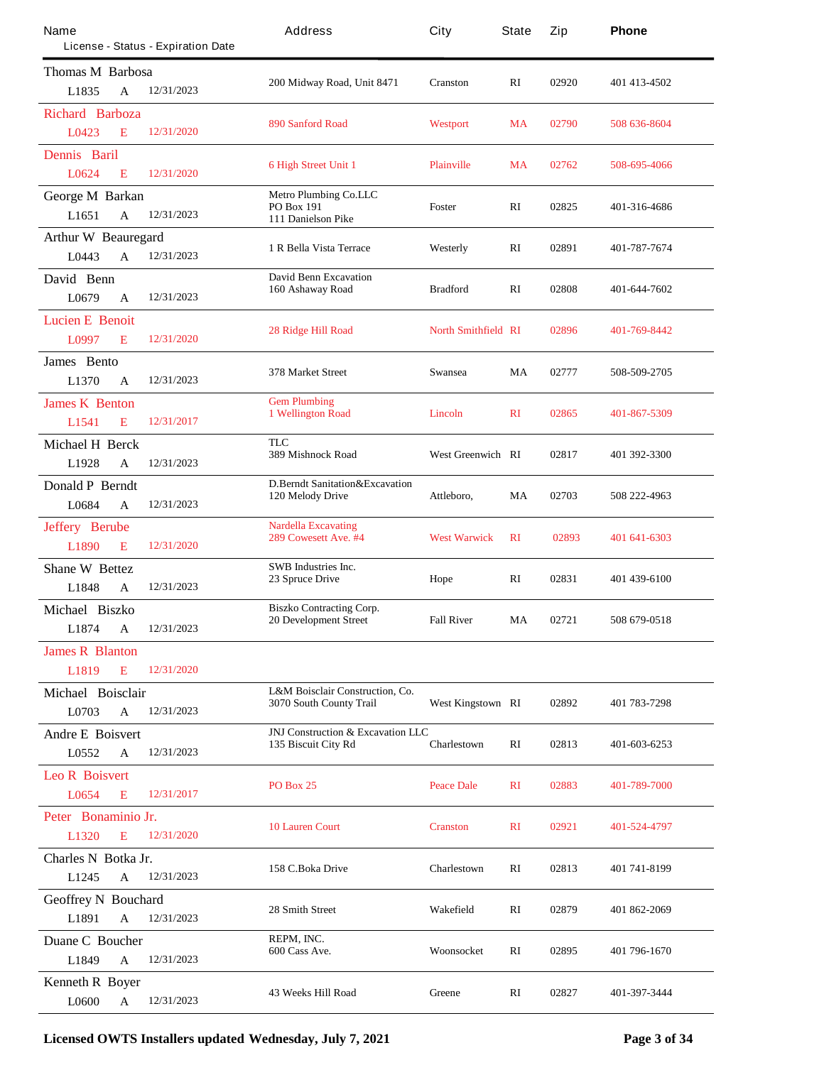| Name<br>License - Status - Expiration Date | Address | City | State | Zip | Phone |
|---|---|---|---|---|---|
| Thomas M Barbosa<br>L1835 A 12/31/2023 | 200 Midway Road, Unit 8471 | Cranston | RI | 02920 | 401 413-4502 |
| Richard Barboza<br>L0423 E 12/31/2020 | 890 Sanford Road | Westport | MA | 02790 | 508 636-8604 |
| Dennis Baril<br>L0624 E 12/31/2020 | 6 High Street Unit 1 | Plainville | MA | 02762 | 508-695-4066 |
| George M Barkan<br>L1651 A 12/31/2023 | Metro Plumbing Co.LLC<br>PO Box 191<br>111 Danielson Pike | Foster | RI | 02825 | 401-316-4686 |
| Arthur W Beauregard<br>L0443 A 12/31/2023 | 1 R Bella Vista Terrace | Westerly | RI | 02891 | 401-787-7674 |
| David Benn<br>L0679 A 12/31/2023 | David Benn Excavation<br>160 Ashaway Road | Bradford | RI | 02808 | 401-644-7602 |
| Lucien E Benoit<br>L0997 E 12/31/2020 | 28 Ridge Hill Road | North Smithfield | RI | 02896 | 401-769-8442 |
| James Bento<br>L1370 A 12/31/2023 | 378 Market Street | Swansea | MA | 02777 | 508-509-2705 |
| James K Benton<br>L1541 E 12/31/2017 | Gem Plumbing<br>1 Wellington Road | Lincoln | RI | 02865 | 401-867-5309 |
| Michael H Berck<br>L1928 A 12/31/2023 | TLC<br>389 Mishnock Road | West Greenwich | RI | 02817 | 401 392-3300 |
| Donald P Berndt<br>L0684 A 12/31/2023 | D.Berndt Sanitation&Excavation<br>120 Melody Drive | Attleboro, | MA | 02703 | 508 222-4963 |
| Jeffery Berube<br>L1890 E 12/31/2020 | Nardella Excavating<br>289 Cowesett Ave. #4 | West Warwick | RI | 02893 | 401 641-6303 |
| Shane W Bettez<br>L1848 A 12/31/2023 | SWB Industries Inc.<br>23 Spruce Drive | Hope | RI | 02831 | 401 439-6100 |
| Michael Biszko<br>L1874 A 12/31/2023 | Biszko Contracting Corp.<br>20 Development Street | Fall River | MA | 02721 | 508 679-0518 |
| James R Blanton<br>L1819 E 12/31/2020 | | | | | |
| Michael Boisclair<br>L0703 A 12/31/2023 | L&M Boisclair Construction, Co.<br>3070 South County Trail | West Kingstown | RI | 02892 | 401 783-7298 |
| Andre E Boisvert<br>L0552 A 12/31/2023 | JNJ Construction & Excavation LLC<br>135 Biscuit City Rd | Charlestown | RI | 02813 | 401-603-6253 |
| Leo R Boisvert<br>L0654 E 12/31/2017 | PO Box 25 | Peace Dale | RI | 02883 | 401-789-7000 |
| Peter Bonaminio Jr.<br>L1320 E 12/31/2020 | 10 Lauren Court | Cranston | RI | 02921 | 401-524-4797 |
| Charles N Botka Jr.<br>L1245 A 12/31/2023 | 158 C.Boka Drive | Charlestown | RI | 02813 | 401 741-8199 |
| Geoffrey N Bouchard<br>L1891 A 12/31/2023 | 28 Smith Street | Wakefield | RI | 02879 | 401 862-2069 |
| Duane C Boucher<br>L1849 A 12/31/2023 | REPM, INC.<br>600 Cass Ave. | Woonsocket | RI | 02895 | 401 796-1670 |
| Kenneth R Boyer<br>L0600 A 12/31/2023 | 43 Weeks Hill Road | Greene | RI | 02827 | 401-397-3444 |

**Licensed OWTS Installers updated Wednesday, July 7, 2021**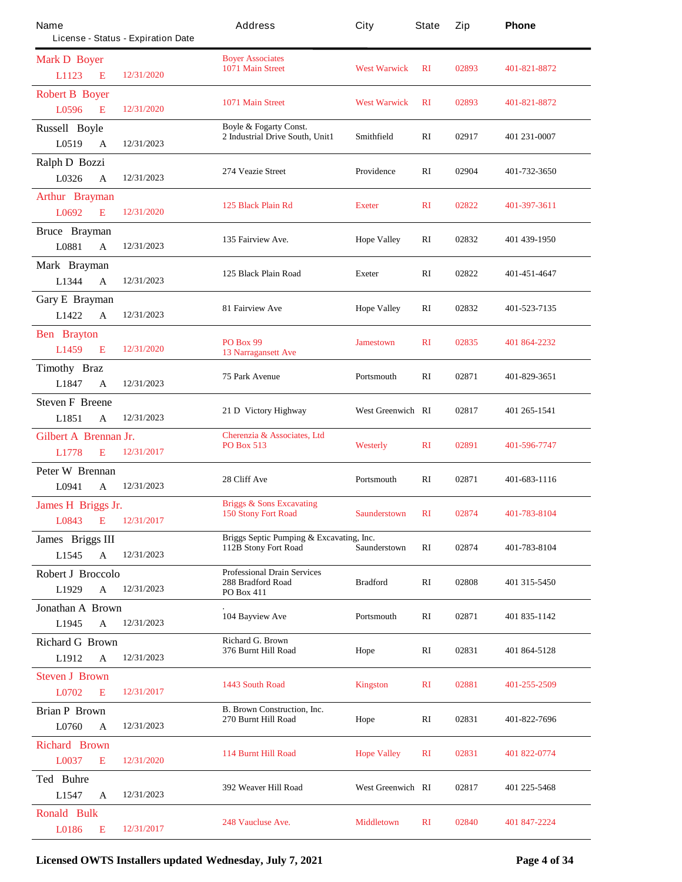| Name<br>License - Status - Expiration Date | Address | City | State | Zip | Phone |
|---|---|---|---|---|---|
| Mark D Boyer<br>L1123 E 12/31/2020 | Boyer Associates<br>1071 Main Street | West Warwick | RI | 02893 | 401-821-8872 |
| Robert B Boyer<br>L0596 E 12/31/2020 | 1071 Main Street | West Warwick | RI | 02893 | 401-821-8872 |
| Russell Boyle<br>L0519 A 12/31/2023 | Boyle & Fogarty Const.<br>2 Industrial Drive South, Unit1 | Smithfield | RI | 02917 | 401 231-0007 |
| Ralph D Bozzi<br>L0326 A 12/31/2023 | 274 Veazie Street | Providence | RI | 02904 | 401-732-3650 |
| Arthur Brayman<br>L0692 E 12/31/2020 | 125 Black Plain Rd | Exeter | RI | 02822 | 401-397-3611 |
| Bruce Brayman<br>L0881 A 12/31/2023 | 135 Fairview Ave. | Hope Valley | RI | 02832 | 401 439-1950 |
| Mark Brayman<br>L1344 A 12/31/2023 | 125 Black Plain Road | Exeter | RI | 02822 | 401-451-4647 |
| Gary E Brayman<br>L1422 A 12/31/2023 | 81 Fairview Ave | Hope Valley | RI | 02832 | 401-523-7135 |
| Ben Brayton<br>L1459 E 12/31/2020 | PO Box 99<br>13 Narragansett Ave | Jamestown | RI | 02835 | 401 864-2232 |
| Timothy Braz<br>L1847 A 12/31/2023 | 75 Park Avenue | Portsmouth | RI | 02871 | 401-829-3651 |
| Steven F Breene<br>L1851 A 12/31/2023 | 21 D Victory Highway | West Greenwich | RI | 02817 | 401 265-1541 |
| Gilbert A Brennan Jr.<br>L1778 E 12/31/2017 | Cherenzia & Associates, Ltd<br>PO Box 513 | Westerly | RI | 02891 | 401-596-7747 |
| Peter W Brennan<br>L0941 A 12/31/2023 | 28 Cliff Ave | Portsmouth | RI | 02871 | 401-683-1116 |
| James H Briggs Jr.<br>L0843 E 12/31/2017 | Briggs & Sons Excavating<br>150 Stony Fort Road | Saunderstown | RI | 02874 | 401-783-8104 |
| James Briggs III<br>L1545 A 12/31/2023 | Briggs Septic Pumping & Excavating, Inc.<br>112B Stony Fort Road | Saunderstown | RI | 02874 | 401-783-8104 |
| Robert J Broccolo<br>L1929 A 12/31/2023 | Professional Drain Services<br>288 Bradford Road<br>PO Box 411 | Bradford | RI | 02808 | 401 315-5450 |
| Jonathan A Brown<br>L1945 A 12/31/2023 | .<br>104 Bayview Ave | Portsmouth | RI | 02871 | 401 835-1142 |
| Richard G Brown<br>L1912 A 12/31/2023 | Richard G. Brown<br>376 Burnt Hill Road | Hope | RI | 02831 | 401 864-5128 |
| Steven J Brown<br>L0702 E 12/31/2017 | 1443 South Road | Kingston | RI | 02881 | 401-255-2509 |
| Brian P Brown<br>L0760 A 12/31/2023 | B. Brown Construction, Inc.<br>270 Burnt Hill Road | Hope | RI | 02831 | 401-822-7696 |
| Richard Brown<br>L0037 E 12/31/2020 | 114 Burnt Hill Road | Hope Valley | RI | 02831 | 401 822-0774 |
| Ted Buhre<br>L1547 A 12/31/2023 | 392 Weaver Hill Road | West Greenwich | RI | 02817 | 401 225-5468 |
| Ronald Bulk<br>L0186 E 12/31/2017 | 248 Vaucluse Ave. | Middletown | RI | 02840 | 401 847-2224 |

**Licensed OWTS Installers updated Wednesday, July 7, 2021**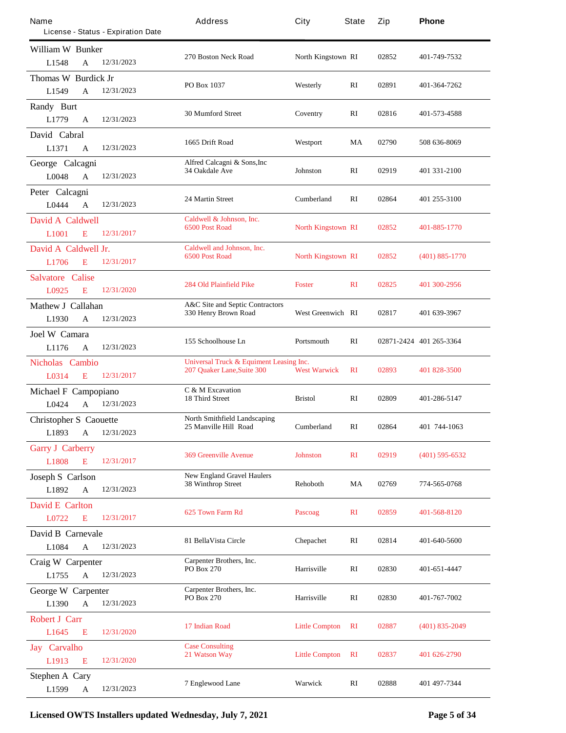| Name<br>License - Status - Expiration Date | Address | City | State | Zip | Phone |
|---|---|---|---|---|---|
| William W Bunker<br>L1548 A 12/31/2023 | 270 Boston Neck Road | North Kingstown | RI | 02852 | 401-749-7532 |
| Thomas W Burdick Jr<br>L1549 A 12/31/2023 | PO Box 1037 | Westerly | RI | 02891 | 401-364-7262 |
| Randy Burt<br>L1779 A 12/31/2023 | 30 Mumford Street | Coventry | RI | 02816 | 401-573-4588 |
| David Cabral<br>L1371 A 12/31/2023 | 1665 Drift Road | Westport | MA | 02790 | 508 636-8069 |
| George Calcagni<br>L0048 A 12/31/2023 | Alfred Calcagni & Sons,Inc<br>34 Oakdale Ave | Johnston | RI | 02919 | 401 331-2100 |
| Peter Calcagni<br>L0444 A 12/31/2023 | 24 Martin Street | Cumberland | RI | 02864 | 401 255-3100 |
| David A Caldwell<br>L1001 E 12/31/2017 | Caldwell & Johnson, Inc.<br>6500 Post Road | North Kingstown | RI | 02852 | 401-885-1770 |
| David A Caldwell Jr.<br>L1706 E 12/31/2017 | Caldwell and Johnson, Inc.<br>6500 Post Road | North Kingstown | RI | 02852 | (401) 885-1770 |
| Salvatore Calise<br>L0925 E 12/31/2020 | 284 Old Plainfield Pike | Foster | RI | 02825 | 401 300-2956 |
| Mathew J Callahan<br>L1930 A 12/31/2023 | A&C Site and Septic Contractors<br>330 Henry Brown Road | West Greenwich | RI | 02817 | 401 639-3967 |
| Joel W Camara<br>L1176 A 12/31/2023 | 155 Schoolhouse Ln | Portsmouth | RI | 02871-2424 | 401 265-3364 |
| Nicholas Cambio<br>L0314 E 12/31/2017 | Universal Truck & Equiment Leasing Inc.<br>207 Quaker Lane,Suite 300 | West Warwick | RI | 02893 | 401 828-3500 |
| Michael F Campopiano<br>L0424 A 12/31/2023 | C & M Excavation<br>18 Third Street | Bristol | RI | 02809 | 401-286-5147 |
| Christopher S Caouette<br>L1893 A 12/31/2023 | North Smithfield Landscaping<br>25 Manville Hill Road | Cumberland | RI | 02864 | 401 744-1063 |
| Garry J Carberry<br>L1808 E 12/31/2017 | 369 Greenville Avenue | Johnston | RI | 02919 | (401) 595-6532 |
| Joseph S Carlson<br>L1892 A 12/31/2023 | New England Gravel Haulers<br>38 Winthrop Street | Rehoboth | MA | 02769 | 774-565-0768 |
| David E Carlton<br>L0722 E 12/31/2017 | 625 Town Farm Rd | Pascoag | RI | 02859 | 401-568-8120 |
| David B Carnevale<br>L1084 A 12/31/2023 | 81 BellaVista Circle | Chepachet | RI | 02814 | 401-640-5600 |
| Craig W Carpenter<br>L1755 A 12/31/2023 | Carpenter Brothers, Inc.<br>PO Box 270 | Harrisville | RI | 02830 | 401-651-4447 |
| George W Carpenter<br>L1390 A 12/31/2023 | Carpenter Brothers, Inc.<br>PO Box 270 | Harrisville | RI | 02830 | 401-767-7002 |
| Robert J Carr<br>L1645 E 12/31/2020 | 17 Indian Road | Little Compton | RI | 02887 | (401) 835-2049 |
| Jay Carvalho<br>L1913 E 12/31/2020 | Case Consulting<br>21 Watson Way | Little Compton | RI | 02837 | 401 626-2790 |
| Stephen A Cary<br>L1599 A 12/31/2023 | 7 Englewood Lane | Warwick | RI | 02888 | 401 497-7344 |

**Licensed OWTS Installers updated Wednesday, July 7, 2021**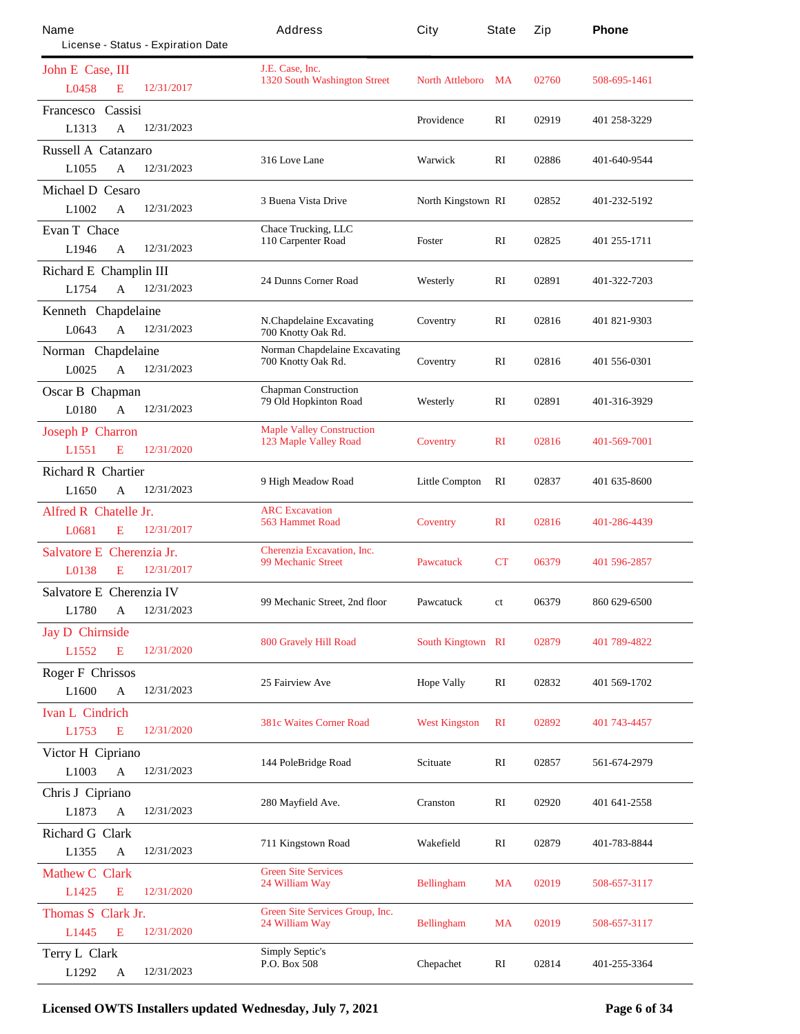| Name<br>License - Status - Expiration Date | Address | City | State | Zip | Phone |
|---|---|---|---|---|---|
| John E Case, III<br>L0458 E 12/31/2017 | J.E. Case, Inc.<br>1320 South Washington Street | North Attleboro | MA | 02760 | 508-695-1461 |
| Francesco Cassisi<br>L1313 A 12/31/2023 | | Providence | RI | 02919 | 401 258-3229 |
| Russell A Catanzaro<br>L1055 A 12/31/2023 | 316 Love Lane | Warwick | RI | 02886 | 401-640-9544 |
| Michael D Cesaro<br>L1002 A 12/31/2023 | 3 Buena Vista Drive | North Kingstown | RI | 02852 | 401-232-5192 |
| Evan T Chace<br>L1946 A 12/31/2023 | Chace Trucking, LLC<br>110 Carpenter Road | Foster | RI | 02825 | 401 255-1711 |
| Richard E Champlin III<br>L1754 A 12/31/2023 | 24 Dunns Corner Road | Westerly | RI | 02891 | 401-322-7203 |
| Kenneth Chapdelaine<br>L0643 A 12/31/2023 | N.Chapdelaine Excavating<br>700 Knotty Oak Rd. | Coventry | RI | 02816 | 401 821-9303 |
| Norman Chapdelaine<br>L0025 A 12/31/2023 | Norman Chapdelaine Excavating<br>700 Knotty Oak Rd. | Coventry | RI | 02816 | 401 556-0301 |
| Oscar B Chapman<br>L0180 A 12/31/2023 | Chapman Construction<br>79 Old Hopkinton Road | Westerly | RI | 02891 | 401-316-3929 |
| Joseph P Charron<br>L1551 E 12/31/2020 | Maple Valley Construction<br>123 Maple Valley Road | Coventry | RI | 02816 | 401-569-7001 |
| Richard R Chartier<br>L1650 A 12/31/2023 | 9 High Meadow Road | Little Compton | RI | 02837 | 401 635-8600 |
| Alfred R Chatelle Jr.<br>L0681 E 12/31/2017 | ARC Excavation<br>563 Hammet Road | Coventry | RI | 02816 | 401-286-4439 |
| Salvatore E Cherenzia Jr.<br>L0138 E 12/31/2017 | Cherenzia Excavation, Inc.<br>99 Mechanic Street | Pawcatuck | CT | 06379 | 401 596-2857 |
| Salvatore E Cherenzia IV<br>L1780 A 12/31/2023 | 99 Mechanic Street, 2nd floor | Pawcatuck | ct | 06379 | 860 629-6500 |
| Jay D Chirnside<br>L1552 E 12/31/2020 | 800 Gravely Hill Road | South Kingtown | RI | 02879 | 401 789-4822 |
| Roger F Chrissos<br>L1600 A 12/31/2023 | 25 Fairview Ave | Hope Vally | RI | 02832 | 401 569-1702 |
| Ivan L Cindrich<br>L1753 E 12/31/2020 | 381c Waites Corner Road | West Kingston | RI | 02892 | 401 743-4457 |
| Victor H Cipriano<br>L1003 A 12/31/2023 | 144 PoleBridge Road | Scituate | RI | 02857 | 561-674-2979 |
| Chris J Cipriano<br>L1873 A 12/31/2023 | 280 Mayfield Ave. | Cranston | RI | 02920 | 401 641-2558 |
| Richard G Clark<br>L1355 A 12/31/2023 | 711 Kingstown Road | Wakefield | RI | 02879 | 401-783-8844 |
| Mathew C Clark<br>L1425 E 12/31/2020 | Green Site Services<br>24 William Way | Bellingham | MA | 02019 | 508-657-3117 |
| Thomas S Clark Jr.<br>L1445 E 12/31/2020 | Green Site Services Group, Inc.<br>24 William Way | Bellingham | MA | 02019 | 508-657-3117 |
| Terry L Clark<br>L1292 A 12/31/2023 | Simply Septic's<br>P.O. Box 508 | Chepachet | RI | 02814 | 401-255-3364 |

**Licensed OWTS Installers updated Wednesday, July 7, 2021**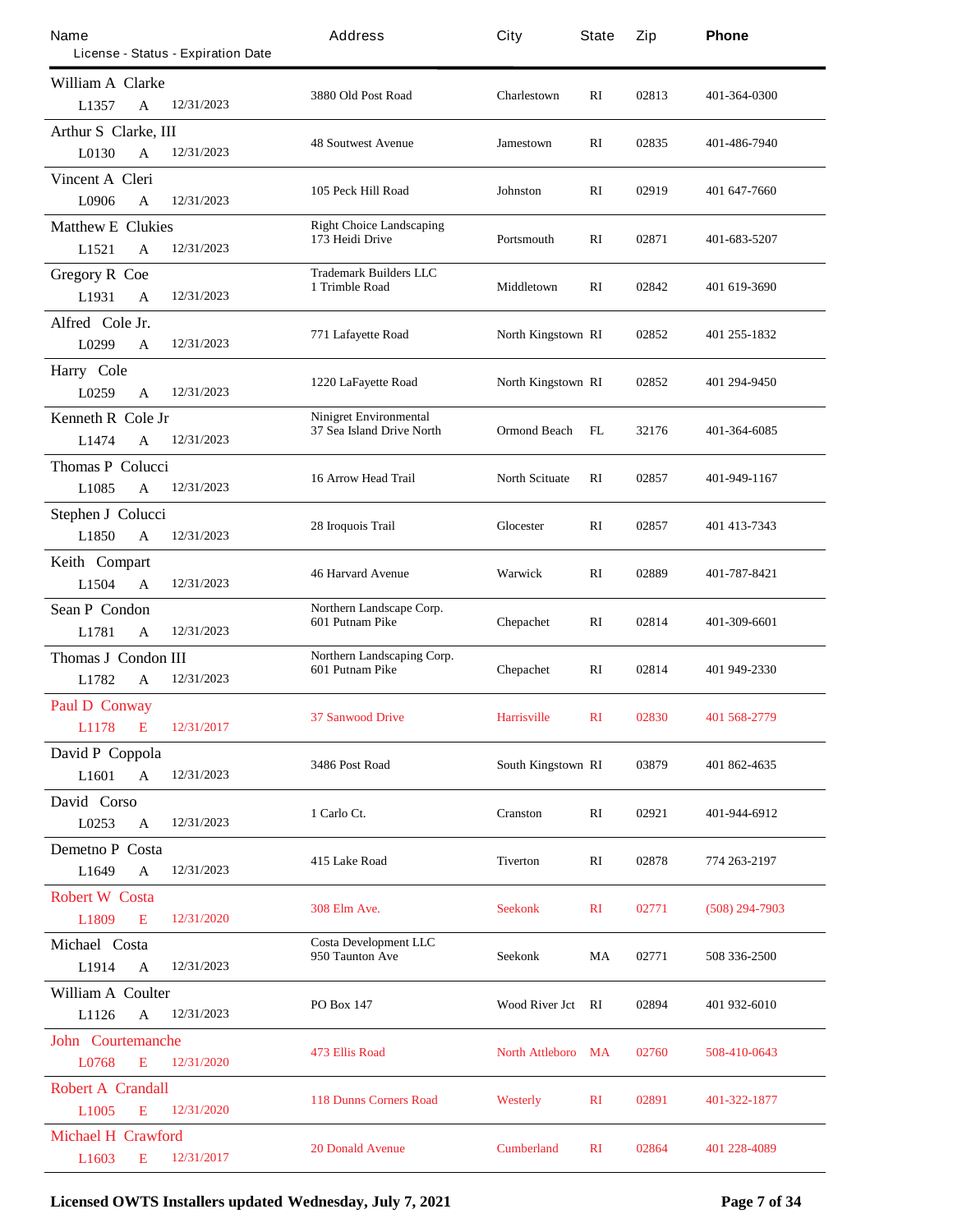| Name<br>License - Status - Expiration Date | Address | City | State | Zip | Phone |
|---|---|---|---|---|---|
| William A Clarke<br>L1357 A 12/31/2023 | 3880 Old Post Road | Charlestown | RI | 02813 | 401-364-0300 |
| Arthur S Clarke, III<br>L0130 A 12/31/2023 | 48 Soutwest Avenue | Jamestown | RI | 02835 | 401-486-7940 |
| Vincent A Cleri<br>L0906 A 12/31/2023 | 105 Peck Hill Road | Johnston | RI | 02919 | 401 647-7660 |
| Matthew E Clukies<br>L1521 A 12/31/2023 | Right Choice Landscaping<br>173 Heidi Drive | Portsmouth | RI | 02871 | 401-683-5207 |
| Gregory R Coe<br>L1931 A 12/31/2023 | Trademark Builders LLC<br>1 Trimble Road | Middletown | RI | 02842 | 401 619-3690 |
| Alfred Cole Jr.<br>L0299 A 12/31/2023 | 771 Lafayette Road | North Kingstown | RI | 02852 | 401 255-1832 |
| Harry Cole<br>L0259 A 12/31/2023 | 1220 LaFayette Road | North Kingstown | RI | 02852 | 401 294-9450 |
| Kenneth R Cole Jr<br>L1474 A 12/31/2023 | Ninigret Environmental<br>37 Sea Island Drive North | Ormond Beach | FL | 32176 | 401-364-6085 |
| Thomas P Colucci<br>L1085 A 12/31/2023 | 16 Arrow Head Trail | North Scituate | RI | 02857 | 401-949-1167 |
| Stephen J Colucci<br>L1850 A 12/31/2023 | 28 Iroquois Trail | Glocester | RI | 02857 | 401 413-7343 |
| Keith Compart<br>L1504 A 12/31/2023 | 46 Harvard Avenue | Warwick | RI | 02889 | 401-787-8421 |
| Sean P Condon<br>L1781 A 12/31/2023 | Northern Landscape Corp.<br>601 Putnam Pike | Chepachet | RI | 02814 | 401-309-6601 |
| Thomas J Condon III<br>L1782 A 12/31/2023 | Northern Landscaping Corp.<br>601 Putnam Pike | Chepachet | RI | 02814 | 401 949-2330 |
| Paul D Conway<br>L1178 E 12/31/2017 | 37 Sanwood Drive | Harrisville | RI | 02830 | 401 568-2779 |
| David P Coppola<br>L1601 A 12/31/2023 | 3486 Post Road | South Kingstown | RI | 03879 | 401 862-4635 |
| David Corso<br>L0253 A 12/31/2023 | 1 Carlo Ct. | Cranston | RI | 02921 | 401-944-6912 |
| Demetno P Costa<br>L1649 A 12/31/2023 | 415 Lake Road | Tiverton | RI | 02878 | 774 263-2197 |
| Robert W Costa<br>L1809 E 12/31/2020 | 308 Elm Ave. | Seekonk | RI | 02771 | (508) 294-7903 |
| Michael Costa<br>L1914 A 12/31/2023 | Costa Development LLC<br>950 Taunton Ave | Seekonk | MA | 02771 | 508 336-2500 |
| William A Coulter<br>L1126 A 12/31/2023 | PO Box 147 | Wood River Jct | RI | 02894 | 401 932-6010 |
| John Courtemanche<br>L0768 E 12/31/2020 | 473 Ellis Road | North Attleboro | MA | 02760 | 508-410-0643 |
| Robert A Crandall<br>L1005 E 12/31/2020 | 118 Dunns Corners Road | Westerly | RI | 02891 | 401-322-1877 |
| Michael H Crawford<br>L1603 E 12/31/2017 | 20 Donald Avenue | Cumberland | RI | 02864 | 401 228-4089 |

**Licensed OWTS Installers updated Wednesday, July 7, 2021**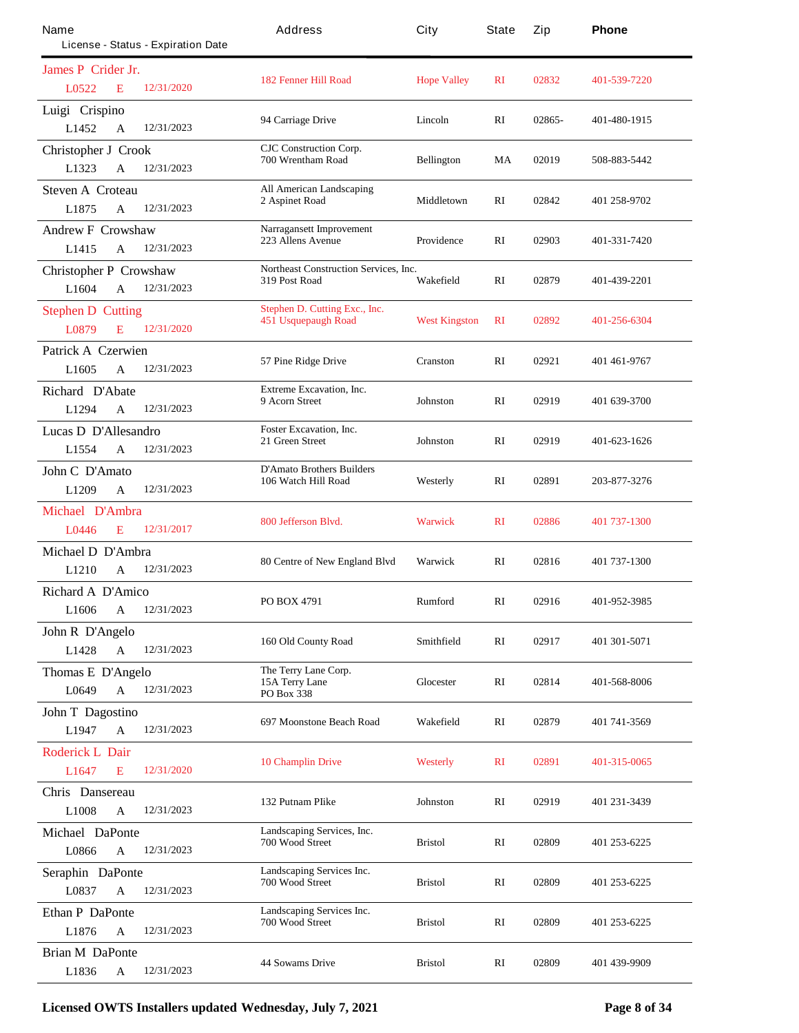| Name<br>License - Status - Expiration Date | Address | City | State | Zip | Phone |
|---|---|---|---|---|---|
| James P Crider Jr.<br>L0522 E 12/31/2020 | 182 Fenner Hill Road | Hope Valley | RI | 02832 | 401-539-7220 |
| Luigi Crispino<br>L1452 A 12/31/2023 | 94 Carriage Drive | Lincoln | RI | 02865- | 401-480-1915 |
| Christopher J Crook<br>L1323 A 12/31/2023 | CJC Construction Corp.<br>700 Wrentham Road | Bellington | MA | 02019 | 508-883-5442 |
| Steven A Croteau<br>L1875 A 12/31/2023 | All American Landscaping<br>2 Aspinet Road | Middletown | RI | 02842 | 401 258-9702 |
| Andrew F Crowshaw<br>L1415 A 12/31/2023 | Narragansett Improvement<br>223 Allens Avenue | Providence | RI | 02903 | 401-331-7420 |
| Christopher P Crowshaw<br>L1604 A 12/31/2023 | Northeast Construction Services, Inc.<br>319 Post Road | Wakefield | RI | 02879 | 401-439-2201 |
| Stephen D Cutting<br>L0879 E 12/31/2020 | Stephen D. Cutting Exc., Inc.<br>451 Usquepaugh Road | West Kingston | RI | 02892 | 401-256-6304 |
| Patrick A Czerwien<br>L1605 A 12/31/2023 | 57 Pine Ridge Drive | Cranston | RI | 02921 | 401 461-9767 |
| Richard D'Abate<br>L1294 A 12/31/2023 | Extreme Excavation, Inc.<br>9 Acorn Street | Johnston | RI | 02919 | 401 639-3700 |
| Lucas D D'Allesandro<br>L1554 A 12/31/2023 | Foster Excavation, Inc.<br>21 Green Street | Johnston | RI | 02919 | 401-623-1626 |
| John C D'Amato<br>L1209 A 12/31/2023 | D'Amato Brothers Builders<br>106 Watch Hill Road | Westerly | RI | 02891 | 203-877-3276 |
| Michael D'Ambra<br>L0446 E 12/31/2017 | 800 Jefferson Blvd. | Warwick | RI | 02886 | 401 737-1300 |
| Michael D D'Ambra<br>L1210 A 12/31/2023 | 80 Centre of New England Blvd | Warwick | RI | 02816 | 401 737-1300 |
| Richard A D'Amico<br>L1606 A 12/31/2023 | PO BOX 4791 | Rumford | RI | 02916 | 401-952-3985 |
| John R D'Angelo<br>L1428 A 12/31/2023 | 160 Old County Road | Smithfield | RI | 02917 | 401 301-5071 |
| Thomas E D'Angelo<br>L0649 A 12/31/2023 | The Terry Lane Corp.<br>15A Terry Lane<br>PO Box 338 | Glocester | RI | 02814 | 401-568-8006 |
| John T Dagostino<br>L1947 A 12/31/2023 | 697 Moonstone Beach Road | Wakefield | RI | 02879 | 401 741-3569 |
| Roderick L Dair<br>L1647 E 12/31/2020 | 10 Champlin Drive | Westerly | RI | 02891 | 401-315-0065 |
| Chris Dansereau<br>L1008 A 12/31/2023 | 132 Putnam Plike | Johnston | RI | 02919 | 401 231-3439 |
| Michael DaPonte<br>L0866 A 12/31/2023 | Landscaping Services, Inc.<br>700 Wood Street | Bristol | RI | 02809 | 401 253-6225 |
| Seraphin DaPonte<br>L0837 A 12/31/2023 | Landscaping Services Inc.<br>700 Wood Street | Bristol | RI | 02809 | 401 253-6225 |
| Ethan P DaPonte<br>L1876 A 12/31/2023 | Landscaping Services Inc.<br>700 Wood Street | Bristol | RI | 02809 | 401 253-6225 |
| Brian M DaPonte<br>L1836 A 12/31/2023 | 44 Sowams Drive | Bristol | RI | 02809 | 401 439-9909 |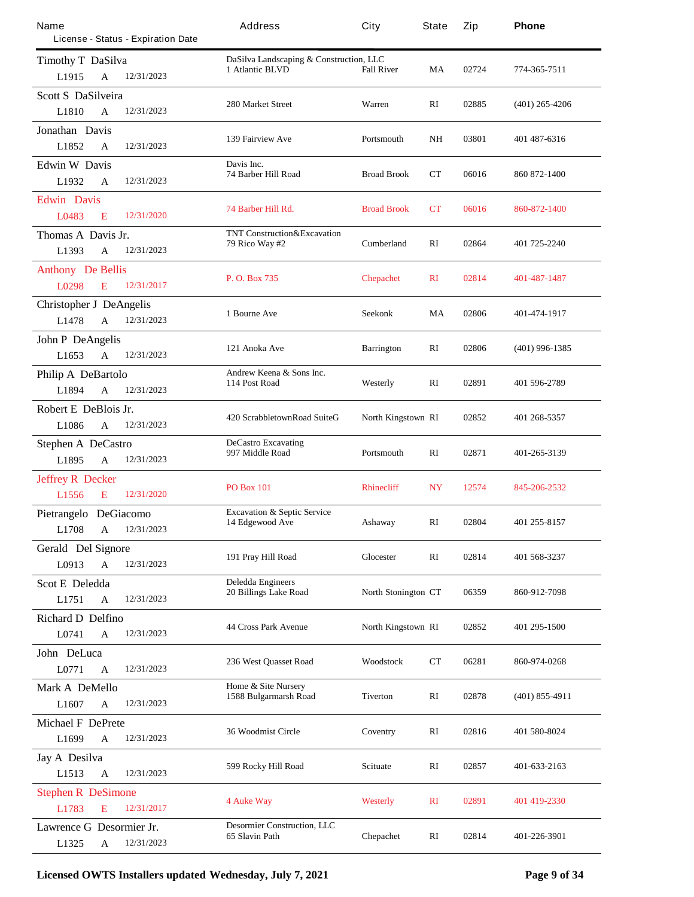| Name<br>License - Status - Expiration Date | Address | City | State | Zip | Phone |
|---|---|---|---|---|---|
| Timothy T DaSilva<br>L1915 A 12/31/2023 | DaSilva Landscaping & Construction, LLC<br>1 Atlantic BLVD | Fall River | MA | 02724 | 774-365-7511 |
| Scott S DaSilveira<br>L1810 A 12/31/2023 | 280 Market Street | Warren | RI | 02885 | (401) 265-4206 |
| Jonathan Davis<br>L1852 A 12/31/2023 | 139 Fairview Ave | Portsmouth | NH | 03801 | 401 487-6316 |
| Edwin W Davis<br>L1932 A 12/31/2023 | Davis Inc.<br>74 Barber Hill Road | Broad Brook | CT | 06016 | 860 872-1400 |
| Edwin Davis<br>L0483 E 12/31/2020 | 74 Barber Hill Rd. | Broad Brook | CT | 06016 | 860-872-1400 |
| Thomas A Davis Jr.<br>L1393 A 12/31/2023 | TNT Construction&Excavation<br>79 Rico Way #2 | Cumberland | RI | 02864 | 401 725-2240 |
| Anthony De Bellis<br>L0298 E 12/31/2017 | P. O. Box 735 | Chepachet | RI | 02814 | 401-487-1487 |
| Christopher J DeAngelis<br>L1478 A 12/31/2023 | 1 Bourne Ave | Seekonk | MA | 02806 | 401-474-1917 |
| John P DeAngelis<br>L1653 A 12/31/2023 | 121 Anoka Ave | Barrington | RI | 02806 | (401) 996-1385 |
| Philip A DeBartolo<br>L1894 A 12/31/2023 | Andrew Keena & Sons Inc.<br>114 Post Road | Westerly | RI | 02891 | 401 596-2789 |
| Robert E DeBlois Jr.<br>L1086 A 12/31/2023 | 420 ScrabbletownRoad SuiteG | North Kingstown | RI | 02852 | 401 268-5357 |
| Stephen A DeCastro<br>L1895 A 12/31/2023 | DeCastro Excavating<br>997 Middle Road | Portsmouth | RI | 02871 | 401-265-3139 |
| Jeffrey R Decker<br>L1556 E 12/31/2020 | PO Box 101 | Rhinecliff | NY | 12574 | 845-206-2532 |
| Pietrangelo DeGiacomo<br>L1708 A 12/31/2023 | Excavation & Septic Service<br>14 Edgewood Ave | Ashaway | RI | 02804 | 401 255-8157 |
| Gerald Del Signore<br>L0913 A 12/31/2023 | 191 Pray Hill Road | Glocester | RI | 02814 | 401 568-3237 |
| Scot E Deledda<br>L1751 A 12/31/2023 | Deledda Engineers<br>20 Billings Lake Road | North Stonington | CT | 06359 | 860-912-7098 |
| Richard D Delfino<br>L0741 A 12/31/2023 | 44 Cross Park Avenue | North Kingstown | RI | 02852 | 401 295-1500 |
| John DeLuca<br>L0771 A 12/31/2023 | 236 West Quasset Road | Woodstock | CT | 06281 | 860-974-0268 |
| Mark A DeMello<br>L1607 A 12/31/2023 | Home & Site Nursery<br>1588 Bulgarmarsh Road | Tiverton | RI | 02878 | (401) 855-4911 |
| Michael F DePrete<br>L1699 A 12/31/2023 | 36 Woodmist Circle | Coventry | RI | 02816 | 401 580-8024 |
| Jay A Desilva<br>L1513 A 12/31/2023 | 599 Rocky Hill Road | Scituate | RI | 02857 | 401-633-2163 |
| Stephen R DeSimone<br>L1783 E 12/31/2017 | 4 Auke Way | Westerly | RI | 02891 | 401 419-2330 |
| Lawrence G Desormier Jr.<br>L1325 A 12/31/2023 | Desormier Construction, LLC<br>65 Slavin Path | Chepachet | RI | 02814 | 401-226-3901 |

**Licensed OWTS Installers updated Wednesday, July 7, 2021**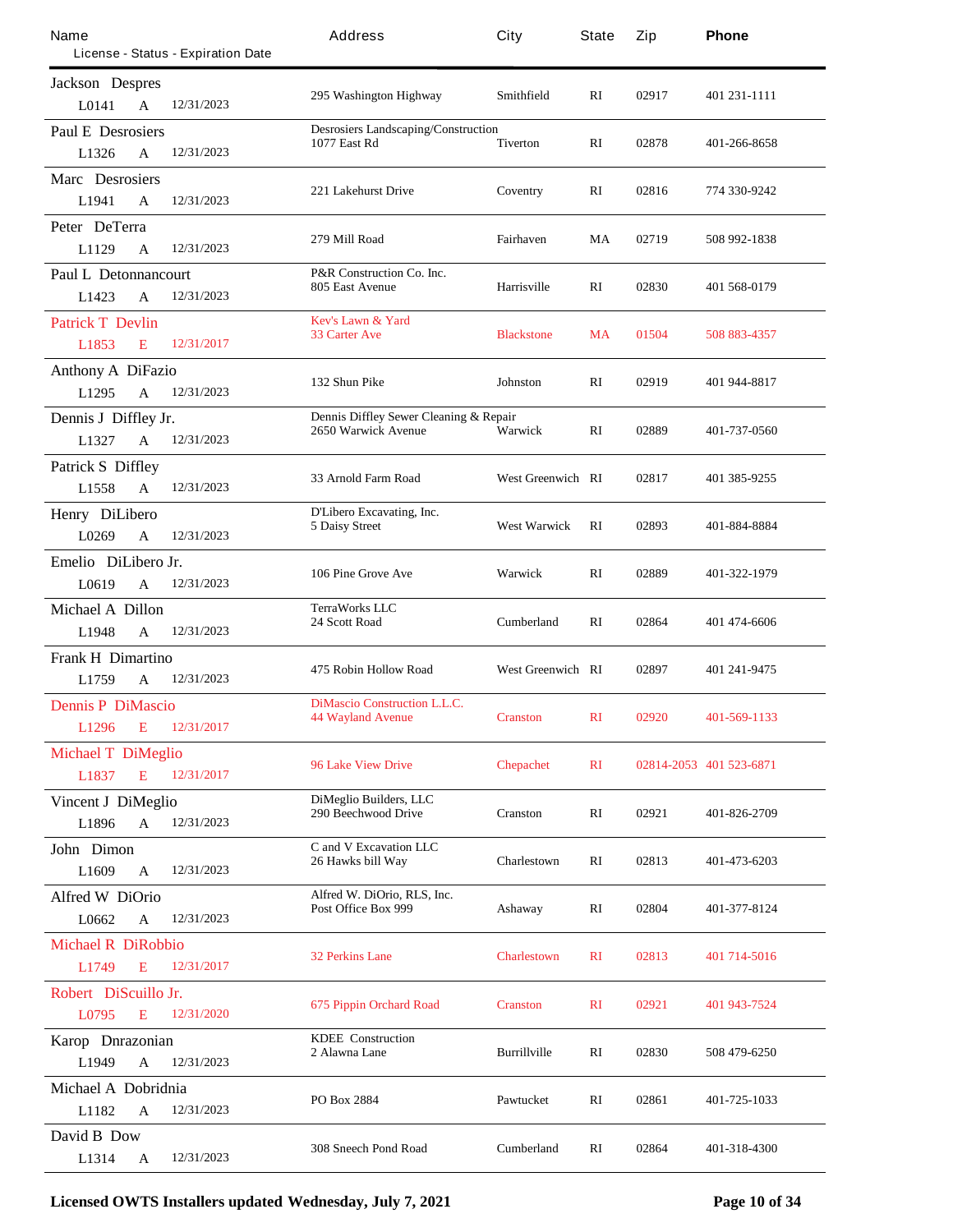| Name<br>License - Status - Expiration Date | Address | City | State | Zip | Phone |
|---|---|---|---|---|---|
| Jackson Despres<br>L0141 A 12/31/2023 | 295 Washington Highway | Smithfield | RI | 02917 | 401 231-1111 |
| Paul E Desrosiers<br>L1326 A 12/31/2023 | Desrosiers Landscaping/Construction<br>1077 East Rd | Tiverton | RI | 02878 | 401-266-8658 |
| Marc Desrosiers<br>L1941 A 12/31/2023 | 221 Lakehurst Drive | Coventry | RI | 02816 | 774 330-9242 |
| Peter DeTerra<br>L1129 A 12/31/2023 | 279 Mill Road | Fairhaven | MA | 02719 | 508 992-1838 |
| Paul L Detonnancourt<br>L1423 A 12/31/2023 | P&R Construction Co. Inc.<br>805 East Avenue | Harrisville | RI | 02830 | 401 568-0179 |
| Patrick T Devlin<br>L1853 E 12/31/2017 | Kev's Lawn & Yard<br>33 Carter Ave | Blackstone | MA | 01504 | 508 883-4357 |
| Anthony A DiFazio<br>L1295 A 12/31/2023 | 132 Shun Pike | Johnston | RI | 02919 | 401 944-8817 |
| Dennis J Diffley Jr.<br>L1327 A 12/31/2023 | Dennis Diffley Sewer Cleaning & Repair<br>2650 Warwick Avenue | Warwick | RI | 02889 | 401-737-0560 |
| Patrick S Diffley<br>L1558 A 12/31/2023 | 33 Arnold Farm Road | West Greenwich | RI | 02817 | 401 385-9255 |
| Henry DiLibero<br>L0269 A 12/31/2023 | D'Libero Excavating, Inc.<br>5 Daisy Street | West Warwick | RI | 02893 | 401-884-8884 |
| Emelio DiLibero Jr.<br>L0619 A 12/31/2023 | 106 Pine Grove Ave | Warwick | RI | 02889 | 401-322-1979 |
| Michael A Dillon<br>L1948 A 12/31/2023 | TerraWorks LLC<br>24 Scott Road | Cumberland | RI | 02864 | 401 474-6606 |
| Frank H Dimartino<br>L1759 A 12/31/2023 | 475 Robin Hollow Road | West Greenwich | RI | 02897 | 401 241-9475 |
| Dennis P DiMascio<br>L1296 E 12/31/2017 | DiMascio Construction L.L.C.<br>44 Wayland Avenue | Cranston | RI | 02920 | 401-569-1133 |
| Michael T DiMeglio<br>L1837 E 12/31/2017 | 96 Lake View Drive | Chepachet | RI | 02814-2053 | 401 523-6871 |
| Vincent J DiMeglio<br>L1896 A 12/31/2023 | DiMeglio Builders, LLC<br>290 Beechwood Drive | Cranston | RI | 02921 | 401-826-2709 |
| John Dimon<br>L1609 A 12/31/2023 | C and V Excavation LLC<br>26 Hawks bill Way | Charlestown | RI | 02813 | 401-473-6203 |
| Alfred W DiOrio<br>L0662 A 12/31/2023 | Alfred W. DiOrio, RLS, Inc.<br>Post Office Box 999 | Ashaway | RI | 02804 | 401-377-8124 |
| Michael R DiRobbio<br>L1749 E 12/31/2017 | 32 Perkins Lane | Charlestown | RI | 02813 | 401 714-5016 |
| Robert DiScuillo Jr.<br>L0795 E 12/31/2020 | 675 Pippin Orchard Road | Cranston | RI | 02921 | 401 943-7524 |
| Karop Dnrazonian<br>L1949 A 12/31/2023 | KDEE Construction<br>2 Alawna Lane | Burrillville | RI | 02830 | 508 479-6250 |
| Michael A Dobridnia<br>L1182 A 12/31/2023 | PO Box 2884 | Pawtucket | RI | 02861 | 401-725-1033 |
| David B Dow<br>L1314 A 12/31/2023 | 308 Sneech Pond Road | Cumberland | RI | 02864 | 401-318-4300 |

**Licensed OWTS Installers updated Wednesday, July 7, 2021**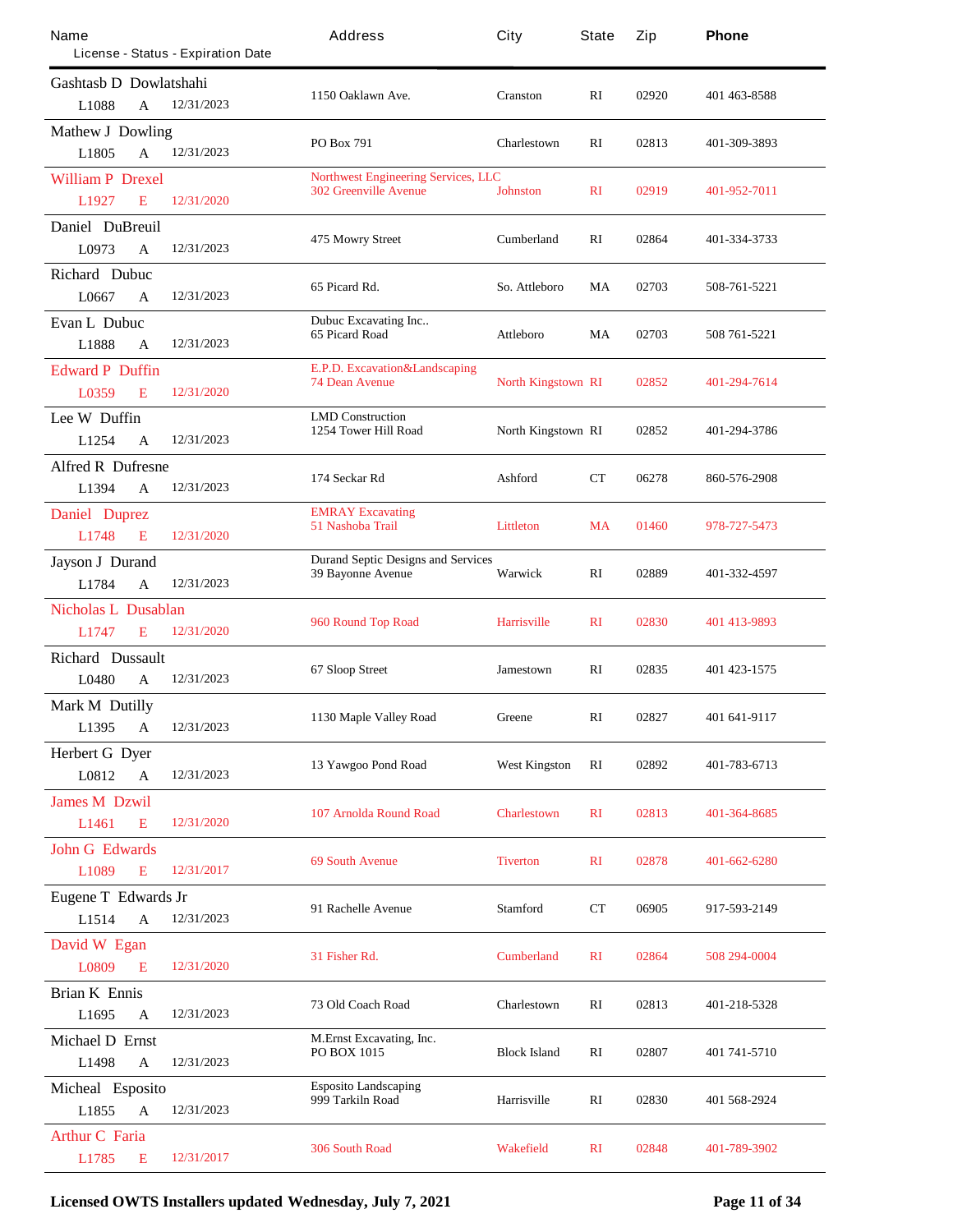| Name | License - Status - Expiration Date | Address | City | State | Zip | Phone |
|---|---|---|---|---|---|---|
| Gashtasb D Dowlatshahi | L1088 A 12/31/2023 | 1150 Oaklawn Ave. | Cranston | RI | 02920 | 401 463-8588 |
| Mathew J Dowling | L1805 A 12/31/2023 | PO Box 791 | Charlestown | RI | 02813 | 401-309-3893 |
| William P Drexel | L1927 E 12/31/2020 | Northwest Engineering Services, LLC 302 Greenville Avenue | Johnston | RI | 02919 | 401-952-7011 |
| Daniel DuBreuil | L0973 A 12/31/2023 | 475 Mowry Street | Cumberland | RI | 02864 | 401-334-3733 |
| Richard Dubuc | L0667 A 12/31/2023 | 65 Picard Rd. | So. Attleboro | MA | 02703 | 508-761-5221 |
| Evan L Dubuc | L1888 A 12/31/2023 | Dubuc Excavating Inc.. 65 Picard Road | Attleboro | MA | 02703 | 508 761-5221 |
| Edward P Duffin | L0359 E 12/31/2020 | E.P.D. Excavation&Landscaping 74 Dean Avenue | North Kingstown | RI | 02852 | 401-294-7614 |
| Lee W Duffin | L1254 A 12/31/2023 | LMD Construction 1254 Tower Hill Road | North Kingstown | RI | 02852 | 401-294-3786 |
| Alfred R Dufresne | L1394 A 12/31/2023 | 174 Seckar Rd | Ashford | CT | 06278 | 860-576-2908 |
| Daniel Duprez | L1748 E 12/31/2020 | EMRAY Excavating 51 Nashoba Trail | Littleton | MA | 01460 | 978-727-5473 |
| Jayson J Durand | L1784 A 12/31/2023 | Durand Septic Designs and Services 39 Bayonne Avenue | Warwick | RI | 02889 | 401-332-4597 |
| Nicholas L Dusablan | L1747 E 12/31/2020 | 960 Round Top Road | Harrisville | RI | 02830 | 401 413-9893 |
| Richard Dussault | L0480 A 12/31/2023 | 67 Sloop Street | Jamestown | RI | 02835 | 401 423-1575 |
| Mark M Dutilly | L1395 A 12/31/2023 | 1130 Maple Valley Road | Greene | RI | 02827 | 401 641-9117 |
| Herbert G Dyer | L0812 A 12/31/2023 | 13 Yawgoo Pond Road | West Kingston | RI | 02892 | 401-783-6713 |
| James M Dzwil | L1461 E 12/31/2020 | 107 Arnolda Round Road | Charlestown | RI | 02813 | 401-364-8685 |
| John G Edwards | L1089 E 12/31/2017 | 69 South Avenue | Tiverton | RI | 02878 | 401-662-6280 |
| Eugene T Edwards Jr | L1514 A 12/31/2023 | 91 Rachelle Avenue | Stamford | CT | 06905 | 917-593-2149 |
| David W Egan | L0809 E 12/31/2020 | 31 Fisher Rd. | Cumberland | RI | 02864 | 508 294-0004 |
| Brian K Ennis | L1695 A 12/31/2023 | 73 Old Coach Road | Charlestown | RI | 02813 | 401-218-5328 |
| Michael D Ernst | L1498 A 12/31/2023 | M.Ernst Excavating, Inc. PO BOX 1015 | Block Island | RI | 02807 | 401 741-5710 |
| Micheal Esposito | L1855 A 12/31/2023 | Esposito Landscaping 999 Tarkiln Road | Harrisville | RI | 02830 | 401 568-2924 |
| Arthur C Faria | L1785 E 12/31/2017 | 306 South Road | Wakefield | RI | 02848 | 401-789-3902 |

**Licensed OWTS Installers updated Wednesday, July 7, 2021**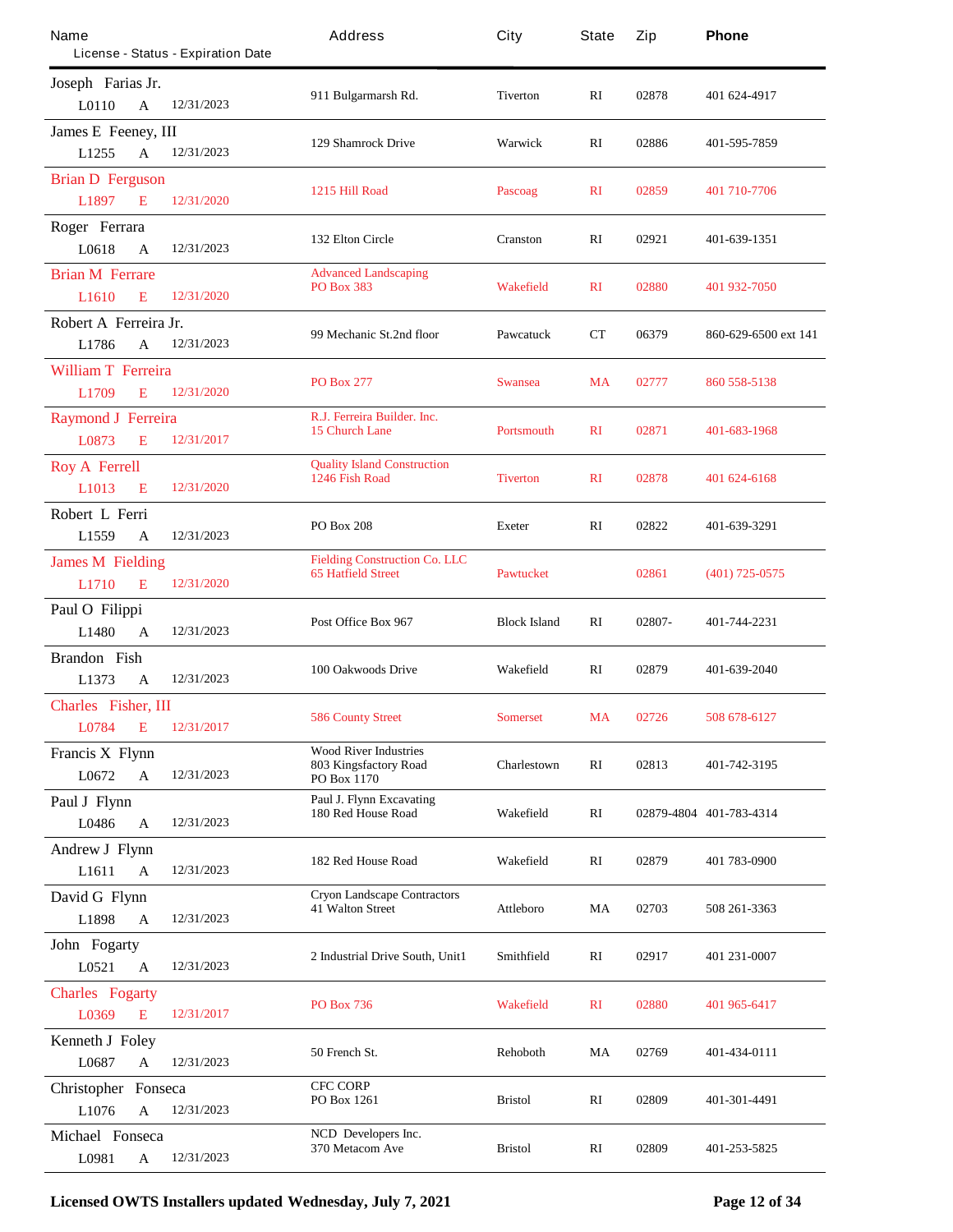| Name<br>License - Status - Expiration Date | Address | City | State | Zip | Phone |
|---|---|---|---|---|---|
| Joseph Farias Jr.<br>L0110 A 12/31/2023 | 911 Bulgarmarsh Rd. | Tiverton | RI | 02878 | 401 624-4917 |
| James E Feeney, III<br>L1255 A 12/31/2023 | 129 Shamrock Drive | Warwick | RI | 02886 | 401-595-7859 |
| Brian D Ferguson<br>L1897 E 12/31/2020 | 1215 Hill Road | Pascoag | RI | 02859 | 401 710-7706 |
| Roger Ferrara<br>L0618 A 12/31/2023 | 132 Elton Circle | Cranston | RI | 02921 | 401-639-1351 |
| Brian M Ferrare<br>L1610 E 12/31/2020 | Advanced Landscaping<br>PO Box 383 | Wakefield | RI | 02880 | 401 932-7050 |
| Robert A Ferreira Jr.<br>L1786 A 12/31/2023 | 99 Mechanic St.2nd floor | Pawcatuck | CT | 06379 | 860-629-6500 ext 141 |
| William T Ferreira<br>L1709 E 12/31/2020 | PO Box 277 | Swansea | MA | 02777 | 860 558-5138 |
| Raymond J Ferreira<br>L0873 E 12/31/2017 | R.J. Ferreira Builder. Inc.<br>15 Church Lane | Portsmouth | RI | 02871 | 401-683-1968 |
| Roy A Ferrell<br>L1013 E 12/31/2020 | Quality Island Construction<br>1246 Fish Road | Tiverton | RI | 02878 | 401 624-6168 |
| Robert L Ferri<br>L1559 A 12/31/2023 | PO Box 208 | Exeter | RI | 02822 | 401-639-3291 |
| James M Fielding<br>L1710 E 12/31/2020 | Fielding Construction Co. LLC<br>65 Hatfield Street | Pawtucket | | 02861 | (401) 725-0575 |
| Paul O Filippi<br>L1480 A 12/31/2023 | Post Office Box 967 | Block Island | RI | 02807- | 401-744-2231 |
| Brandon Fish<br>L1373 A 12/31/2023 | 100 Oakwoods Drive | Wakefield | RI | 02879 | 401-639-2040 |
| Charles Fisher, III<br>L0784 E 12/31/2017 | 586 County Street | Somerset | MA | 02726 | 508 678-6127 |
| Francis X Flynn<br>L0672 A 12/31/2023 | Wood River Industries<br>803 Kingsfactory Road<br>PO Box 1170 | Charlestown | RI | 02813 | 401-742-3195 |
| Paul J Flynn<br>L0486 A 12/31/2023 | Paul J. Flynn Excavating<br>180 Red House Road | Wakefield | RI | 02879-4804 | 401-783-4314 |
| Andrew J Flynn<br>L1611 A 12/31/2023 | 182 Red House Road | Wakefield | RI | 02879 | 401 783-0900 |
| David G Flynn<br>L1898 A 12/31/2023 | Cryon Landscape Contractors<br>41 Walton Street | Attleboro | MA | 02703 | 508 261-3363 |
| John Fogarty<br>L0521 A 12/31/2023 | 2 Industrial Drive South, Unit1 | Smithfield | RI | 02917 | 401 231-0007 |
| Charles Fogarty<br>L0369 E 12/31/2017 | PO Box 736 | Wakefield | RI | 02880 | 401 965-6417 |
| Kenneth J Foley<br>L0687 A 12/31/2023 | 50 French St. | Rehoboth | MA | 02769 | 401-434-0111 |
| Christopher Fonseca<br>L1076 A 12/31/2023 | CFC CORP<br>PO Box 1261 | Bristol | RI | 02809 | 401-301-4491 |
| Michael Fonseca<br>L0981 A 12/31/2023 | NCD Developers Inc.<br>370 Metacom Ave | Bristol | RI | 02809 | 401-253-5825 |

**Licensed OWTS Installers updated Wednesday, July 7, 2021**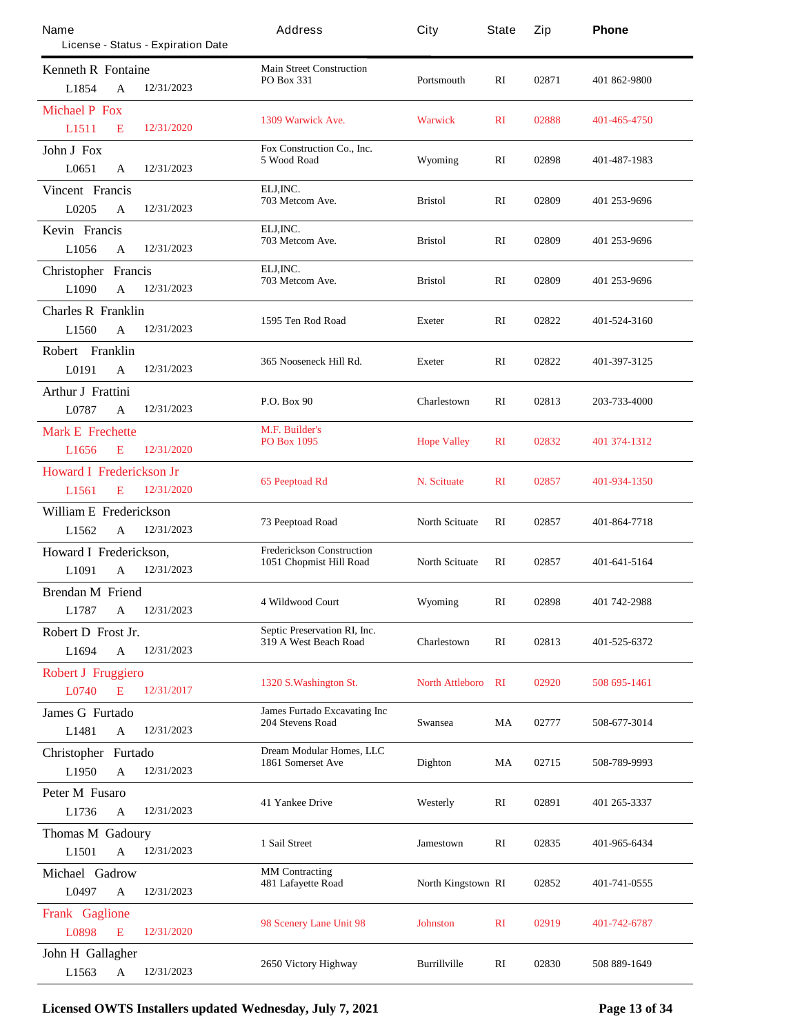| Name<br>License - Status - Expiration Date | Address | City | State | Zip | Phone |
|---|---|---|---|---|---|
| Kenneth R Fontaine<br>L1854 A 12/31/2023 | Main Street Construction<br>PO Box 331 | Portsmouth | RI | 02871 | 401 862-9800 |
| Michael P Fox<br>L1511 E 12/31/2020 | 1309 Warwick Ave. | Warwick | RI | 02888 | 401-465-4750 |
| John J Fox<br>L0651 A 12/31/2023 | Fox Construction Co., Inc.<br>5 Wood Road | Wyoming | RI | 02898 | 401-487-1983 |
| Vincent Francis<br>L0205 A 12/31/2023 | ELJ,INC.<br>703 Metcom Ave. | Bristol | RI | 02809 | 401 253-9696 |
| Kevin Francis<br>L1056 A 12/31/2023 | ELJ,INC.<br>703 Metcom Ave. | Bristol | RI | 02809 | 401 253-9696 |
| Christopher Francis<br>L1090 A 12/31/2023 | ELJ,INC.<br>703 Metcom Ave. | Bristol | RI | 02809 | 401 253-9696 |
| Charles R Franklin<br>L1560 A 12/31/2023 | 1595 Ten Rod Road | Exeter | RI | 02822 | 401-524-3160 |
| Robert Franklin<br>L0191 A 12/31/2023 | 365 Nooseneck Hill Rd. | Exeter | RI | 02822 | 401-397-3125 |
| Arthur J Frattini<br>L0787 A 12/31/2023 | P.O. Box 90 | Charlestown | RI | 02813 | 203-733-4000 |
| Mark E Frechette<br>L1656 E 12/31/2020 | M.F. Builder's<br>PO Box 1095 | Hope Valley | RI | 02832 | 401 374-1312 |
| Howard I Frederickson Jr<br>L1561 E 12/31/2020 | 65 Peeptoad Rd | N. Scituate | RI | 02857 | 401-934-1350 |
| William E Frederickson<br>L1562 A 12/31/2023 | 73 Peeptoad Road | North Scituate | RI | 02857 | 401-864-7718 |
| Howard I Frederickson,<br>L1091 A 12/31/2023 | Frederickson Construction<br>1051 Chopmist Hill Road | North Scituate | RI | 02857 | 401-641-5164 |
| Brendan M Friend<br>L1787 A 12/31/2023 | 4 Wildwood Court | Wyoming | RI | 02898 | 401 742-2988 |
| Robert D Frost Jr.<br>L1694 A 12/31/2023 | Septic Preservation RI, Inc.<br>319 A West Beach Road | Charlestown | RI | 02813 | 401-525-6372 |
| Robert J Fruggiero<br>L0740 E 12/31/2017 | 1320 S.Washington St. | North Attleboro | RI | 02920 | 508 695-1461 |
| James G Furtado<br>L1481 A 12/31/2023 | James Furtado Excavating Inc<br>204 Stevens Road | Swansea | MA | 02777 | 508-677-3014 |
| Christopher Furtado<br>L1950 A 12/31/2023 | Dream Modular Homes, LLC<br>1861 Somerset Ave | Dighton | MA | 02715 | 508-789-9993 |
| Peter M Fusaro<br>L1736 A 12/31/2023 | 41 Yankee Drive | Westerly | RI | 02891 | 401 265-3337 |
| Thomas M Gadoury<br>L1501 A 12/31/2023 | 1 Sail Street | Jamestown | RI | 02835 | 401-965-6434 |
| Michael Gadrow<br>L0497 A 12/31/2023 | MM Contracting<br>481 Lafayette Road | North Kingstown | RI | 02852 | 401-741-0555 |
| Frank Gaglione<br>L0898 E 12/31/2020 | 98 Scenery Lane Unit 98 | Johnston | RI | 02919 | 401-742-6787 |
| John H Gallagher<br>L1563 A 12/31/2023 | 2650 Victory Highway | Burrillville | RI | 02830 | 508 889-1649 |

**Licensed OWTS Installers updated Wednesday, July 7, 2021**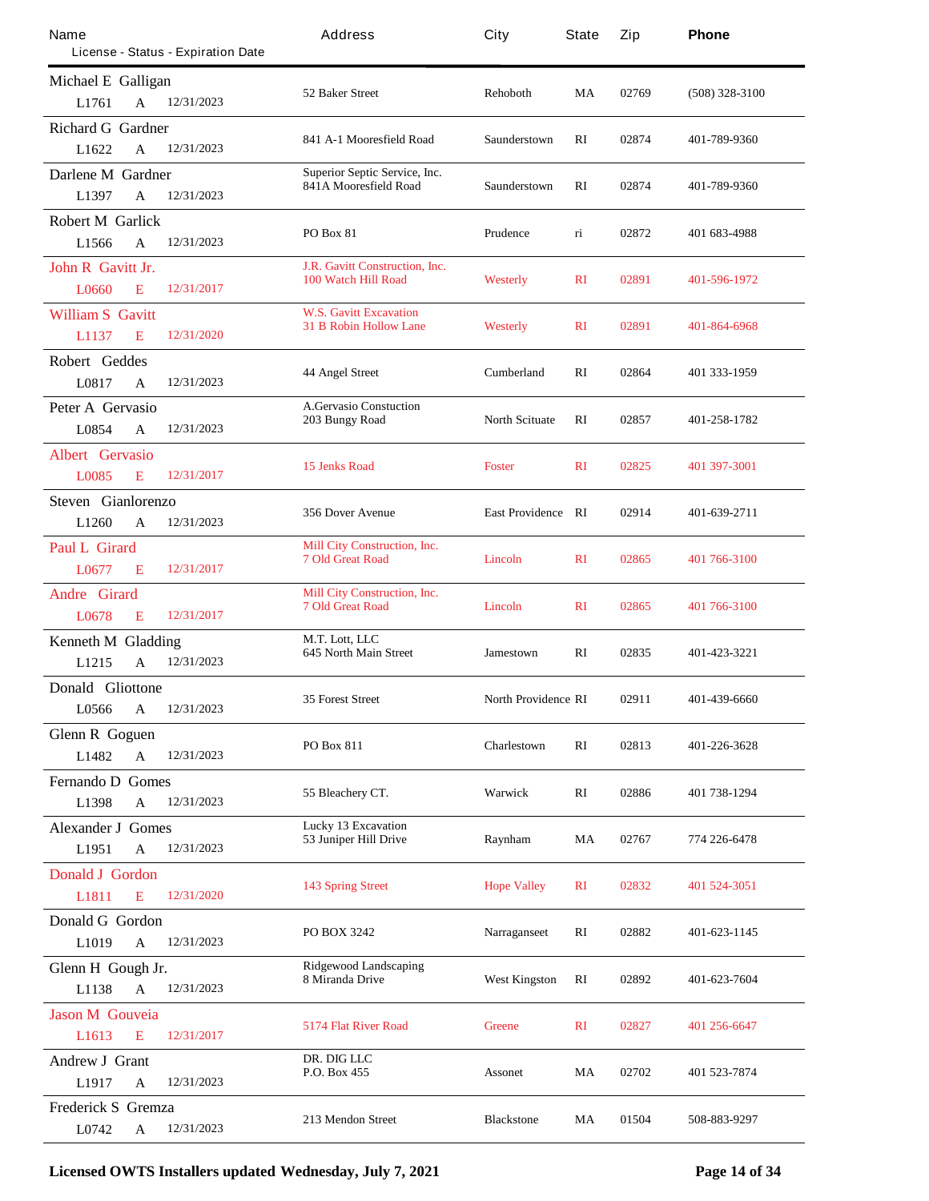| Name<br>License - Status - Expiration Date | Address | City | State | Zip | Phone |
|---|---|---|---|---|---|
| Michael E Galligan<br>L1761 A 12/31/2023 | 52 Baker Street | Rehoboth | MA | 02769 | (508) 328-3100 |
| Richard G Gardner<br>L1622 A 12/31/2023 | 841 A-1 Mooresfield Road | Saunderstown | RI | 02874 | 401-789-9360 |
| Darlene M Gardner<br>L1397 A 12/31/2023 | Superior Septic Service, Inc.<br>841A Mooresfield Road | Saunderstown | RI | 02874 | 401-789-9360 |
| Robert M Garlick<br>L1566 A 12/31/2023 | PO Box 81 | Prudence | ri | 02872 | 401 683-4988 |
| John R Gavitt Jr.<br>L0660 E 12/31/2017 | J.R. Gavitt Construction, Inc.<br>100 Watch Hill Road | Westerly | RI | 02891 | 401-596-1972 |
| William S Gavitt<br>L1137 E 12/31/2020 | W.S. Gavitt Excavation<br>31 B Robin Hollow Lane | Westerly | RI | 02891 | 401-864-6968 |
| Robert Geddes<br>L0817 A 12/31/2023 | 44 Angel Street | Cumberland | RI | 02864 | 401 333-1959 |
| Peter A Gervasio<br>L0854 A 12/31/2023 | A.Gervasio Constuction<br>203 Bungy Road | North Scituate | RI | 02857 | 401-258-1782 |
| Albert Gervasio<br>L0085 E 12/31/2017 | 15 Jenks Road | Foster | RI | 02825 | 401 397-3001 |
| Steven Gianlorenzo<br>L1260 A 12/31/2023 | 356 Dover Avenue | East Providence | RI | 02914 | 401-639-2711 |
| Paul L Girard<br>L0677 E 12/31/2017 | Mill City Construction, Inc.<br>7 Old Great Road | Lincoln | RI | 02865 | 401 766-3100 |
| Andre Girard<br>L0678 E 12/31/2017 | Mill City Construction, Inc.<br>7 Old Great Road | Lincoln | RI | 02865 | 401 766-3100 |
| Kenneth M Gladding<br>L1215 A 12/31/2023 | M.T. Lott, LLC<br>645 North Main Street | Jamestown | RI | 02835 | 401-423-3221 |
| Donald Gliottone<br>L0566 A 12/31/2023 | 35 Forest Street | North Providence | RI | 02911 | 401-439-6660 |
| Glenn R Goguen<br>L1482 A 12/31/2023 | PO Box 811 | Charlestown | RI | 02813 | 401-226-3628 |
| Fernando D Gomes<br>L1398 A 12/31/2023 | 55 Bleachery CT. | Warwick | RI | 02886 | 401 738-1294 |
| Alexander J Gomes<br>L1951 A 12/31/2023 | Lucky 13 Excavation<br>53 Juniper Hill Drive | Raynham | MA | 02767 | 774 226-6478 |
| Donald J Gordon<br>L1811 E 12/31/2020 | 143 Spring Street | Hope Valley | RI | 02832 | 401 524-3051 |
| Donald G Gordon<br>L1019 A 12/31/2023 | PO BOX 3242 | Narraganseet | RI | 02882 | 401-623-1145 |
| Glenn H Gough Jr.<br>L1138 A 12/31/2023 | Ridgewood Landscaping<br>8 Miranda Drive | West Kingston | RI | 02892 | 401-623-7604 |
| Jason M Gouveia<br>L1613 E 12/31/2017 | 5174 Flat River Road | Greene | RI | 02827 | 401 256-6647 |
| Andrew J Grant<br>L1917 A 12/31/2023 | DR. DIG LLC<br>P.O. Box 455 | Assonet | MA | 02702 | 401 523-7874 |
| Frederick S Gremza<br>L0742 A 12/31/2023 | 213 Mendon Street | Blackstone | MA | 01504 | 508-883-9297 |

**Licensed OWTS Installers updated Wednesday, July 7, 2021**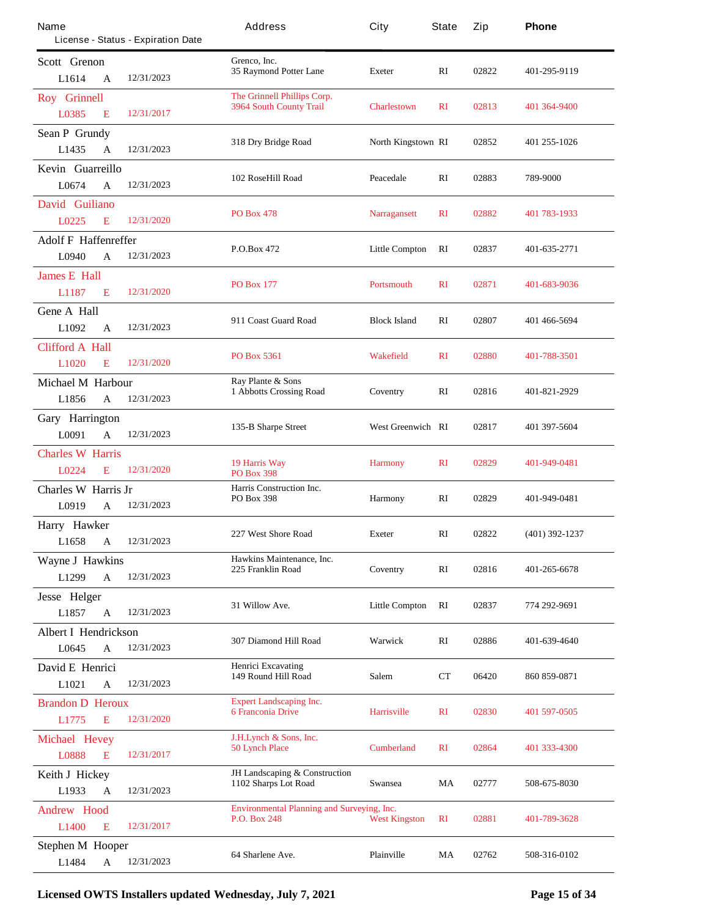| Name<br>License - Status - Expiration Date | Address | City | State | Zip | Phone |
|---|---|---|---|---|---|
| Scott Grenon<br>L1614 A 12/31/2023 | Grenco, Inc.<br>35 Raymond Potter Lane | Exeter | RI | 02822 | 401-295-9119 |
| Roy Grinnell<br>L0385 E 12/31/2017 | The Grinnell Phillips Corp.<br>3964 South County Trail | Charlestown | RI | 02813 | 401 364-9400 |
| Sean P Grundy<br>L1435 A 12/31/2023 | 318 Dry Bridge Road | North Kingstown | RI | 02852 | 401 255-1026 |
| Kevin Guarreillo<br>L0674 A 12/31/2023 | 102 RoseHill Road | Peacedale | RI | 02883 | 789-9000 |
| David Guiliano<br>L0225 E 12/31/2020 | PO Box 478 | Narragansett | RI | 02882 | 401 783-1933 |
| Adolf F Haffenreffer<br>L0940 A 12/31/2023 | P.O.Box 472 | Little Compton | RI | 02837 | 401-635-2771 |
| James E Hall<br>L1187 E 12/31/2020 | PO Box 177 | Portsmouth | RI | 02871 | 401-683-9036 |
| Gene A Hall<br>L1092 A 12/31/2023 | 911 Coast Guard Road | Block Island | RI | 02807 | 401 466-5694 |
| Clifford A Hall<br>L1020 E 12/31/2020 | PO Box 5361 | Wakefield | RI | 02880 | 401-788-3501 |
| Michael M Harbour<br>L1856 A 12/31/2023 | Ray Plante & Sons<br>1 Abbotts Crossing Road | Coventry | RI | 02816 | 401-821-2929 |
| Gary Harrington<br>L0091 A 12/31/2023 | 135-B Sharpe Street | West Greenwich | RI | 02817 | 401 397-5604 |
| Charles W Harris<br>L0224 E 12/31/2020 | 19 Harris Way<br>PO Box 398 | Harmony | RI | 02829 | 401-949-0481 |
| Charles W Harris Jr<br>L0919 A 12/31/2023 | Harris Construction Inc.<br>PO Box 398 | Harmony | RI | 02829 | 401-949-0481 |
| Harry Hawker<br>L1658 A 12/31/2023 | 227 West Shore Road | Exeter | RI | 02822 | (401) 392-1237 |
| Wayne J Hawkins<br>L1299 A 12/31/2023 | Hawkins Maintenance, Inc.<br>225 Franklin Road | Coventry | RI | 02816 | 401-265-6678 |
| Jesse Helger<br>L1857 A 12/31/2023 | 31 Willow Ave. | Little Compton | RI | 02837 | 774 292-9691 |
| Albert I Hendrickson<br>L0645 A 12/31/2023 | 307 Diamond Hill Road | Warwick | RI | 02886 | 401-639-4640 |
| David E Henrici<br>L1021 A 12/31/2023 | Henrici Excavating<br>149 Round Hill Road | Salem | CT | 06420 | 860 859-0871 |
| Brandon D Heroux<br>L1775 E 12/31/2020 | Expert Landscaping Inc.<br>6 Franconia Drive | Harrisville | RI | 02830 | 401 597-0505 |
| Michael Hevey<br>L0888 E 12/31/2017 | J.H.Lynch & Sons, Inc.<br>50 Lynch Place | Cumberland | RI | 02864 | 401 333-4300 |
| Keith J Hickey<br>L1933 A 12/31/2023 | JH Landscaping & Construction<br>1102 Sharps Lot Road | Swansea | MA | 02777 | 508-675-8030 |
| Andrew Hood<br>L1400 E 12/31/2017 | Environmental Planning and Surveying, Inc.<br>P.O. Box 248 | West Kingston | RI | 02881 | 401-789-3628 |
| Stephen M Hooper<br>L1484 A 12/31/2023 | 64 Sharlene Ave. | Plainville | MA | 02762 | 508-316-0102 |

**Licensed OWTS Installers updated Wednesday, July 7, 2021**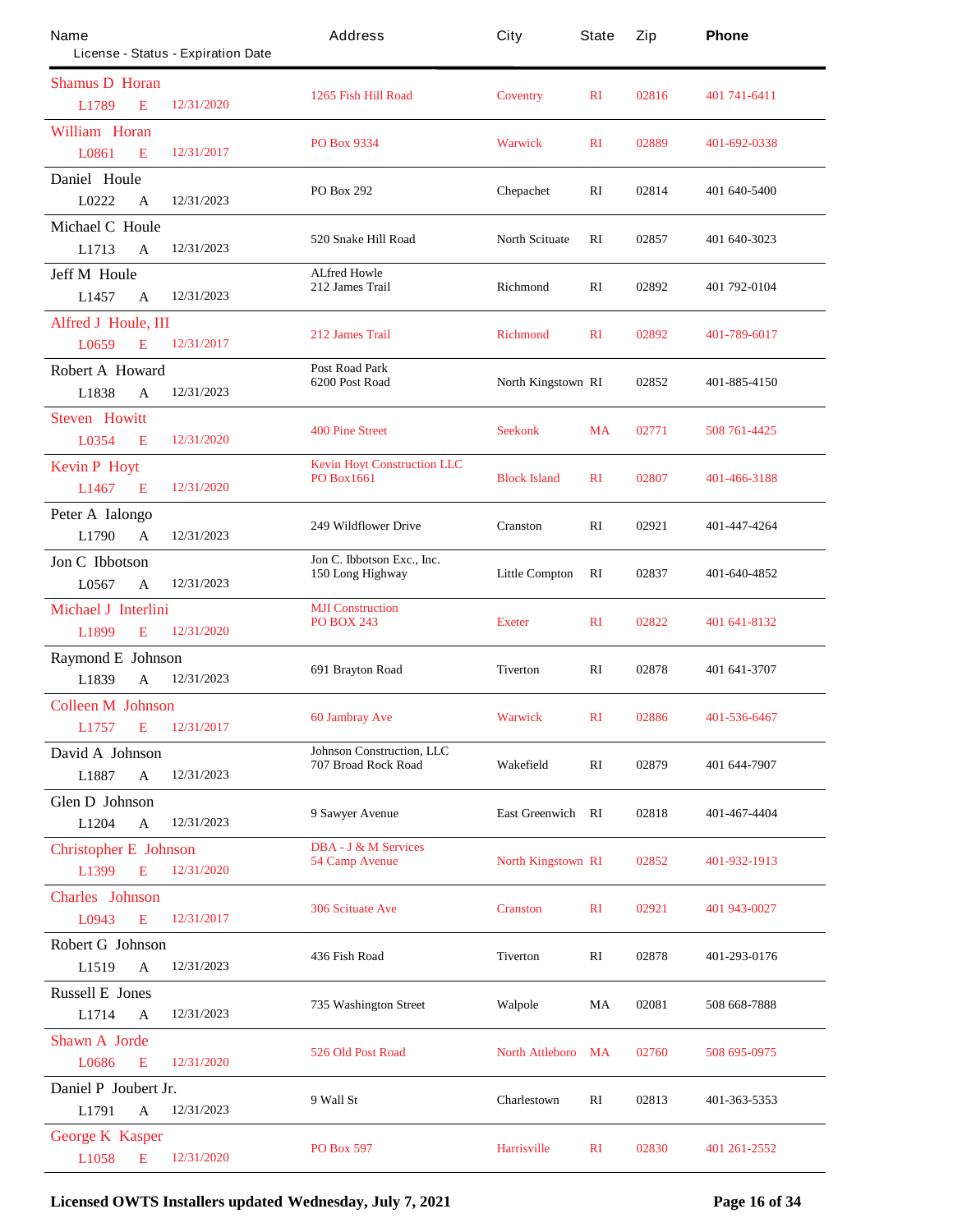| Name<br>License - Status - Expiration Date | Address | City | State | Zip | Phone |
|---|---|---|---|---|---|
| Shamus D Horan<br>L1789 E 12/31/2020 | 1265 Fish Hill Road | Coventry | RI | 02816 | 401 741-6411 |
| William Horan<br>L0861 E 12/31/2017 | PO Box 9334 | Warwick | RI | 02889 | 401-692-0338 |
| Daniel Houle<br>L0222 A 12/31/2023 | PO Box 292 | Chepachet | RI | 02814 | 401 640-5400 |
| Michael C Houle<br>L1713 A 12/31/2023 | 520 Snake Hill Road | North Scituate | RI | 02857 | 401 640-3023 |
| Jeff M Houle<br>L1457 A 12/31/2023 | ALfred Howle<br>212 James Trail | Richmond | RI | 02892 | 401 792-0104 |
| Alfred J Houle, III<br>L0659 E 12/31/2017 | 212 James Trail | Richmond | RI | 02892 | 401-789-6017 |
| Robert A Howard<br>L1838 A 12/31/2023 | Post Road Park<br>6200 Post Road | North Kingstown | RI | 02852 | 401-885-4150 |
| Steven Howitt<br>L0354 E 12/31/2020 | 400 Pine Street | Seekonk | MA | 02771 | 508 761-4425 |
| Kevin P Hoyt<br>L1467 E 12/31/2020 | Kevin Hoyt Construction LLC<br>PO Box1661 | Block Island | RI | 02807 | 401-466-3188 |
| Peter A Ialongo<br>L1790 A 12/31/2023 | 249 Wildflower Drive | Cranston | RI | 02921 | 401-447-4264 |
| Jon C Ibbotson<br>L0567 A 12/31/2023 | Jon C. Ibbotson Exc., Inc.<br>150 Long Highway | Little Compton | RI | 02837 | 401-640-4852 |
| Michael J Interlini<br>L1899 E 12/31/2020 | MJI Construction<br>PO BOX 243 | Exeter | RI | 02822 | 401 641-8132 |
| Raymond E Johnson<br>L1839 A 12/31/2023 | 691 Brayton Road | Tiverton | RI | 02878 | 401 641-3707 |
| Colleen M Johnson<br>L1757 E 12/31/2017 | 60 Jambray Ave | Warwick | RI | 02886 | 401-536-6467 |
| David A Johnson<br>L1887 A 12/31/2023 | Johnson Construction, LLC<br>707 Broad Rock Road | Wakefield | RI | 02879 | 401 644-7907 |
| Glen D Johnson<br>L1204 A 12/31/2023 | 9 Sawyer Avenue | East Greenwich | RI | 02818 | 401-467-4404 |
| Christopher E Johnson<br>L1399 E 12/31/2020 | DBA - J & M Services<br>54 Camp Avenue | North Kingstown | RI | 02852 | 401-932-1913 |
| Charles Johnson<br>L0943 E 12/31/2017 | 306 Scituate Ave | Cranston | RI | 02921 | 401 943-0027 |
| Robert G Johnson<br>L1519 A 12/31/2023 | 436 Fish Road | Tiverton | RI | 02878 | 401-293-0176 |
| Russell E Jones<br>L1714 A 12/31/2023 | 735 Washington Street | Walpole | MA | 02081 | 508 668-7888 |
| Shawn A Jorde<br>L0686 E 12/31/2020 | 526 Old Post Road | North Attleboro | MA | 02760 | 508 695-0975 |
| Daniel P Joubert Jr.<br>L1791 A 12/31/2023 | 9 Wall St | Charlestown | RI | 02813 | 401-363-5353 |
| George K Kasper<br>L1058 E 12/31/2020 | PO Box 597 | Harrisville | RI | 02830 | 401 261-2552 |

**Licensed OWTS Installers updated Wednesday, July 7, 2021**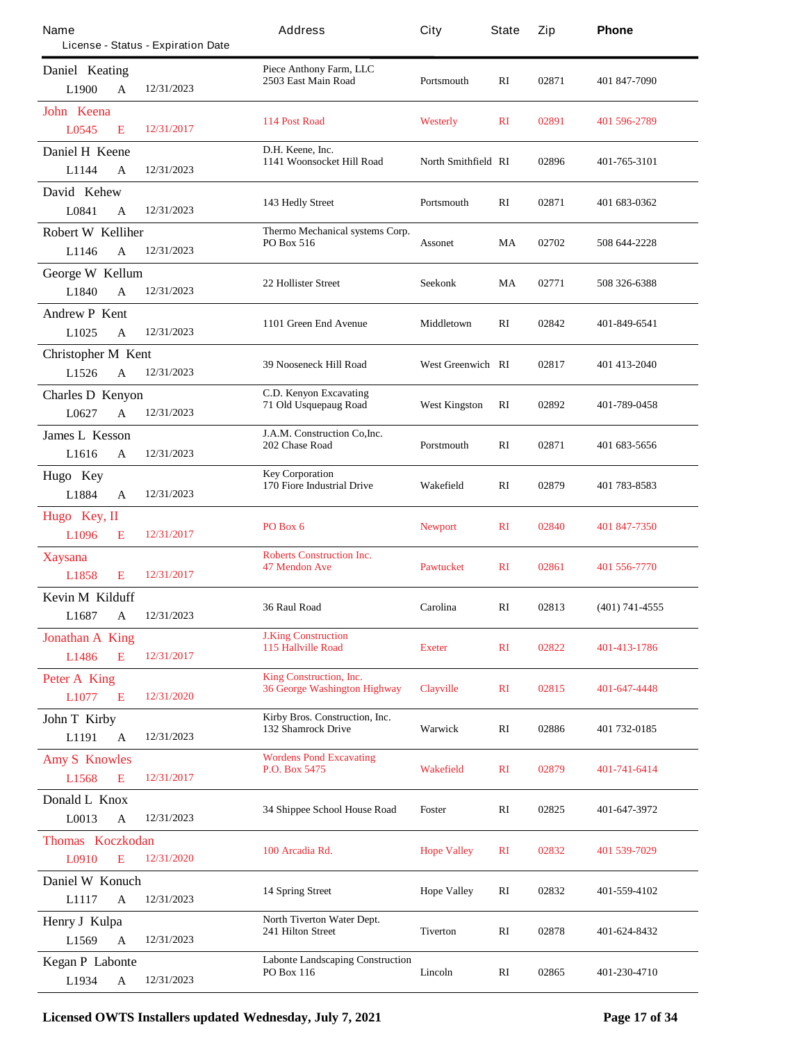| Name | License | Status | Expiration Date | Address | City | State | Zip | Phone |
|---|---|---|---|---|---|---|---|---|
| Daniel Keating | L1900 | A | 12/31/2023 | Piece Anthony Farm, LLC 2503 East Main Road | Portsmouth | RI | 02871 | 401 847-7090 |
| John Keena | L0545 | E | 12/31/2017 | 114 Post Road | Westerly | RI | 02891 | 401 596-2789 |
| Daniel H Keene | L1144 | A | 12/31/2023 | D.H. Keene, Inc. 1141 Woonsocket Hill Road | North Smithfield | RI | 02896 | 401-765-3101 |
| David Kehew | L0841 | A | 12/31/2023 | 143 Hedly Street | Portsmouth | RI | 02871 | 401 683-0362 |
| Robert W Kelliher | L1146 | A | 12/31/2023 | Thermo Mechanical systems Corp. PO Box 516 | Assonet | MA | 02702 | 508 644-2228 |
| George W Kellum | L1840 | A | 12/31/2023 | 22 Hollister Street | Seekonk | MA | 02771 | 508 326-6388 |
| Andrew P Kent | L1025 | A | 12/31/2023 | 1101 Green End Avenue | Middletown | RI | 02842 | 401-849-6541 |
| Christopher M Kent | L1526 | A | 12/31/2023 | 39 Nooseneck Hill Road | West Greenwich | RI | 02817 | 401 413-2040 |
| Charles D Kenyon | L0627 | A | 12/31/2023 | C.D. Kenyon Excavating 71 Old Usquepaug Road | West Kingston | RI | 02892 | 401-789-0458 |
| James L Kesson | L1616 | A | 12/31/2023 | J.A.M. Construction Co,Inc. 202 Chase Road | Porstmouth | RI | 02871 | 401 683-5656 |
| Hugo Key | L1884 | A | 12/31/2023 | Key Corporation 170 Fiore Industrial Drive | Wakefield | RI | 02879 | 401 783-8583 |
| Hugo Key, II | L1096 | E | 12/31/2017 | PO Box 6 | Newport | RI | 02840 | 401 847-7350 |
| Xaysana | L1858 | E | 12/31/2017 | Roberts Construction Inc. 47 Mendon Ave | Pawtucket | RI | 02861 | 401 556-7770 |
| Kevin M Kilduff | L1687 | A | 12/31/2023 | 36 Raul Road | Carolina | RI | 02813 | (401) 741-4555 |
| Jonathan A King | L1486 | E | 12/31/2017 | J.King Construction 115 Hallville Road | Exeter | RI | 02822 | 401-413-1786 |
| Peter A King | L1077 | E | 12/31/2020 | King Construction, Inc. 36 George Washington Highway | Clayville | RI | 02815 | 401-647-4448 |
| John T Kirby | L1191 | A | 12/31/2023 | Kirby Bros. Construction, Inc. 132 Shamrock Drive | Warwick | RI | 02886 | 401 732-0185 |
| Amy S Knowles | L1568 | E | 12/31/2017 | Wordens Pond Excavating P.O. Box 5475 | Wakefield | RI | 02879 | 401-741-6414 |
| Donald L Knox | L0013 | A | 12/31/2023 | 34 Shippee School House Road | Foster | RI | 02825 | 401-647-3972 |
| Thomas Koczkodan | L0910 | E | 12/31/2020 | 100 Arcadia Rd. | Hope Valley | RI | 02832 | 401 539-7029 |
| Daniel W Konuch | L1117 | A | 12/31/2023 | 14 Spring Street | Hope Valley | RI | 02832 | 401-559-4102 |
| Henry J Kulpa | L1569 | A | 12/31/2023 | North Tiverton Water Dept. 241 Hilton Street | Tiverton | RI | 02878 | 401-624-8432 |
| Kegan P Labonte | L1934 | A | 12/31/2023 | Labonte Landscaping Construction PO Box 116 | Lincoln | RI | 02865 | 401-230-4710 |

**Licensed OWTS Installers updated Wednesday, July 7, 2021**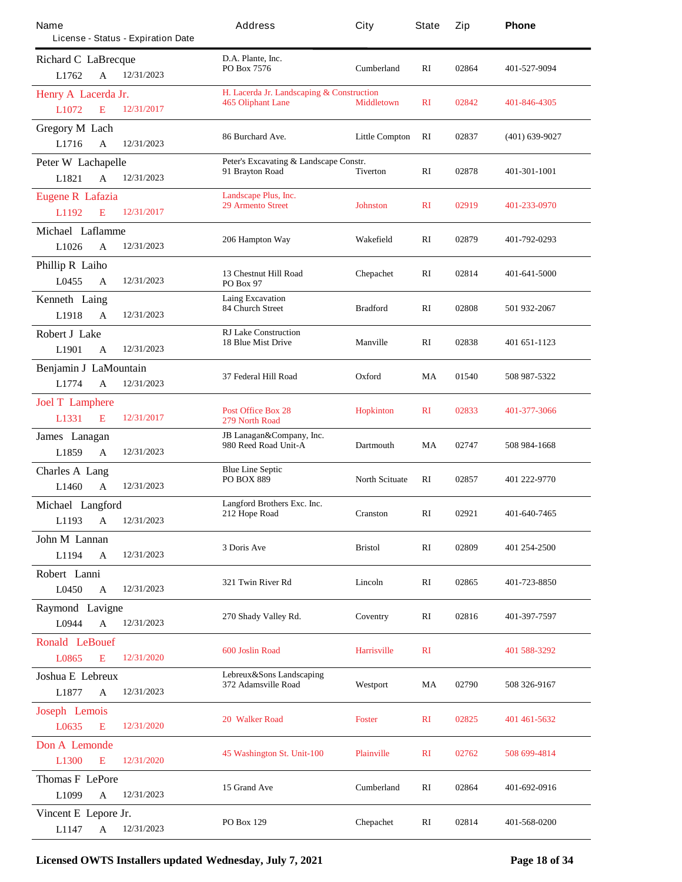| Name<br>License - Status - Expiration Date | Address | City | State | Zip | Phone |
|---|---|---|---|---|---|
| Richard C LaBrecque<br>L1762 A 12/31/2023 | D.A. Plante, Inc.<br>PO Box 7576 | Cumberland | RI | 02864 | 401-527-9094 |
| Henry A Lacerda Jr.<br>L1072 E 12/31/2017 | H. Lacerda Jr. Landscaping & Construction<br>465 Oliphant Lane | Middletown | RI | 02842 | 401-846-4305 |
| Gregory M Lach<br>L1716 A 12/31/2023 | 86 Burchard Ave. | Little Compton | RI | 02837 | (401) 639-9027 |
| Peter W Lachapelle<br>L1821 A 12/31/2023 | Peter's Excavating & Landscape Constr.<br>91 Brayton Road | Tiverton | RI | 02878 | 401-301-1001 |
| Eugene R Lafazia<br>L1192 E 12/31/2017 | Landscape Plus, Inc.<br>29 Armento Street | Johnston | RI | 02919 | 401-233-0970 |
| Michael Laflamme<br>L1026 A 12/31/2023 | 206 Hampton Way | Wakefield | RI | 02879 | 401-792-0293 |
| Phillip R Laiho<br>L0455 A 12/31/2023 | 13 Chestnut Hill Road<br>PO Box 97 | Chepachet | RI | 02814 | 401-641-5000 |
| Kenneth Laing<br>L1918 A 12/31/2023 | Laing Excavation<br>84 Church Street | Bradford | RI | 02808 | 501 932-2067 |
| Robert J Lake<br>L1901 A 12/31/2023 | RJ Lake Construction<br>18 Blue Mist Drive | Manville | RI | 02838 | 401 651-1123 |
| Benjamin J LaMountain<br>L1774 A 12/31/2023 | 37 Federal Hill Road | Oxford | MA | 01540 | 508 987-5322 |
| Joel T Lamphere<br>L1331 E 12/31/2017 | Post Office Box 28<br>279 North Road | Hopkinton | RI | 02833 | 401-377-3066 |
| James Lanagan<br>L1859 A 12/31/2023 | JB Lanagan&Company, Inc.<br>980 Reed Road Unit-A | Dartmouth | MA | 02747 | 508 984-1668 |
| Charles A Lang<br>L1460 A 12/31/2023 | Blue Line Septic<br>PO BOX 889 | North Scituate | RI | 02857 | 401 222-9770 |
| Michael Langford<br>L1193 A 12/31/2023 | Langford Brothers Exc. Inc.<br>212 Hope Road | Cranston | RI | 02921 | 401-640-7465 |
| John M Lannan<br>L1194 A 12/31/2023 | 3 Doris Ave | Bristol | RI | 02809 | 401 254-2500 |
| Robert Lanni<br>L0450 A 12/31/2023 | 321 Twin River Rd | Lincoln | RI | 02865 | 401-723-8850 |
| Raymond Lavigne<br>L0944 A 12/31/2023 | 270 Shady Valley Rd. | Coventry | RI | 02816 | 401-397-7597 |
| Ronald LeBouef<br>L0865 E 12/31/2020 | 600 Joslin Road | Harrisville | RI | | 401 588-3292 |
| Joshua E Lebreux<br>L1877 A 12/31/2023 | Lebreux&Sons Landscaping<br>372 Adamsville Road | Westport | MA | 02790 | 508 326-9167 |
| Joseph Lemois<br>L0635 E 12/31/2020 | 20 Walker Road | Foster | RI | 02825 | 401 461-5632 |
| Don A Lemonde<br>L1300 E 12/31/2020 | 45 Washington St. Unit-100 | Plainville | RI | 02762 | 508 699-4814 |
| Thomas F LePore<br>L1099 A 12/31/2023 | 15 Grand Ave | Cumberland | RI | 02864 | 401-692-0916 |
| Vincent E Lepore Jr.<br>L1147 A 12/31/2023 | PO Box 129 | Chepachet | RI | 02814 | 401-568-0200 |

**Licensed OWTS Installers updated Wednesday, July 7, 2021**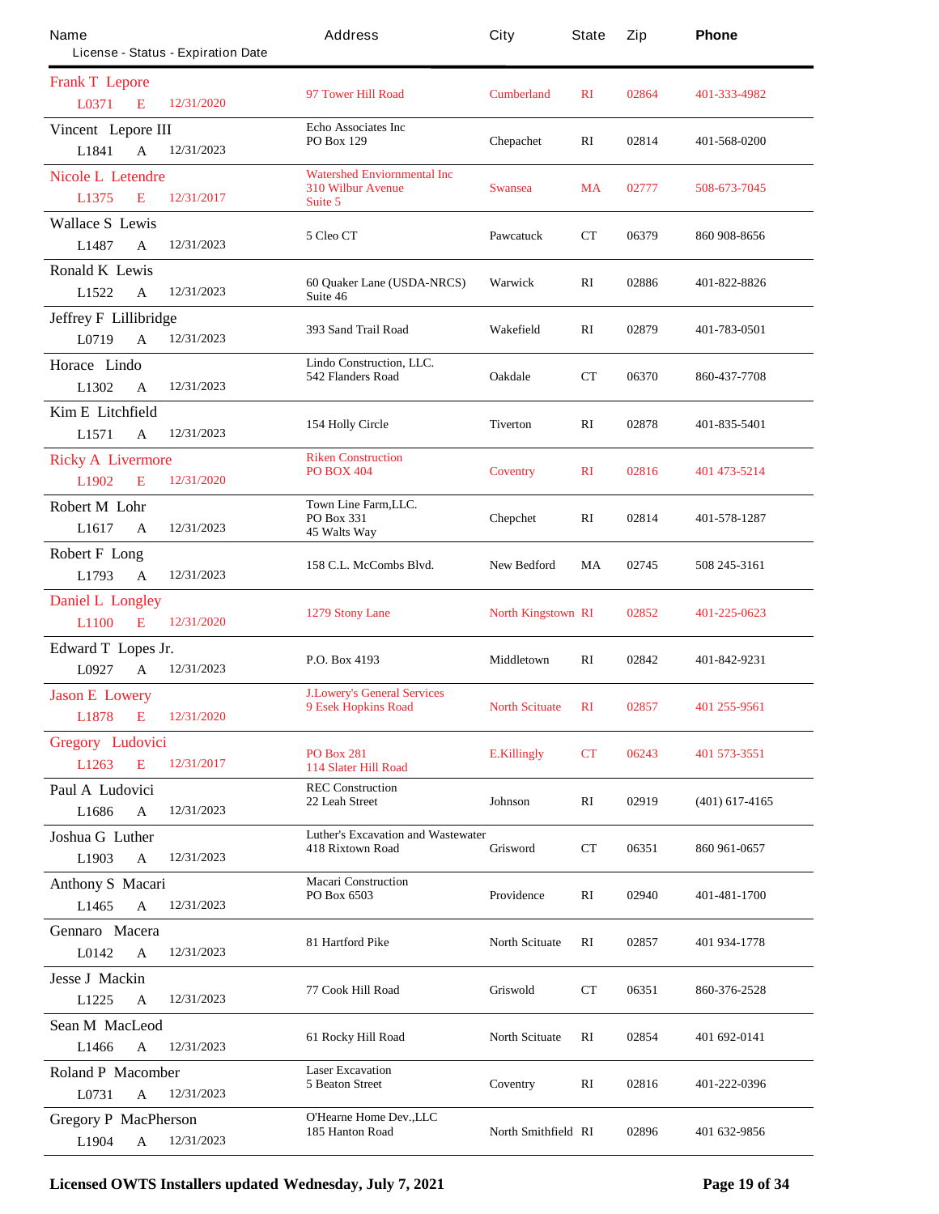| Name<br>License - Status - Expiration Date | Address | City | State | Zip | Phone |
|---|---|---|---|---|---|
| Frank T Lepore<br>L0371 E 12/31/2020 | 97 Tower Hill Road | Cumberland | RI | 02864 | 401-333-4982 |
| Vincent Lepore III<br>L1841 A 12/31/2023 | Echo Associates Inc<br>PO Box 129 | Chepachet | RI | 02814 | 401-568-0200 |
| Nicole L Letendre<br>L1375 E 12/31/2017 | Watershed Enviornmental Inc<br>310 Wilbur Avenue<br>Suite 5 | Swansea | MA | 02777 | 508-673-7045 |
| Wallace S Lewis<br>L1487 A 12/31/2023 | 5 Cleo CT | Pawcatuck | CT | 06379 | 860 908-8656 |
| Ronald K Lewis<br>L1522 A 12/31/2023 | 60 Quaker Lane (USDA-NRCS)<br>Suite 46 | Warwick | RI | 02886 | 401-822-8826 |
| Jeffrey F Lillibridge<br>L0719 A 12/31/2023 | 393 Sand Trail Road | Wakefield | RI | 02879 | 401-783-0501 |
| Horace Lindo<br>L1302 A 12/31/2023 | Lindo Construction, LLC.<br>542 Flanders Road | Oakdale | CT | 06370 | 860-437-7708 |
| Kim E Litchfield<br>L1571 A 12/31/2023 | 154 Holly Circle | Tiverton | RI | 02878 | 401-835-5401 |
| Ricky A Livermore<br>L1902 E 12/31/2020 | Riken Construction<br>PO BOX 404 | Coventry | RI | 02816 | 401 473-5214 |
| Robert M Lohr<br>L1617 A 12/31/2023 | Town Line Farm,LLC.<br>PO Box 331<br>45 Walts Way | Chepchet | RI | 02814 | 401-578-1287 |
| Robert F Long<br>L1793 A 12/31/2023 | 158 C.L. McCombs Blvd. | New Bedford | MA | 02745 | 508 245-3161 |
| Daniel L Longley<br>L1100 E 12/31/2020 | 1279 Stony Lane | North Kingstown | RI | 02852 | 401-225-0623 |
| Edward T Lopes Jr.<br>L0927 A 12/31/2023 | P.O. Box 4193 | Middletown | RI | 02842 | 401-842-9231 |
| Jason E Lowery<br>L1878 E 12/31/2020 | J.Lowery's General Services<br>9 Esek Hopkins Road | North Scituate | RI | 02857 | 401 255-9561 |
| Gregory Ludovici<br>L1263 E 12/31/2017 | PO Box 281<br>114 Slater Hill Road | E.Killingly | CT | 06243 | 401 573-3551 |
| Paul A Ludovici<br>L1686 A 12/31/2023 | REC Construction<br>22 Leah Street | Johnson | RI | 02919 | (401) 617-4165 |
| Joshua G Luther<br>L1903 A 12/31/2023 | Luther's Excavation and Wastewater<br>418 Rixtown Road | Grisword | CT | 06351 | 860 961-0657 |
| Anthony S Macari<br>L1465 A 12/31/2023 | Macari Construction<br>PO Box 6503 | Providence | RI | 02940 | 401-481-1700 |
| Gennaro Macera<br>L0142 A 12/31/2023 | 81 Hartford Pike | North Scituate | RI | 02857 | 401 934-1778 |
| Jesse J Mackin<br>L1225 A 12/31/2023 | 77 Cook Hill Road | Griswold | CT | 06351 | 860-376-2528 |
| Sean M MacLeod<br>L1466 A 12/31/2023 | 61 Rocky Hill Road | North Scituate | RI | 02854 | 401 692-0141 |
| Roland P Macomber<br>L0731 A 12/31/2023 | Laser Excavation<br>5 Beaton Street | Coventry | RI | 02816 | 401-222-0396 |
| Gregory P MacPherson<br>L1904 A 12/31/2023 | O'Hearne Home Dev.,LLC<br>185 Hanton Road | North Smithfield | RI | 02896 | 401 632-9856 |

**Licensed OWTS Installers updated Wednesday, July 7, 2021**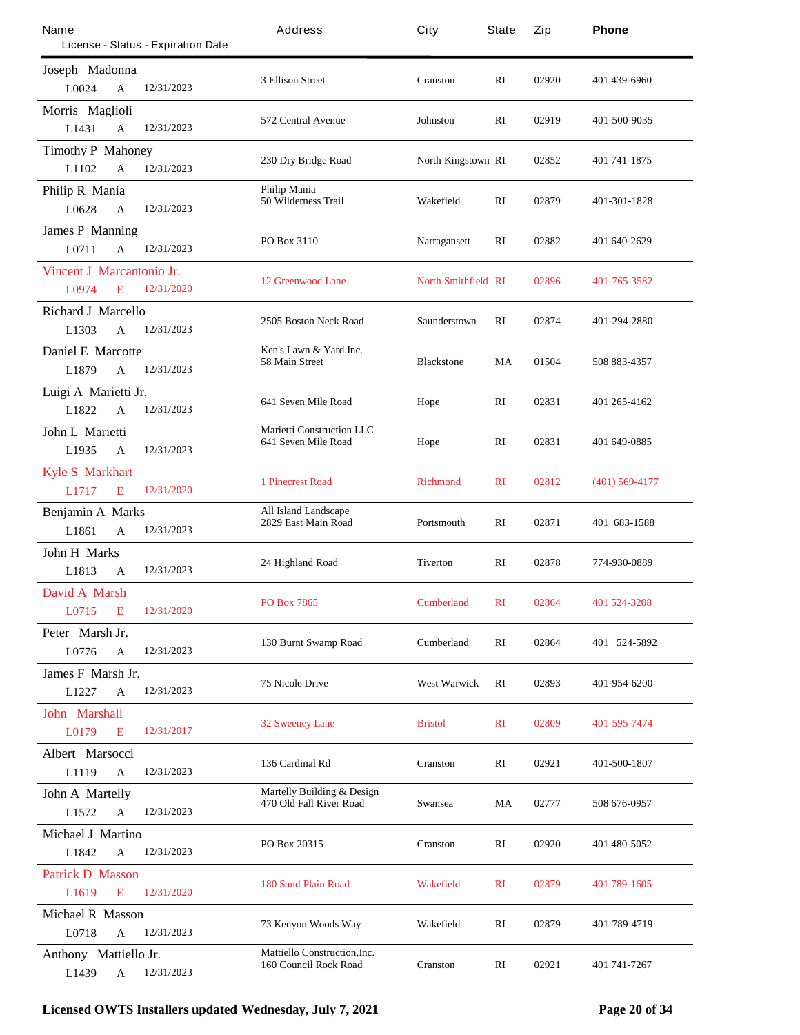| Name<br>License - Status - Expiration Date | Address | City | State | Zip | Phone |
|---|---|---|---|---|---|
| Joseph Madonna<br>L0024 A 12/31/2023 | 3 Ellison Street | Cranston | RI | 02920 | 401 439-6960 |
| Morris Maglioli<br>L1431 A 12/31/2023 | 572 Central Avenue | Johnston | RI | 02919 | 401-500-9035 |
| Timothy P Mahoney<br>L1102 A 12/31/2023 | 230 Dry Bridge Road | North Kingstown | RI | 02852 | 401 741-1875 |
| Philip R Mania<br>L0628 A 12/31/2023 | Philip Mania<br>50 Wilderness Trail | Wakefield | RI | 02879 | 401-301-1828 |
| James P Manning<br>L0711 A 12/31/2023 | PO Box 3110 | Narragansett | RI | 02882 | 401 640-2629 |
| Vincent J Marcantonio Jr.<br>L0974 E 12/31/2020 | 12 Greenwood Lane | North Smithfield | RI | 02896 | 401-765-3582 |
| Richard J Marcello<br>L1303 A 12/31/2023 | 2505 Boston Neck Road | Saunderstown | RI | 02874 | 401-294-2880 |
| Daniel E Marcotte<br>L1879 A 12/31/2023 | Ken's Lawn & Yard Inc.<br>58 Main Street | Blackstone | MA | 01504 | 508 883-4357 |
| Luigi A Marietti Jr.<br>L1822 A 12/31/2023 | 641 Seven Mile Road | Hope | RI | 02831 | 401 265-4162 |
| John L Marietti<br>L1935 A 12/31/2023 | Marietti Construction LLC<br>641 Seven Mile Road | Hope | RI | 02831 | 401 649-0885 |
| Kyle S Markhart<br>L1717 E 12/31/2020 | 1 Pinecrest Road | Richmond | RI | 02812 | (401) 569-4177 |
| Benjamin A Marks<br>L1861 A 12/31/2023 | All Island Landscape<br>2829 East Main Road | Portsmouth | RI | 02871 | 401 683-1588 |
| John H Marks<br>L1813 A 12/31/2023 | 24 Highland Road | Tiverton | RI | 02878 | 774-930-0889 |
| David A Marsh<br>L0715 E 12/31/2020 | PO Box 7865 | Cumberland | RI | 02864 | 401 524-3208 |
| Peter Marsh Jr.<br>L0776 A 12/31/2023 | 130 Burnt Swamp Road | Cumberland | RI | 02864 | 401 524-5892 |
| James F Marsh Jr.<br>L1227 A 12/31/2023 | 75 Nicole Drive | West Warwick | RI | 02893 | 401-954-6200 |
| John Marshall<br>L0179 E 12/31/2017 | 32 Sweeney Lane | Bristol | RI | 02809 | 401-595-7474 |
| Albert Marsocci<br>L1119 A 12/31/2023 | 136 Cardinal Rd | Cranston | RI | 02921 | 401-500-1807 |
| John A Martelly<br>L1572 A 12/31/2023 | Martelly Building & Design<br>470 Old Fall River Road | Swansea | MA | 02777 | 508 676-0957 |
| Michael J Martino<br>L1842 A 12/31/2023 | PO Box 20315 | Cranston | RI | 02920 | 401 480-5052 |
| Patrick D Masson<br>L1619 E 12/31/2020 | 180 Sand Plain Road | Wakefield | RI | 02879 | 401 789-1605 |
| Michael R Masson<br>L0718 A 12/31/2023 | 73 Kenyon Woods Way | Wakefield | RI | 02879 | 401-789-4719 |
| Anthony Mattiello Jr.<br>L1439 A 12/31/2023 | Mattiello Construction,Inc.<br>160 Council Rock Road | Cranston | RI | 02921 | 401 741-7267 |

**Licensed OWTS Installers updated Wednesday, July 7, 2021**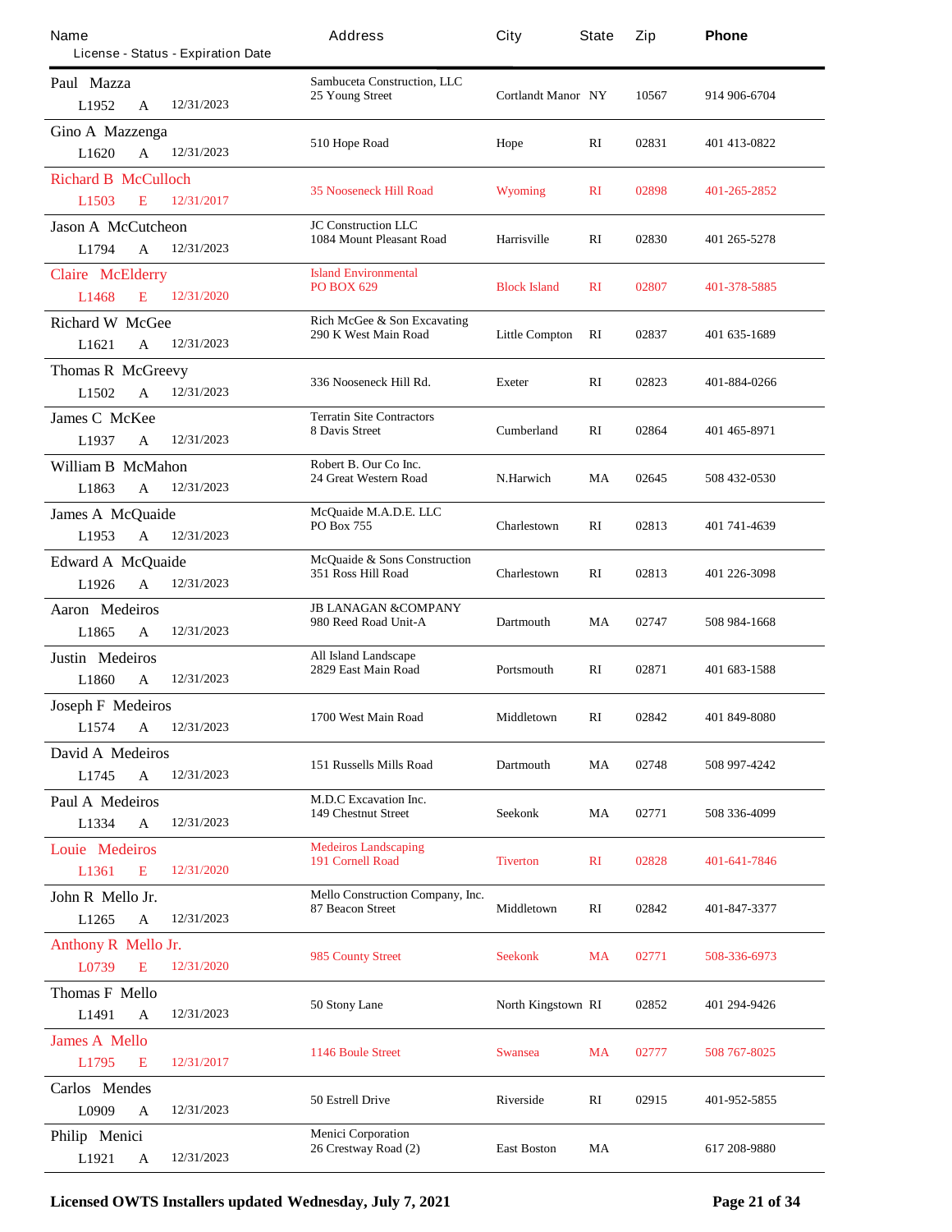| Name<br>License - Status - Expiration Date | Address | City | State | Zip | Phone |
|---|---|---|---|---|---|
| Paul Mazza<br>L1952 A 12/31/2023 | Sambuceta Construction, LLC<br>25 Young Street | Cortlandt Manor | NY | 10567 | 914 906-6704 |
| Gino A Mazzenga<br>L1620 A 12/31/2023 | 510 Hope Road | Hope | RI | 02831 | 401 413-0822 |
| Richard B McCulloch<br>L1503 E 12/31/2017 | 35 Nooseneck Hill Road | Wyoming | RI | 02898 | 401-265-2852 |
| Jason A McCutcheon<br>L1794 A 12/31/2023 | JC Construction LLC<br>1084 Mount Pleasant Road | Harrisville | RI | 02830 | 401 265-5278 |
| Claire McElderry<br>L1468 E 12/31/2020 | Island Environmental<br>PO BOX 629 | Block Island | RI | 02807 | 401-378-5885 |
| Richard W McGee<br>L1621 A 12/31/2023 | Rich McGee & Son Excavating<br>290 K West Main Road | Little Compton | RI | 02837 | 401 635-1689 |
| Thomas R McGreevy<br>L1502 A 12/31/2023 | 336 Nooseneck Hill Rd. | Exeter | RI | 02823 | 401-884-0266 |
| James C McKee<br>L1937 A 12/31/2023 | Terratin Site Contractors<br>8 Davis Street | Cumberland | RI | 02864 | 401 465-8971 |
| William B McMahon<br>L1863 A 12/31/2023 | Robert B. Our Co Inc.<br>24 Great Western Road | N.Harwich | MA | 02645 | 508 432-0530 |
| James A McQuaide<br>L1953 A 12/31/2023 | McQuaide M.A.D.E. LLC<br>PO Box 755 | Charlestown | RI | 02813 | 401 741-4639 |
| Edward A McQuaide<br>L1926 A 12/31/2023 | McQuaide & Sons Construction<br>351 Ross Hill Road | Charlestown | RI | 02813 | 401 226-3098 |
| Aaron Medeiros<br>L1865 A 12/31/2023 | JB LANAGAN &COMPANY<br>980 Reed Road Unit-A | Dartmouth | MA | 02747 | 508 984-1668 |
| Justin Medeiros<br>L1860 A 12/31/2023 | All Island Landscape<br>2829 East Main Road | Portsmouth | RI | 02871 | 401 683-1588 |
| Joseph F Medeiros<br>L1574 A 12/31/2023 | 1700 West Main Road | Middletown | RI | 02842 | 401 849-8080 |
| David A Medeiros<br>L1745 A 12/31/2023 | 151 Russells Mills Road | Dartmouth | MA | 02748 | 508 997-4242 |
| Paul A Medeiros<br>L1334 A 12/31/2023 | M.D.C Excavation Inc.<br>149 Chestnut Street | Seekonk | MA | 02771 | 508 336-4099 |
| Louie Medeiros<br>L1361 E 12/31/2020 | Medeiros Landscaping<br>191 Cornell Road | Tiverton | RI | 02828 | 401-641-7846 |
| John R Mello Jr.<br>L1265 A 12/31/2023 | Mello Construction Company, Inc.<br>87 Beacon Street | Middletown | RI | 02842 | 401-847-3377 |
| Anthony R Mello Jr.<br>L0739 E 12/31/2020 | 985 County Street | Seekonk | MA | 02771 | 508-336-6973 |
| Thomas F Mello<br>L1491 A 12/31/2023 | 50 Stony Lane | North Kingstown | RI | 02852 | 401 294-9426 |
| James A Mello<br>L1795 E 12/31/2017 | 1146 Boule Street | Swansea | MA | 02777 | 508 767-8025 |
| Carlos Mendes<br>L0909 A 12/31/2023 | 50 Estrell Drive | Riverside | RI | 02915 | 401-952-5855 |
| Philip Menici<br>L1921 A 12/31/2023 | Menici Corporation<br>26 Crestway Road (2) | East Boston | MA | | 617 208-9880 |

**Licensed OWTS Installers updated Wednesday, July 7, 2021**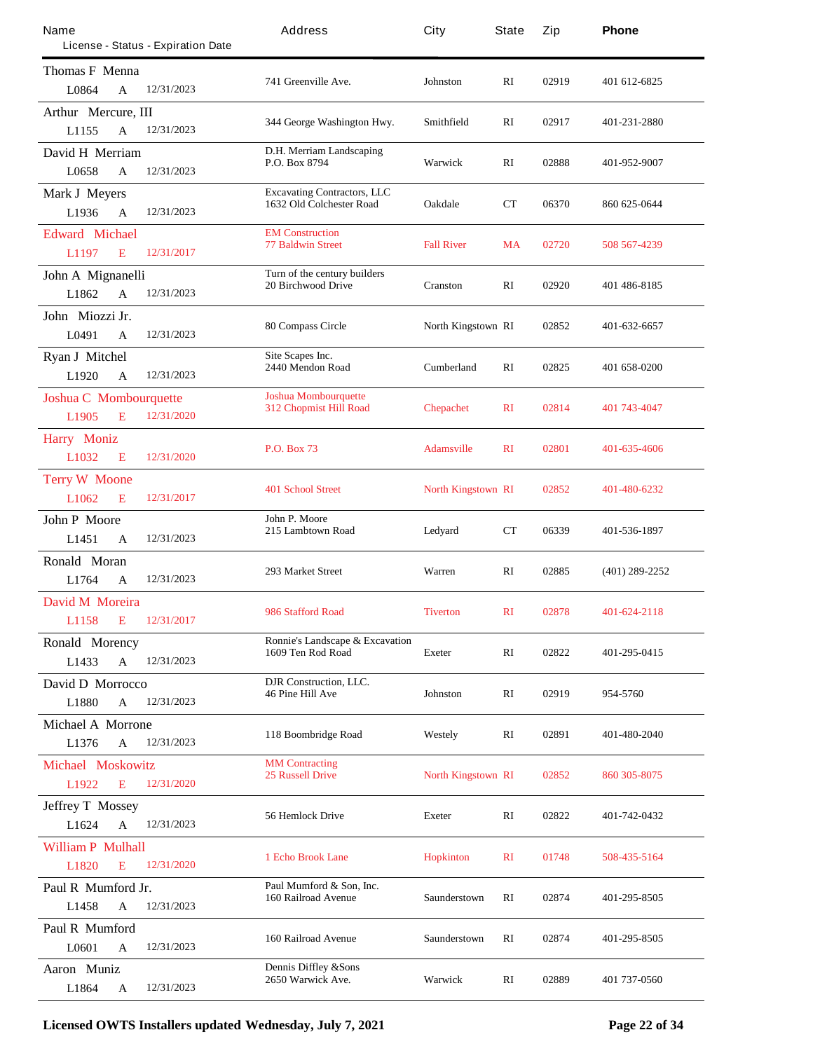| Name<br>License - Status - Expiration Date | Address | City | State | Zip | Phone |
|---|---|---|---|---|---|
| Thomas F Menna<br>L0864 A 12/31/2023 | 741 Greenville Ave. | Johnston | RI | 02919 | 401 612-6825 |
| Arthur Mercure, III<br>L1155 A 12/31/2023 | 344 George Washington Hwy. | Smithfield | RI | 02917 | 401-231-2880 |
| David H Merriam<br>L0658 A 12/31/2023 | D.H. Merriam Landscaping<br>P.O. Box 8794 | Warwick | RI | 02888 | 401-952-9007 |
| Mark J Meyers<br>L1936 A 12/31/2023 | Excavating Contractors, LLC<br>1632 Old Colchester Road | Oakdale | CT | 06370 | 860 625-0644 |
| Edward Michael<br>L1197 E 12/31/2017 | EM Construction<br>77 Baldwin Street | Fall River | MA | 02720 | 508 567-4239 |
| John A Mignanelli<br>L1862 A 12/31/2023 | Turn of the century builders<br>20 Birchwood Drive | Cranston | RI | 02920 | 401 486-8185 |
| John Miozzi Jr.<br>L0491 A 12/31/2023 | 80 Compass Circle | North Kingstown | RI | 02852 | 401-632-6657 |
| Ryan J Mitchel<br>L1920 A 12/31/2023 | Site Scapes Inc.<br>2440 Mendon Road | Cumberland | RI | 02825 | 401 658-0200 |
| Joshua C Mombourquette<br>L1905 E 12/31/2020 | Joshua Mombourquette<br>312 Chopmist Hill Road | Chepachet | RI | 02814 | 401 743-4047 |
| Harry Moniz<br>L1032 E 12/31/2020 | P.O. Box 73 | Adamsville | RI | 02801 | 401-635-4606 |
| Terry W Moone<br>L1062 E 12/31/2017 | 401 School Street | North Kingstown | RI | 02852 | 401-480-6232 |
| John P Moore<br>L1451 A 12/31/2023 | John P. Moore<br>215 Lambtown Road | Ledyard | CT | 06339 | 401-536-1897 |
| Ronald Moran<br>L1764 A 12/31/2023 | 293 Market Street | Warren | RI | 02885 | (401) 289-2252 |
| David M Moreira<br>L1158 E 12/31/2017 | 986 Stafford Road | Tiverton | RI | 02878 | 401-624-2118 |
| Ronald Morency<br>L1433 A 12/31/2023 | Ronnie's Landscape & Excavation<br>1609 Ten Rod Road | Exeter | RI | 02822 | 401-295-0415 |
| David D Morrocco<br>L1880 A 12/31/2023 | DJR Construction, LLC.<br>46 Pine Hill Ave | Johnston | RI | 02919 | 954-5760 |
| Michael A Morrone<br>L1376 A 12/31/2023 | 118 Boombridge Road | Westely | RI | 02891 | 401-480-2040 |
| Michael Moskowitz<br>L1922 E 12/31/2020 | MM Contracting<br>25 Russell Drive | North Kingstown | RI | 02852 | 860 305-8075 |
| Jeffrey T Mossey<br>L1624 A 12/31/2023 | 56 Hemlock Drive | Exeter | RI | 02822 | 401-742-0432 |
| William P Mulhall<br>L1820 E 12/31/2020 | 1 Echo Brook Lane | Hopkinton | RI | 01748 | 508-435-5164 |
| Paul R Mumford Jr.<br>L1458 A 12/31/2023 | Paul Mumford & Son, Inc.<br>160 Railroad Avenue | Saunderstown | RI | 02874 | 401-295-8505 |
| Paul R Mumford<br>L0601 A 12/31/2023 | 160 Railroad Avenue | Saunderstown | RI | 02874 | 401-295-8505 |
| Aaron Muniz<br>L1864 A 12/31/2023 | Dennis Diffley &Sons<br>2650 Warwick Ave. | Warwick | RI | 02889 | 401 737-0560 |

**Licensed OWTS Installers updated Wednesday, July 7, 2021**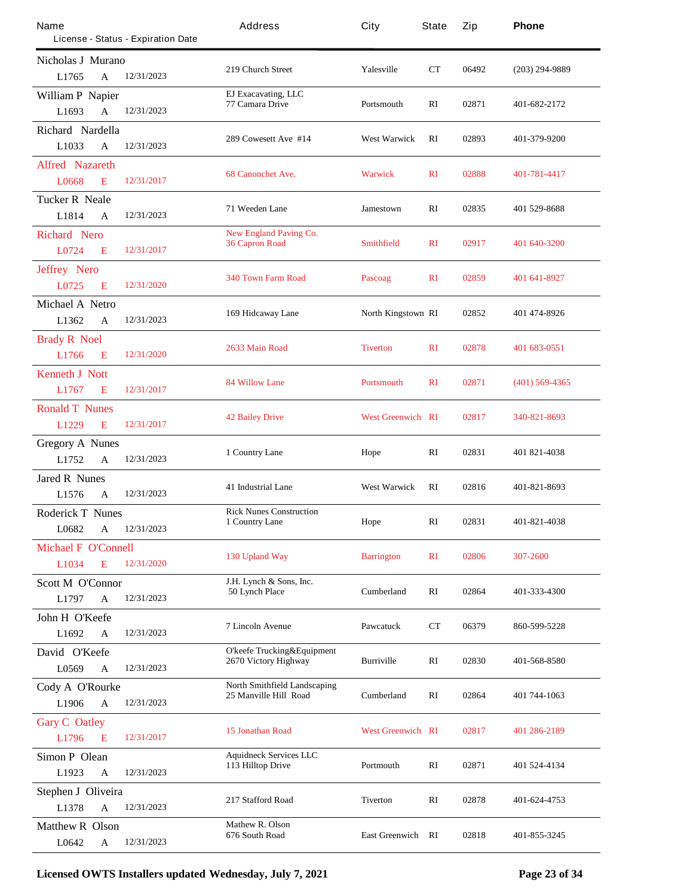| Name<br>License - Status - Expiration Date | Address | City | State | Zip | Phone |
|---|---|---|---|---|---|
| Nicholas J Murano<br>L1765 A 12/31/2023 | 219 Church Street | Yalesville | CT | 06492 | (203) 294-9889 |
| William P Napier<br>L1693 A 12/31/2023 | EJ Exacavating, LLC<br>77 Camara Drive | Portsmouth | RI | 02871 | 401-682-2172 |
| Richard Nardella<br>L1033 A 12/31/2023 | 289 Cowesett Ave #14 | West Warwick | RI | 02893 | 401-379-9200 |
| Alfred Nazareth<br>L0668 E 12/31/2017 | 68 Canonchet Ave. | Warwick | RI | 02888 | 401-781-4417 |
| Tucker R Neale<br>L1814 A 12/31/2023 | 71 Weeden Lane | Jamestown | RI | 02835 | 401 529-8688 |
| Richard Nero<br>L0724 E 12/31/2017 | New England Paving Co.<br>36 Capron Road | Smithfield | RI | 02917 | 401 640-3200 |
| Jeffrey Nero<br>L0725 E 12/31/2020 | 340 Town Farm Road | Pascoag | RI | 02859 | 401 641-8927 |
| Michael A Netro<br>L1362 A 12/31/2023 | 169 Hidcaway Lane | North Kingstown | RI | 02852 | 401 474-8926 |
| Brady R Noel<br>L1766 E 12/31/2020 | 2633 Main Road | Tiverton | RI | 02878 | 401 683-0551 |
| Kenneth J Nott<br>L1767 E 12/31/2017 | 84 Willow Lane | Portsmouth | RI | 02871 | (401) 569-4365 |
| Ronald T Nunes<br>L1229 E 12/31/2017 | 42 Bailey Drive | West Greenwich | RI | 02817 | 340-821-8693 |
| Gregory A Nunes<br>L1752 A 12/31/2023 | 1 Country Lane | Hope | RI | 02831 | 401 821-4038 |
| Jared R Nunes<br>L1576 A 12/31/2023 | 41 Industrial Lane | West Warwick | RI | 02816 | 401-821-8693 |
| Roderick T Nunes<br>L0682 A 12/31/2023 | Rick Nunes Construction<br>1 Country Lane | Hope | RI | 02831 | 401-821-4038 |
| Michael F O'Connell<br>L1034 E 12/31/2020 | 130 Upland Way | Barrington | RI | 02806 | 307-2600 |
| Scott M O'Connor<br>L1797 A 12/31/2023 | J.H. Lynch & Sons, Inc.<br>50 Lynch Place | Cumberland | RI | 02864 | 401-333-4300 |
| John H O'Keefe<br>L1692 A 12/31/2023 | 7 Lincoln Avenue | Pawcatuck | CT | 06379 | 860-599-5228 |
| David O'Keefe<br>L0569 A 12/31/2023 | O'keefe Trucking&Equipment<br>2670 Victory Highway | Burriville | RI | 02830 | 401-568-8580 |
| Cody A O'Rourke<br>L1906 A 12/31/2023 | North Smithfield Landscaping<br>25 Manville Hill Road | Cumberland | RI | 02864 | 401 744-1063 |
| Gary C Oatley<br>L1796 E 12/31/2017 | 15 Jonathan Road | West Greenwich | RI | 02817 | 401 286-2189 |
| Simon P Olean<br>L1923 A 12/31/2023 | Aquidneck Services LLC<br>113 Hilltop Drive | Portmouth | RI | 02871 | 401 524-4134 |
| Stephen J Oliveira<br>L1378 A 12/31/2023 | 217 Stafford Road | Tiverton | RI | 02878 | 401-624-4753 |
| Matthew R Olson<br>L0642 A 12/31/2023 | Mathew R. Olson<br>676 South Road | East Greenwich | RI | 02818 | 401-855-3245 |

**Licensed OWTS Installers updated Wednesday, July 7, 2021**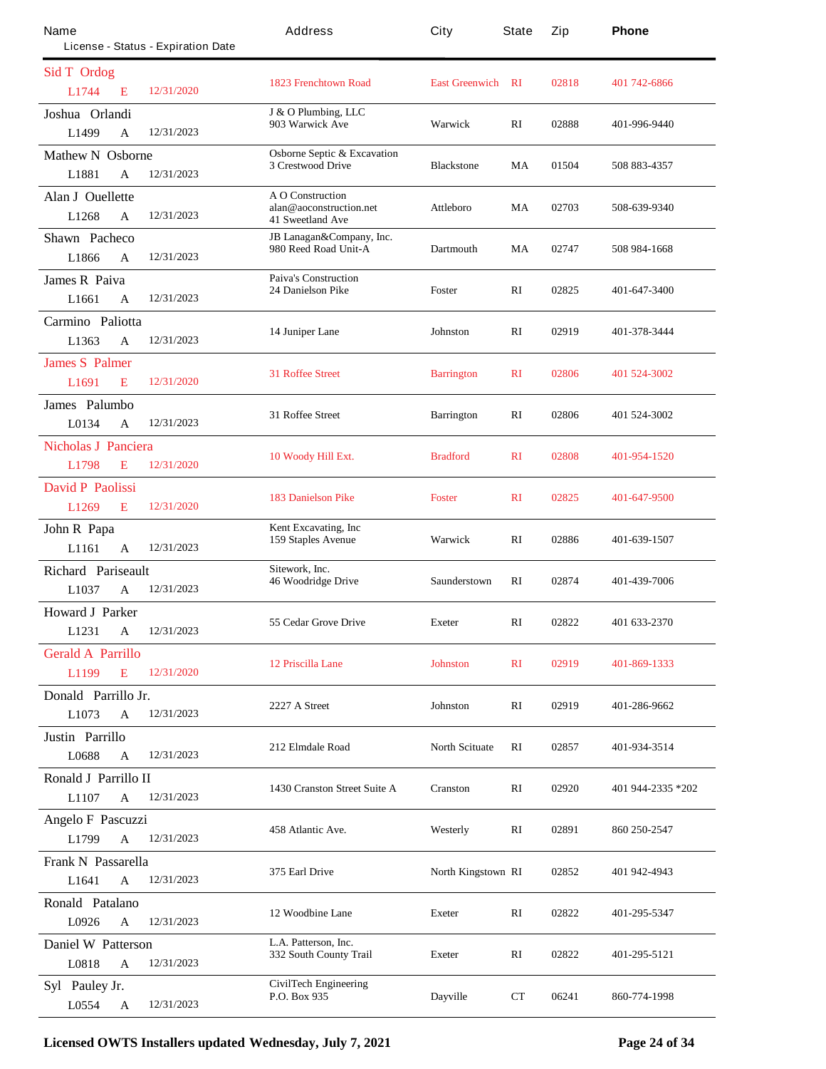| Name<br>License - Status - Expiration Date | Address | City | State | Zip | Phone |
|---|---|---|---|---|---|
| Sid T Ordog<br>L1744 E 12/31/2020 | 1823 Frenchtown Road | East Greenwich | RI | 02818 | 401 742-6866 |
| Joshua Orlandi<br>L1499 A 12/31/2023 | J & O Plumbing, LLC<br>903 Warwick Ave | Warwick | RI | 02888 | 401-996-9440 |
| Mathew N Osborne<br>L1881 A 12/31/2023 | Osborne Septic & Excavation<br>3 Crestwood Drive | Blackstone | MA | 01504 | 508 883-4357 |
| Alan J Ouellette<br>L1268 A 12/31/2023 | A O Construction<br>alan@aoconstruction.net<br>41 Sweetland Ave | Attleboro | MA | 02703 | 508-639-9340 |
| Shawn Pacheco<br>L1866 A 12/31/2023 | JB Lanagan&Company, Inc.<br>980 Reed Road Unit-A | Dartmouth | MA | 02747 | 508 984-1668 |
| James R Paiva<br>L1661 A 12/31/2023 | Paiva's Construction<br>24 Danielson Pike | Foster | RI | 02825 | 401-647-3400 |
| Carmino Paliotta<br>L1363 A 12/31/2023 | 14 Juniper Lane | Johnston | RI | 02919 | 401-378-3444 |
| James S Palmer<br>L1691 E 12/31/2020 | 31 Roffee Street | Barrington | RI | 02806 | 401 524-3002 |
| James Palumbo<br>L0134 A 12/31/2023 | 31 Roffee Street | Barrington | RI | 02806 | 401 524-3002 |
| Nicholas J Panciera<br>L1798 E 12/31/2020 | 10 Woody Hill Ext. | Bradford | RI | 02808 | 401-954-1520 |
| David P Paolissi<br>L1269 E 12/31/2020 | 183 Danielson Pike | Foster | RI | 02825 | 401-647-9500 |
| John R Papa<br>L1161 A 12/31/2023 | Kent Excavating, Inc<br>159 Staples Avenue | Warwick | RI | 02886 | 401-639-1507 |
| Richard Pariseault<br>L1037 A 12/31/2023 | Sitework, Inc.<br>46 Woodridge Drive | Saunderstown | RI | 02874 | 401-439-7006 |
| Howard J Parker<br>L1231 A 12/31/2023 | 55 Cedar Grove Drive | Exeter | RI | 02822 | 401 633-2370 |
| Gerald A Parrillo<br>L1199 E 12/31/2020 | 12 Priscilla Lane | Johnston | RI | 02919 | 401-869-1333 |
| Donald Parrillo Jr.<br>L1073 A 12/31/2023 | 2227 A Street | Johnston | RI | 02919 | 401-286-9662 |
| Justin Parrillo<br>L0688 A 12/31/2023 | 212 Elmdale Road | North Scituate | RI | 02857 | 401-934-3514 |
| Ronald J Parrillo II<br>L1107 A 12/31/2023 | 1430 Cranston Street Suite A | Cranston | RI | 02920 | 401 944-2335 *202 |
| Angelo F Pascuzzi<br>L1799 A 12/31/2023 | 458 Atlantic Ave. | Westerly | RI | 02891 | 860 250-2547 |
| Frank N Passarella<br>L1641 A 12/31/2023 | 375 Earl Drive | North Kingstown | RI | 02852 | 401 942-4943 |
| Ronald Patalano<br>L0926 A 12/31/2023 | 12 Woodbine Lane | Exeter | RI | 02822 | 401-295-5347 |
| Daniel W Patterson<br>L0818 A 12/31/2023 | L.A. Patterson, Inc.<br>332 South County Trail | Exeter | RI | 02822 | 401-295-5121 |
| Syl Pauley Jr.<br>L0554 A 12/31/2023 | CivilTech Engineering<br>P.O. Box 935 | Dayville | CT | 06241 | 860-774-1998 |

**Licensed OWTS Installers updated Wednesday, July 7, 2021**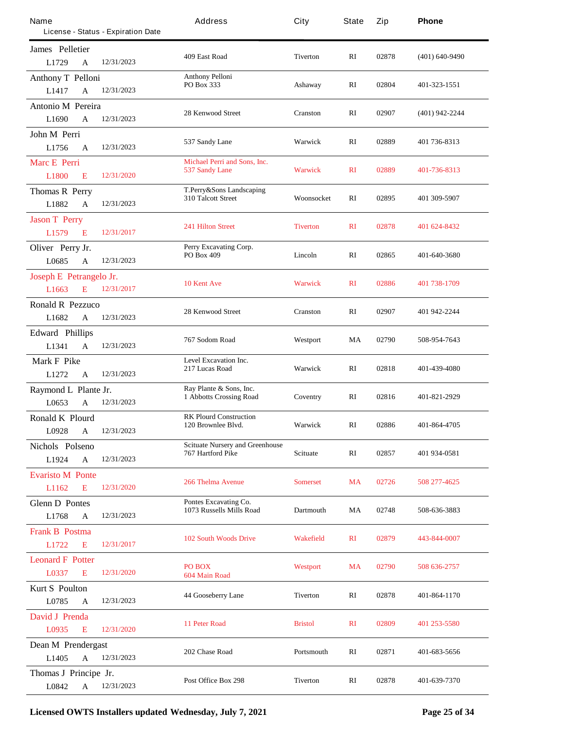| Name<br>License - Status - Expiration Date | Address | City | State | Zip | Phone |
|---|---|---|---|---|---|
| James Pelletier<br>L1729 A 12/31/2023 | 409 East Road | Tiverton | RI | 02878 | (401) 640-9490 |
| Anthony T Pelloni<br>L1417 A 12/31/2023 | Anthony Pelloni<br>PO Box 333 | Ashaway | RI | 02804 | 401-323-1551 |
| Antonio M Pereira<br>L1690 A 12/31/2023 | 28 Kenwood Street | Cranston | RI | 02907 | (401) 942-2244 |
| John M Perri<br>L1756 A 12/31/2023 | 537 Sandy Lane | Warwick | RI | 02889 | 401 736-8313 |
| Marc E Perri<br>L1800 E 12/31/2020 | Michael Perri and Sons, Inc.<br>537 Sandy Lane | Warwick | RI | 02889 | 401-736-8313 |
| Thomas R Perry<br>L1882 A 12/31/2023 | T.Perry&Sons Landscaping<br>310 Talcott Street | Woonsocket | RI | 02895 | 401 309-5907 |
| Jason T Perry<br>L1579 E 12/31/2017 | 241 Hilton Street | Tiverton | RI | 02878 | 401 624-8432 |
| Oliver Perry Jr.<br>L0685 A 12/31/2023 | Perry Excavating Corp.<br>PO Box 409 | Lincoln | RI | 02865 | 401-640-3680 |
| Joseph E Petrangelo Jr.<br>L1663 E 12/31/2017 | 10 Kent Ave | Warwick | RI | 02886 | 401 738-1709 |
| Ronald R Pezzuco<br>L1682 A 12/31/2023 | 28 Kenwood Street | Cranston | RI | 02907 | 401 942-2244 |
| Edward Phillips<br>L1341 A 12/31/2023 | 767 Sodom Road | Westport | MA | 02790 | 508-954-7643 |
| Mark F Pike<br>L1272 A 12/31/2023 | Level Excavation Inc.<br>217 Lucas Road | Warwick | RI | 02818 | 401-439-4080 |
| Raymond L Plante Jr.<br>L0653 A 12/31/2023 | Ray Plante & Sons, Inc.<br>1 Abbotts Crossing Road | Coventry | RI | 02816 | 401-821-2929 |
| Ronald K Plourd<br>L0928 A 12/31/2023 | RK Plourd Construction<br>120 Brownlee Blvd. | Warwick | RI | 02886 | 401-864-4705 |
| Nichols Polseno<br>L1924 A 12/31/2023 | Scituate Nursery and Greenhouse<br>767 Hartford Pike | Scituate | RI | 02857 | 401 934-0581 |
| Evaristo M Ponte<br>L1162 E 12/31/2020 | 266 Thelma Avenue | Somerset | MA | 02726 | 508 277-4625 |
| Glenn D Pontes<br>L1768 A 12/31/2023 | Pontes Excavating Co.<br>1073 Russells Mills Road | Dartmouth | MA | 02748 | 508-636-3883 |
| Frank B Postma<br>L1722 E 12/31/2017 | 102 South Woods Drive | Wakefield | RI | 02879 | 443-844-0007 |
| Leonard F Potter<br>L0337 E 12/31/2020 | PO BOX<br>604 Main Road | Westport | MA | 02790 | 508 636-2757 |
| Kurt S Poulton<br>L0785 A 12/31/2023 | 44 Gooseberry Lane | Tiverton | RI | 02878 | 401-864-1170 |
| David J Prenda<br>L0935 E 12/31/2020 | 11 Peter Road | Bristol | RI | 02809 | 401 253-5580 |
| Dean M Prendergast<br>L1405 A 12/31/2023 | 202 Chase Road | Portsmouth | RI | 02871 | 401-683-5656 |
| Thomas J Principe Jr.<br>L0842 A 12/31/2023 | Post Office Box 298 | Tiverton | RI | 02878 | 401-639-7370 |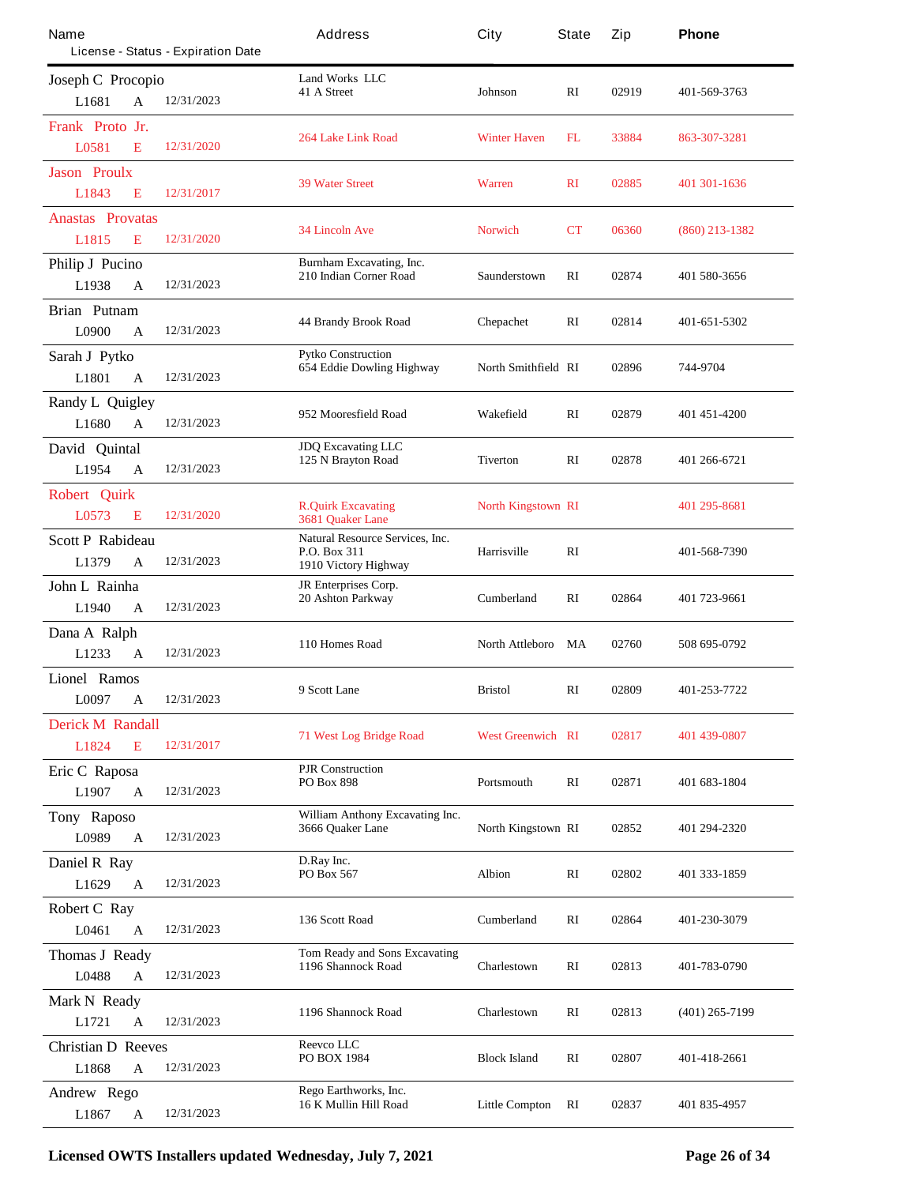| Name<br>License - Status - Expiration Date | Address | City | State | Zip | Phone |
|---|---|---|---|---|---|
| Joseph C Procopio<br>L1681 A 12/31/2023 | Land Works LLC<br>41 A Street | Johnson | RI | 02919 | 401-569-3763 |
| Frank Proto Jr.<br>L0581 E 12/31/2020 | 264 Lake Link Road | Winter Haven | FL | 33884 | 863-307-3281 |
| Jason Proulx<br>L1843 E 12/31/2017 | 39 Water Street | Warren | RI | 02885 | 401 301-1636 |
| Anastas Provatas<br>L1815 E 12/31/2020 | 34 Lincoln Ave | Norwich | CT | 06360 | (860) 213-1382 |
| Philip J Pucino<br>L1938 A 12/31/2023 | Burnham Excavating, Inc.<br>210 Indian Corner Road | Saunderstown | RI | 02874 | 401 580-3656 |
| Brian Putnam<br>L0900 A 12/31/2023 | 44 Brandy Brook Road | Chepachet | RI | 02814 | 401-651-5302 |
| Sarah J Pytko<br>L1801 A 12/31/2023 | Pytko Construction<br>654 Eddie Dowling Highway | North Smithfield | RI | 02896 | 744-9704 |
| Randy L Quigley<br>L1680 A 12/31/2023 | 952 Mooresfield Road | Wakefield | RI | 02879 | 401 451-4200 |
| David Quintal<br>L1954 A 12/31/2023 | JDQ Excavating LLC<br>125 N Brayton Road | Tiverton | RI | 02878 | 401 266-6721 |
| Robert Quirk<br>L0573 E 12/31/2020 | R.Quirk Excavating<br>3681 Quaker Lane | North Kingstown | RI | | 401 295-8681 |
| Scott P Rabideau<br>L1379 A 12/31/2023 | Natural Resource Services, Inc.<br>P.O. Box 311<br>1910 Victory Highway | Harrisville | RI | | 401-568-7390 |
| John L Rainha<br>L1940 A 12/31/2023 | JR Enterprises Corp.<br>20 Ashton Parkway | Cumberland | RI | 02864 | 401 723-9661 |
| Dana A Ralph<br>L1233 A 12/31/2023 | 110 Homes Road | North Attleboro | MA | 02760 | 508 695-0792 |
| Lionel Ramos<br>L0097 A 12/31/2023 | 9 Scott Lane | Bristol | RI | 02809 | 401-253-7722 |
| Derick M Randall<br>L1824 E 12/31/2017 | 71 West Log Bridge Road | West Greenwich | RI | 02817 | 401 439-0807 |
| Eric C Raposa<br>L1907 A 12/31/2023 | PJR Construction<br>PO Box 898 | Portsmouth | RI | 02871 | 401 683-1804 |
| Tony Raposo<br>L0989 A 12/31/2023 | William Anthony Excavating Inc.<br>3666 Quaker Lane | North Kingstown | RI | 02852 | 401 294-2320 |
| Daniel R Ray<br>L1629 A 12/31/2023 | D.Ray Inc.<br>PO Box 567 | Albion | RI | 02802 | 401 333-1859 |
| Robert C Ray<br>L0461 A 12/31/2023 | 136 Scott Road | Cumberland | RI | 02864 | 401-230-3079 |
| Thomas J Ready<br>L0488 A 12/31/2023 | Tom Ready and Sons Excavating<br>1196 Shannock Road | Charlestown | RI | 02813 | 401-783-0790 |
| Mark N Ready<br>L1721 A 12/31/2023 | 1196 Shannock Road | Charlestown | RI | 02813 | (401) 265-7199 |
| Christian D Reeves<br>L1868 A 12/31/2023 | Reevco LLC<br>PO BOX 1984 | Block Island | RI | 02807 | 401-418-2661 |
| Andrew Rego<br>L1867 A 12/31/2023 | Rego Earthworks, Inc.<br>16 K Mullin Hill Road | Little Compton | RI | 02837 | 401 835-4957 |

**Licensed OWTS Installers updated Wednesday, July 7, 2021**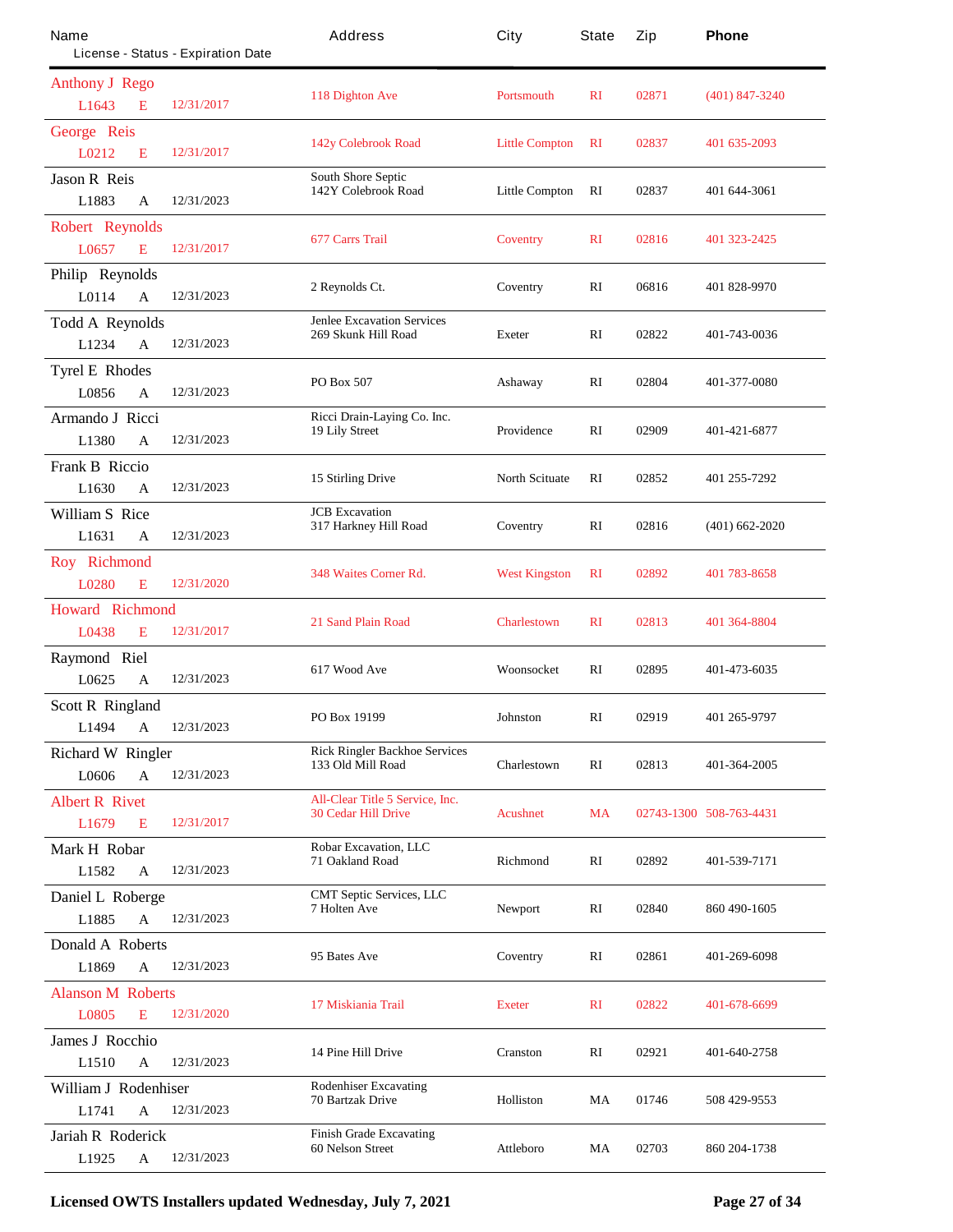| Name<br>License - Status - Expiration Date | Address | City | State | Zip | **Phone** |
|---|---|---|---|---|---|
| Anthony J Rego<br>L1643 E 12/31/2017 | 118 Dighton Ave | Portsmouth | RI | 02871 | (401) 847-3240 |
| George Reis<br>L0212 E 12/31/2017 | 142y Colebrook Road | Little Compton | RI | 02837 | 401 635-2093 |
| Jason R Reis<br>L1883 A 12/31/2023 | South Shore Septic<br>142Y Colebrook Road | Little Compton | RI | 02837 | 401 644-3061 |
| Robert Reynolds<br>L0657 E 12/31/2017 | 677 Carrs Trail | Coventry | RI | 02816 | 401 323-2425 |
| Philip Reynolds<br>L0114 A 12/31/2023 | 2 Reynolds Ct. | Coventry | RI | 06816 | 401 828-9970 |
| Todd A Reynolds<br>L1234 A 12/31/2023 | Jenlee Excavation Services<br>269 Skunk Hill Road | Exeter | RI | 02822 | 401-743-0036 |
| Tyrel E Rhodes<br>L0856 A 12/31/2023 | PO Box 507 | Ashaway | RI | 02804 | 401-377-0080 |
| Armando J Ricci<br>L1380 A 12/31/2023 | Ricci Drain-Laying Co. Inc.<br>19 Lily Street | Providence | RI | 02909 | 401-421-6877 |
| Frank B Riccio<br>L1630 A 12/31/2023 | 15 Stirling Drive | North Scituate | RI | 02852 | 401 255-7292 |
| William S Rice<br>L1631 A 12/31/2023 | JCB Excavation<br>317 Harkney Hill Road | Coventry | RI | 02816 | (401) 662-2020 |
| Roy Richmond<br>L0280 E 12/31/2020 | 348 Waites Corner Rd. | West Kingston | RI | 02892 | 401 783-8658 |
| Howard Richmond<br>L0438 E 12/31/2017 | 21 Sand Plain Road | Charlestown | RI | 02813 | 401 364-8804 |
| Raymond Riel<br>L0625 A 12/31/2023 | 617 Wood Ave | Woonsocket | RI | 02895 | 401-473-6035 |
| Scott R Ringland<br>L1494 A 12/31/2023 | PO Box 19199 | Johnston | RI | 02919 | 401 265-9797 |
| Richard W Ringler<br>L0606 A 12/31/2023 | Rick Ringler Backhoe Services<br>133 Old Mill Road | Charlestown | RI | 02813 | 401-364-2005 |
| Albert R Rivet<br>L1679 E 12/31/2017 | All-Clear Title 5 Service, Inc.<br>30 Cedar Hill Drive | Acushnet | MA | 02743-1300 | 508-763-4431 |
| Mark H Robar<br>L1582 A 12/31/2023 | Robar Excavation, LLC<br>71 Oakland Road | Richmond | RI | 02892 | 401-539-7171 |
| Daniel L Roberge<br>L1885 A 12/31/2023 | CMT Septic Services, LLC<br>7 Holten Ave | Newport | RI | 02840 | 860 490-1605 |
| Donald A Roberts<br>L1869 A 12/31/2023 | 95 Bates Ave | Coventry | RI | 02861 | 401-269-6098 |
| Alanson M Roberts<br>L0805 E 12/31/2020 | 17 Miskiania Trail | Exeter | RI | 02822 | 401-678-6699 |
| James J Rocchio<br>L1510 A 12/31/2023 | 14 Pine Hill Drive | Cranston | RI | 02921 | 401-640-2758 |
| William J Rodenhiser<br>L1741 A 12/31/2023 | Rodenhiser Excavating<br>70 Bartzak Drive | Holliston | MA | 01746 | 508 429-9553 |
| Jariah R Roderick<br>L1925 A 12/31/2023 | Finish Grade Excavating<br>60 Nelson Street | Attleboro | MA | 02703 | 860 204-1738 |

**Licensed OWTS Installers updated Wednesday, July 7, 2021**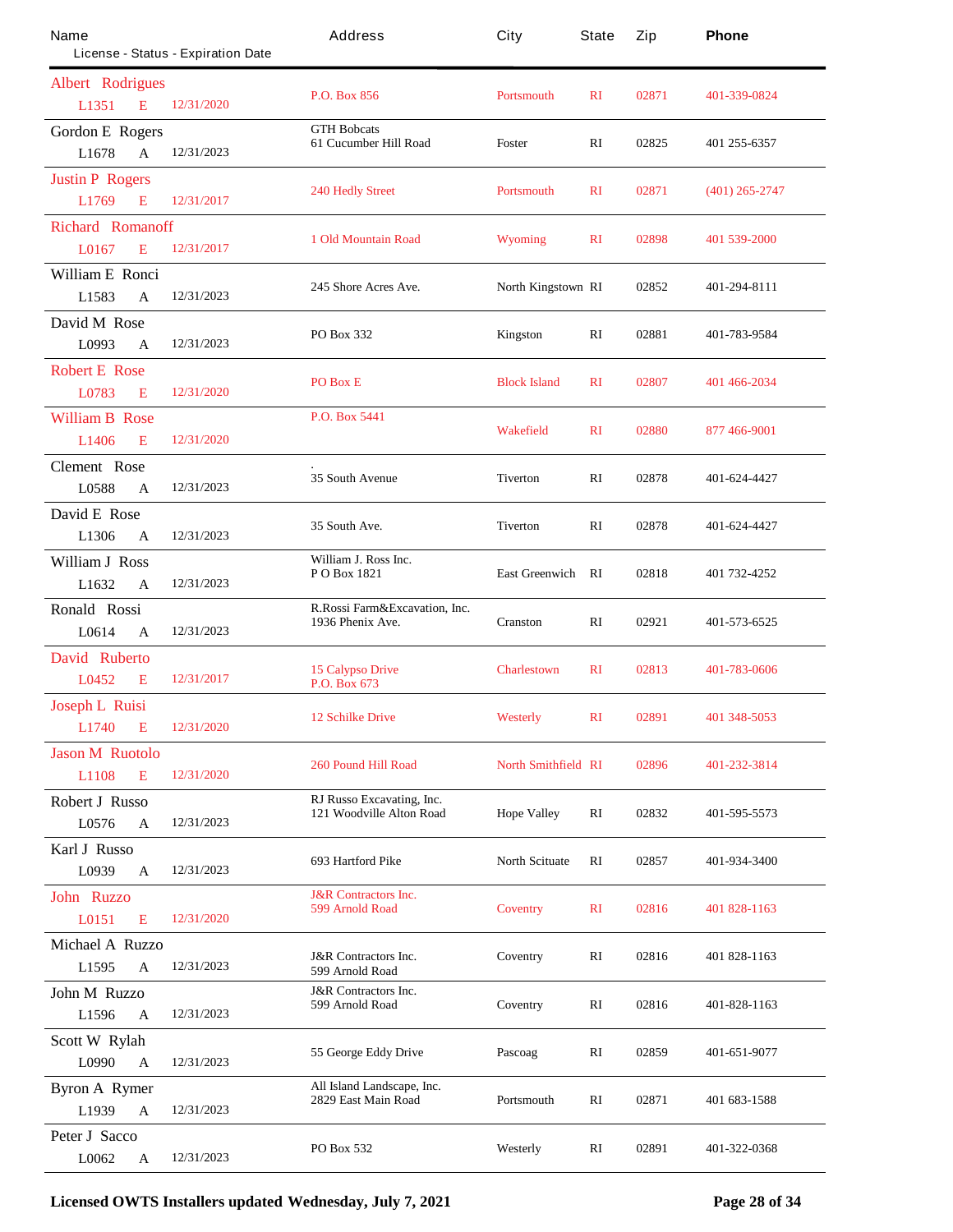| Name<br>License - Status - Expiration Date | Address | City | State | Zip | Phone |
|---|---|---|---|---|---|
| Albert Rodrigues<br>L1351 E 12/31/2020 | P.O. Box 856 | Portsmouth | RI | 02871 | 401-339-0824 |
| Gordon E Rogers<br>L1678 A 12/31/2023 | GTH Bobcats<br>61 Cucumber Hill Road | Foster | RI | 02825 | 401 255-6357 |
| Justin P Rogers<br>L1769 E 12/31/2017 | 240 Hedly Street | Portsmouth | RI | 02871 | (401) 265-2747 |
| Richard Romanoff<br>L0167 E 12/31/2017 | 1 Old Mountain Road | Wyoming | RI | 02898 | 401 539-2000 |
| William E Ronci<br>L1583 A 12/31/2023 | 245 Shore Acres Ave. | North Kingstown | RI | 02852 | 401-294-8111 |
| David M Rose<br>L0993 A 12/31/2023 | PO Box 332 | Kingston | RI | 02881 | 401-783-9584 |
| Robert E Rose<br>L0783 E 12/31/2020 | PO Box E | Block Island | RI | 02807 | 401 466-2034 |
| William B Rose<br>L1406 E 12/31/2020 | P.O. Box 5441 | Wakefield | RI | 02880 | 877 466-9001 |
| Clement Rose<br>L0588 A 12/31/2023 | .<br>35 South Avenue | Tiverton | RI | 02878 | 401-624-4427 |
| David E Rose<br>L1306 A 12/31/2023 | 35 South Ave. | Tiverton | RI | 02878 | 401-624-4427 |
| William J Ross<br>L1632 A 12/31/2023 | William J. Ross Inc.<br>P O Box 1821 | East Greenwich | RI | 02818 | 401 732-4252 |
| Ronald Rossi<br>L0614 A 12/31/2023 | R.Rossi Farm&Excavation, Inc.<br>1936 Phenix Ave. | Cranston | RI | 02921 | 401-573-6525 |
| David Ruberto<br>L0452 E 12/31/2017 | 15 Calypso Drive<br>P.O. Box 673 | Charlestown | RI | 02813 | 401-783-0606 |
| Joseph L Ruisi<br>L1740 E 12/31/2020 | 12 Schilke Drive | Westerly | RI | 02891 | 401 348-5053 |
| Jason M Ruotolo<br>L1108 E 12/31/2020 | 260 Pound Hill Road | North Smithfield | RI | 02896 | 401-232-3814 |
| Robert J Russo<br>L0576 A 12/31/2023 | RJ Russo Excavating, Inc.<br>121 Woodville Alton Road | Hope Valley | RI | 02832 | 401-595-5573 |
| Karl J Russo<br>L0939 A 12/31/2023 | 693 Hartford Pike | North Scituate | RI | 02857 | 401-934-3400 |
| John Ruzzo<br>L0151 E 12/31/2020 | J&R Contractors Inc.<br>599 Arnold Road | Coventry | RI | 02816 | 401 828-1163 |
| Michael A Ruzzo<br>L1595 A 12/31/2023 | J&R Contractors Inc.<br>599 Arnold Road | Coventry | RI | 02816 | 401 828-1163 |
| John M Ruzzo<br>L1596 A 12/31/2023 | J&R Contractors Inc.<br>599 Arnold Road | Coventry | RI | 02816 | 401-828-1163 |
| Scott W Rylah<br>L0990 A 12/31/2023 | 55 George Eddy Drive | Pascoag | RI | 02859 | 401-651-9077 |
| Byron A Rymer<br>L1939 A 12/31/2023 | All Island Landscape, Inc.<br>2829 East Main Road | Portsmouth | RI | 02871 | 401 683-1588 |
| Peter J Sacco<br>L0062 A 12/31/2023 | PO Box 532 | Westerly | RI | 02891 | 401-322-0368 |

**Licensed OWTS Installers updated Wednesday, July 7, 2021**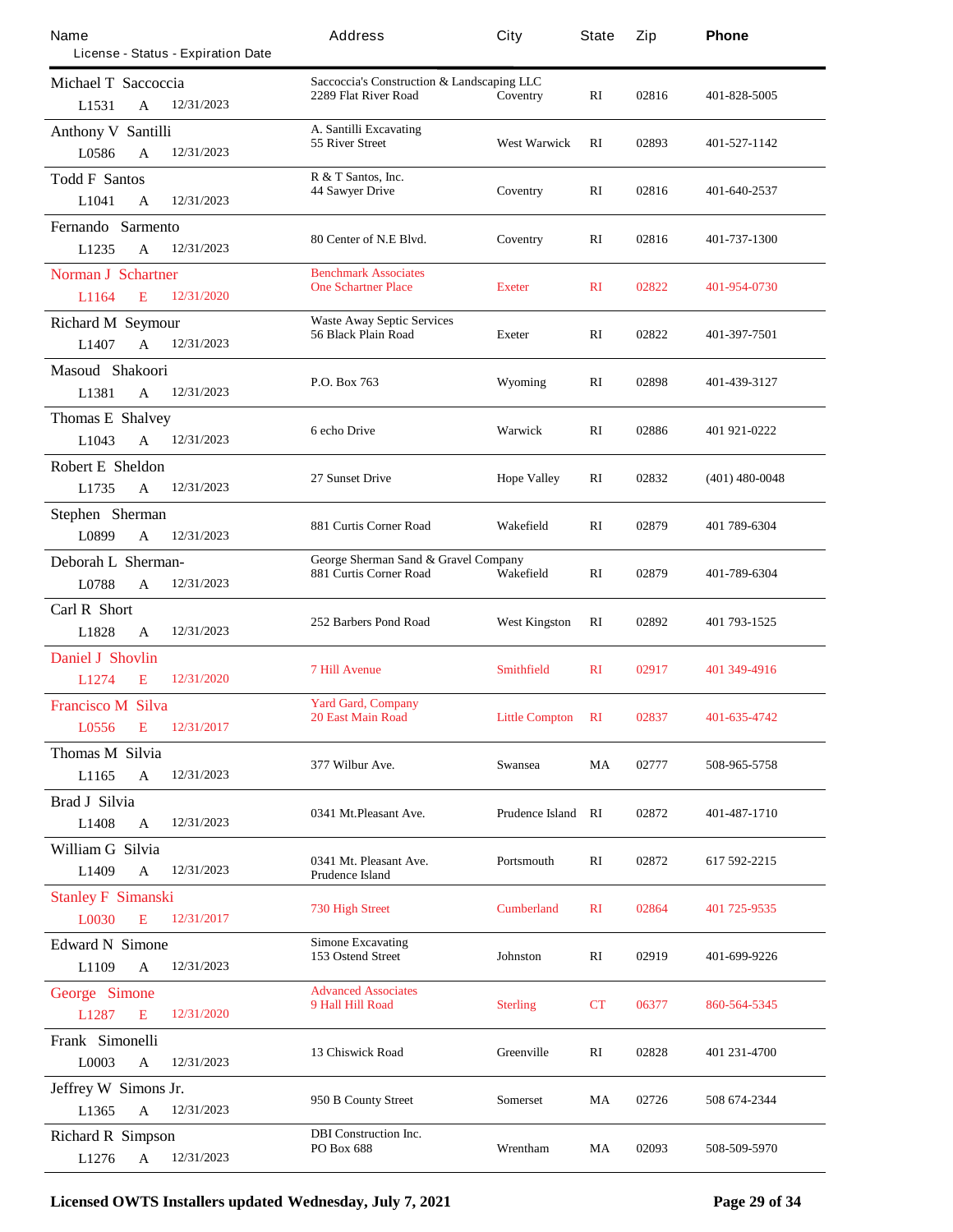| Name<br>License - Status - Expiration Date | Address | City | State | Zip | Phone |
|---|---|---|---|---|---|
| Michael T Saccoccia<br>L1531 A 12/31/2023 | Saccoccia's Construction & Landscaping LLC<br>2289 Flat River Road | Coventry | RI | 02816 | 401-828-5005 |
| Anthony V Santilli<br>L0586 A 12/31/2023 | A. Santilli Excavating<br>55 River Street | West Warwick | RI | 02893 | 401-527-1142 |
| Todd F Santos<br>L1041 A 12/31/2023 | R & T Santos, Inc.<br>44 Sawyer Drive | Coventry | RI | 02816 | 401-640-2537 |
| Fernando Sarmento<br>L1235 A 12/31/2023 | 80 Center of N.E Blvd. | Coventry | RI | 02816 | 401-737-1300 |
| Norman J Schartner<br>L1164 E 12/31/2020 | Benchmark Associates<br>One Schartner Place | Exeter | RI | 02822 | 401-954-0730 |
| Richard M Seymour<br>L1407 A 12/31/2023 | Waste Away Septic Services<br>56 Black Plain Road | Exeter | RI | 02822 | 401-397-7501 |
| Masoud Shakoori<br>L1381 A 12/31/2023 | P.O. Box 763 | Wyoming | RI | 02898 | 401-439-3127 |
| Thomas E Shalvey<br>L1043 A 12/31/2023 | 6 echo Drive | Warwick | RI | 02886 | 401 921-0222 |
| Robert E Sheldon<br>L1735 A 12/31/2023 | 27 Sunset Drive | Hope Valley | RI | 02832 | (401) 480-0048 |
| Stephen Sherman<br>L0899 A 12/31/2023 | 881 Curtis Corner Road | Wakefield | RI | 02879 | 401 789-6304 |
| Deborah L Sherman-<br>L0788 A 12/31/2023 | George Sherman Sand & Gravel Company<br>881 Curtis Corner Road | Wakefield | RI | 02879 | 401-789-6304 |
| Carl R Short<br>L1828 A 12/31/2023 | 252 Barbers Pond Road | West Kingston | RI | 02892 | 401 793-1525 |
| Daniel J Shovlin<br>L1274 E 12/31/2020 | 7 Hill Avenue | Smithfield | RI | 02917 | 401 349-4916 |
| Francisco M Silva<br>L0556 E 12/31/2017 | Yard Gard, Company<br>20 East Main Road | Little Compton | RI | 02837 | 401-635-4742 |
| Thomas M Silvia<br>L1165 A 12/31/2023 | 377 Wilbur Ave. | Swansea | MA | 02777 | 508-965-5758 |
| Brad J Silvia<br>L1408 A 12/31/2023 | 0341 Mt.Pleasant Ave. | Prudence Island | RI | 02872 | 401-487-1710 |
| William G Silvia<br>L1409 A 12/31/2023 | 0341 Mt. Pleasant Ave.<br>Prudence Island | Portsmouth | RI | 02872 | 617 592-2215 |
| Stanley F Simanski<br>L0030 E 12/31/2017 | 730 High Street | Cumberland | RI | 02864 | 401 725-9535 |
| Edward N Simone<br>L1109 A 12/31/2023 | Simone Excavating<br>153 Ostend Street | Johnston | RI | 02919 | 401-699-9226 |
| George Simone<br>L1287 E 12/31/2020 | Advanced Associates<br>9 Hall Hill Road | Sterling | CT | 06377 | 860-564-5345 |
| Frank Simonelli<br>L0003 A 12/31/2023 | 13 Chiswick Road | Greenville | RI | 02828 | 401 231-4700 |
| Jeffrey W Simons Jr.<br>L1365 A 12/31/2023 | 950 B County Street | Somerset | MA | 02726 | 508 674-2344 |
| Richard R Simpson<br>L1276 A 12/31/2023 | DBI Construction Inc.<br>PO Box 688 | Wrentham | MA | 02093 | 508-509-5970 |

**Licensed OWTS Installers updated Wednesday, July 7, 2021**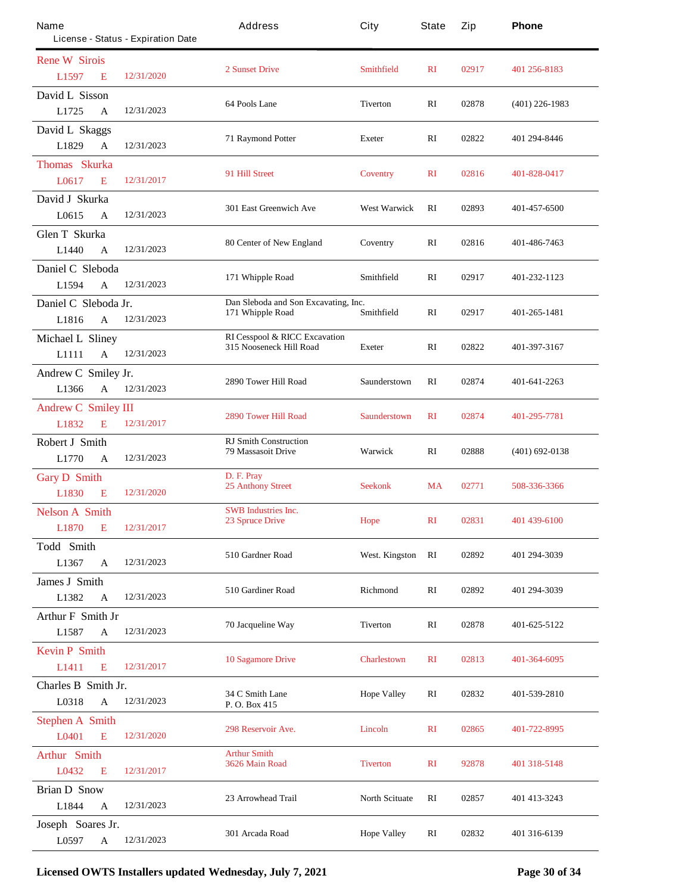| Name<br>License - Status - Expiration Date | Address | City | State | Zip | Phone |
|---|---|---|---|---|---|
| Rene W Sirois<br>L1597 E 12/31/2020 | 2 Sunset Drive | Smithfield | RI | 02917 | 401 256-8183 |
| David L Sisson<br>L1725 A 12/31/2023 | 64 Pools Lane | Tiverton | RI | 02878 | (401) 226-1983 |
| David L Skaggs<br>L1829 A 12/31/2023 | 71 Raymond Potter | Exeter | RI | 02822 | 401 294-8446 |
| Thomas Skurka<br>L0617 E 12/31/2017 | 91 Hill Street | Coventry | RI | 02816 | 401-828-0417 |
| David J Skurka<br>L0615 A 12/31/2023 | 301 East Greenwich Ave | West Warwick | RI | 02893 | 401-457-6500 |
| Glen T Skurka<br>L1440 A 12/31/2023 | 80 Center of New England | Coventry | RI | 02816 | 401-486-7463 |
| Daniel C Sleboda<br>L1594 A 12/31/2023 | 171 Whipple Road | Smithfield | RI | 02917 | 401-232-1123 |
| Daniel C Sleboda Jr.<br>L1816 A 12/31/2023 | Dan Sleboda and Son Excavating, Inc.<br>171 Whipple Road | Smithfield | RI | 02917 | 401-265-1481 |
| Michael L Sliney<br>L1111 A 12/31/2023 | RI Cesspool & RICC Excavation<br>315 Nooseneck Hill Road | Exeter | RI | 02822 | 401-397-3167 |
| Andrew C Smiley Jr.<br>L1366 A 12/31/2023 | 2890 Tower Hill Road | Saunderstown | RI | 02874 | 401-641-2263 |
| Andrew C Smiley III<br>L1832 E 12/31/2017 | 2890 Tower Hill Road | Saunderstown | RI | 02874 | 401-295-7781 |
| Robert J Smith<br>L1770 A 12/31/2023 | RJ Smith Construction<br>79 Massasoit Drive | Warwick | RI | 02888 | (401) 692-0138 |
| Gary D Smith<br>L1830 E 12/31/2020 | D. F. Pray<br>25 Anthony Street | Seekonk | MA | 02771 | 508-336-3366 |
| Nelson A Smith<br>L1870 E 12/31/2017 | SWB Industries Inc.<br>23 Spruce Drive | Hope | RI | 02831 | 401 439-6100 |
| Todd Smith<br>L1367 A 12/31/2023 | 510 Gardner Road | West. Kingston | RI | 02892 | 401 294-3039 |
| James J Smith<br>L1382 A 12/31/2023 | 510 Gardiner Road | Richmond | RI | 02892 | 401 294-3039 |
| Arthur F Smith Jr<br>L1587 A 12/31/2023 | 70 Jacqueline Way | Tiverton | RI | 02878 | 401-625-5122 |
| Kevin P Smith<br>L1411 E 12/31/2017 | 10 Sagamore Drive | Charlestown | RI | 02813 | 401-364-6095 |
| Charles B Smith Jr.<br>L0318 A 12/31/2023 | 34 C Smith Lane<br>P. O. Box 415 | Hope Valley | RI | 02832 | 401-539-2810 |
| Stephen A Smith<br>L0401 E 12/31/2020 | 298 Reservoir Ave. | Lincoln | RI | 02865 | 401-722-8995 |
| Arthur Smith<br>L0432 E 12/31/2017 | Arthur Smith<br>3626 Main Road | Tiverton | RI | 92878 | 401 318-5148 |
| Brian D Snow<br>L1844 A 12/31/2023 | 23 Arrowhead Trail | North Scituate | RI | 02857 | 401 413-3243 |
| Joseph Soares Jr.<br>L0597 A 12/31/2023 | 301 Arcada Road | Hope Valley | RI | 02832 | 401 316-6139 |

**Licensed OWTS Installers updated Wednesday, July 7, 2021**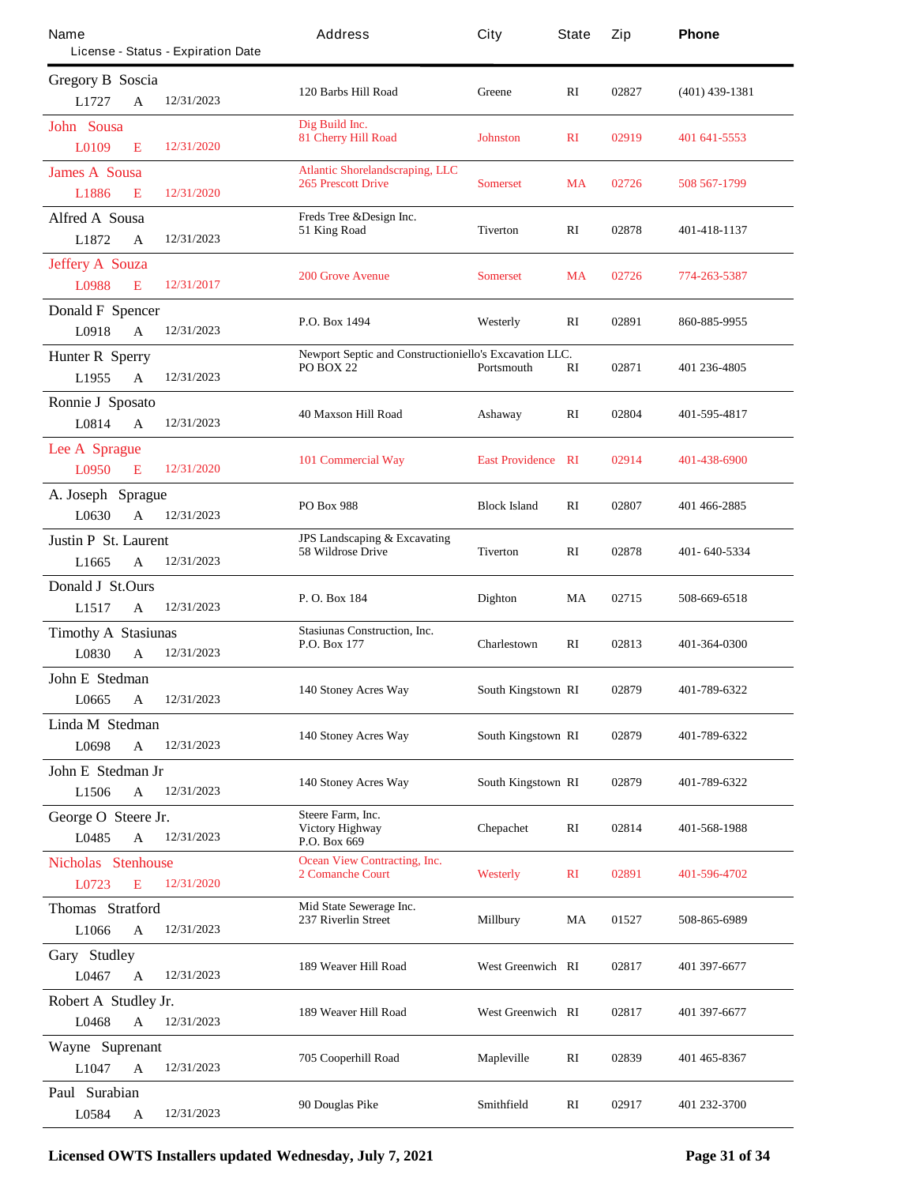| Name<br>License - Status - Expiration Date | Address | City | State | Zip | Phone |
|---|---|---|---|---|---|
| Gregory B Soscia<br>L1727 A 12/31/2023 | 120 Barbs Hill Road | Greene | RI | 02827 | (401) 439-1381 |
| John Sousa<br>L0109 E 12/31/2020 | Dig Build Inc.<br>81 Cherry Hill Road | Johnston | RI | 02919 | 401 641-5553 |
| James A Sousa<br>L1886 E 12/31/2020 | Atlantic Shorelandscaping, LLC<br>265 Prescott Drive | Somerset | MA | 02726 | 508 567-1799 |
| Alfred A Sousa<br>L1872 A 12/31/2023 | Freds Tree &Design Inc.<br>51 King Road | Tiverton | RI | 02878 | 401-418-1137 |
| Jeffery A Souza<br>L0988 E 12/31/2017 | 200 Grove Avenue | Somerset | MA | 02726 | 774-263-5387 |
| Donald F Spencer<br>L0918 A 12/31/2023 | P.O. Box 1494 | Westerly | RI | 02891 | 860-885-9955 |
| Hunter R Sperry<br>L1955 A 12/31/2023 | Newport Septic and Constructioniello's Excavation LLC.<br>PO BOX 22 | Portsmouth | RI | 02871 | 401 236-4805 |
| Ronnie J Sposato<br>L0814 A 12/31/2023 | 40 Maxson Hill Road | Ashaway | RI | 02804 | 401-595-4817 |
| Lee A Sprague<br>L0950 E 12/31/2020 | 101 Commercial Way | East Providence | RI | 02914 | 401-438-6900 |
| A. Joseph Sprague<br>L0630 A 12/31/2023 | PO Box 988 | Block Island | RI | 02807 | 401 466-2885 |
| Justin P St. Laurent<br>L1665 A 12/31/2023 | JPS Landscaping & Excavating<br>58 Wildrose Drive | Tiverton | RI | 02878 | 401- 640-5334 |
| Donald J St.Ours<br>L1517 A 12/31/2023 | P. O. Box 184 | Dighton | MA | 02715 | 508-669-6518 |
| Timothy A Stasiunas<br>L0830 A 12/31/2023 | Stasiunas Construction, Inc.<br>P.O. Box 177 | Charlestown | RI | 02813 | 401-364-0300 |
| John E Stedman<br>L0665 A 12/31/2023 | 140 Stoney Acres Way | South Kingstown | RI | 02879 | 401-789-6322 |
| Linda M Stedman<br>L0698 A 12/31/2023 | 140 Stoney Acres Way | South Kingstown | RI | 02879 | 401-789-6322 |
| John E Stedman Jr<br>L1506 A 12/31/2023 | 140 Stoney Acres Way | South Kingstown | RI | 02879 | 401-789-6322 |
| George O Steere Jr.<br>L0485 A 12/31/2023 | Steere Farm, Inc.<br>Victory Highway<br>P.O. Box 669 | Chepachet | RI | 02814 | 401-568-1988 |
| Nicholas Stenhouse<br>L0723 E 12/31/2020 | Ocean View Contracting, Inc.<br>2 Comanche Court | Westerly | RI | 02891 | 401-596-4702 |
| Thomas Stratford<br>L1066 A 12/31/2023 | Mid State Sewerage Inc.<br>237 Riverlin Street | Millbury | MA | 01527 | 508-865-6989 |
| Gary Studley<br>L0467 A 12/31/2023 | 189 Weaver Hill Road | West Greenwich | RI | 02817 | 401 397-6677 |
| Robert A Studley Jr.<br>L0468 A 12/31/2023 | 189 Weaver Hill Road | West Greenwich | RI | 02817 | 401 397-6677 |
| Wayne Suprenant<br>L1047 A 12/31/2023 | 705 Cooperhill Road | Mapleville | RI | 02839 | 401 465-8367 |
| Paul Surabian<br>L0584 A 12/31/2023 | 90 Douglas Pike | Smithfield | RI | 02917 | 401 232-3700 |

**Licensed OWTS Installers updated Wednesday, July 7, 2021**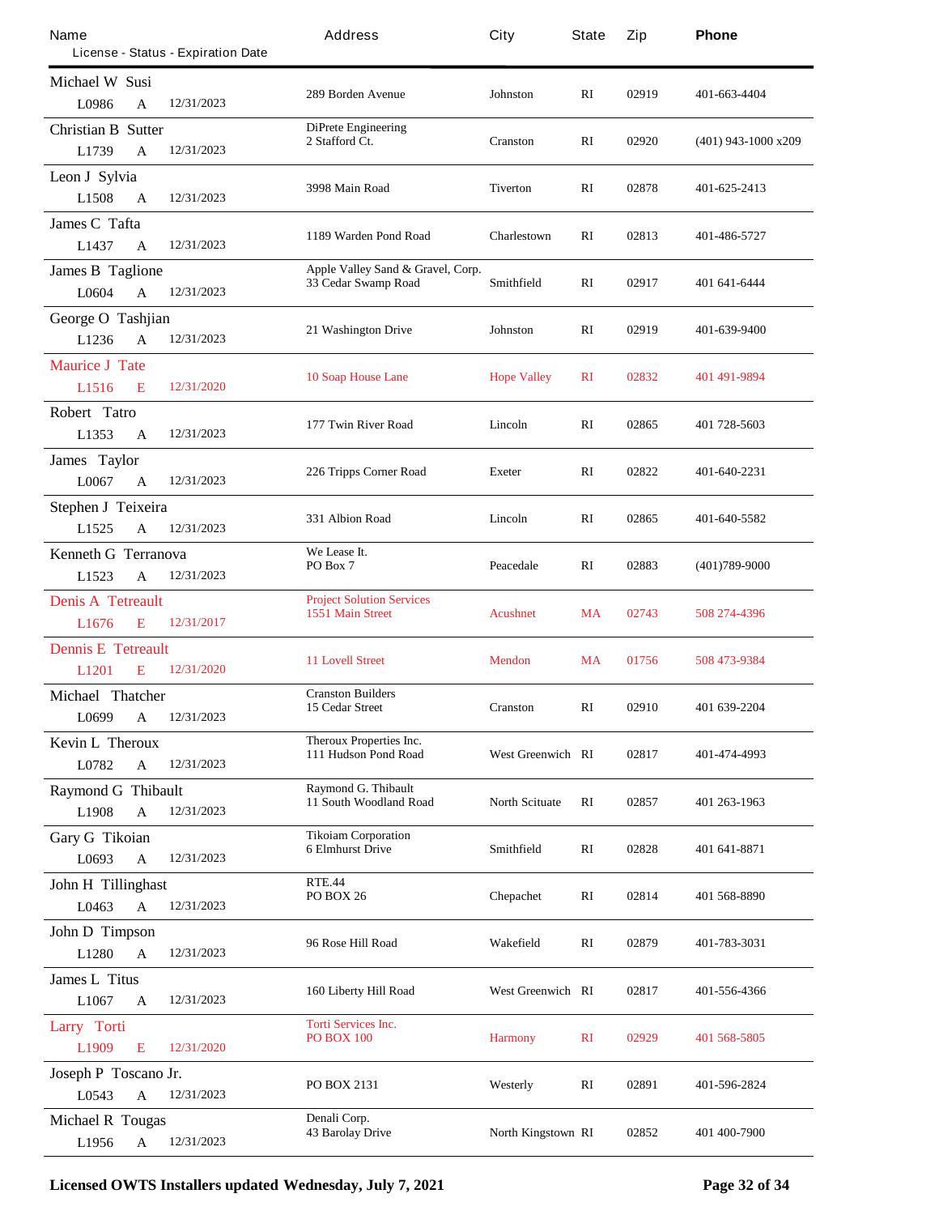| Name<br>License - Status - Expiration Date | Address | City | State | Zip | Phone |
|---|---|---|---|---|---|
| Michael W Susi<br>L0986 A 12/31/2023 | 289 Borden Avenue | Johnston | RI | 02919 | 401-663-4404 |
| Christian B Sutter<br>L1739 A 12/31/2023 | DiPrete Engineering<br>2 Stafford Ct. | Cranston | RI | 02920 | (401) 943-1000 x209 |
| Leon J Sylvia<br>L1508 A 12/31/2023 | 3998 Main Road | Tiverton | RI | 02878 | 401-625-2413 |
| James C Tafta<br>L1437 A 12/31/2023 | 1189 Warden Pond Road | Charlestown | RI | 02813 | 401-486-5727 |
| James B Taglione<br>L0604 A 12/31/2023 | Apple Valley Sand & Gravel, Corp.<br>33 Cedar Swamp Road | Smithfield | RI | 02917 | 401 641-6444 |
| George O Tashjian<br>L1236 A 12/31/2023 | 21 Washington Drive | Johnston | RI | 02919 | 401-639-9400 |
| Maurice J Tate<br>L1516 E 12/31/2020 | 10 Soap House Lane | Hope Valley | RI | 02832 | 401 491-9894 |
| Robert Tatro<br>L1353 A 12/31/2023 | 177 Twin River Road | Lincoln | RI | 02865 | 401 728-5603 |
| James Taylor<br>L0067 A 12/31/2023 | 226 Tripps Corner Road | Exeter | RI | 02822 | 401-640-2231 |
| Stephen J Teixeira<br>L1525 A 12/31/2023 | 331 Albion Road | Lincoln | RI | 02865 | 401-640-5582 |
| Kenneth G Terranova<br>L1523 A 12/31/2023 | We Lease It.<br>PO Box 7 | Peacedale | RI | 02883 | (401)789-9000 |
| Denis A Tetreault<br>L1676 E 12/31/2017 | Project Solution Services<br>1551 Main Street | Acushnet | MA | 02743 | 508 274-4396 |
| Dennis E Tetreault<br>L1201 E 12/31/2020 | 11 Lovell Street | Mendon | MA | 01756 | 508 473-9384 |
| Michael Thatcher<br>L0699 A 12/31/2023 | Cranston Builders<br>15 Cedar Street | Cranston | RI | 02910 | 401 639-2204 |
| Kevin L Theroux<br>L0782 A 12/31/2023 | Theroux Properties Inc.<br>111 Hudson Pond Road | West Greenwich | RI | 02817 | 401-474-4993 |
| Raymond G Thibault<br>L1908 A 12/31/2023 | Raymond G. Thibault<br>11 South Woodland Road | North Scituate | RI | 02857 | 401 263-1963 |
| Gary G Tikoian<br>L0693 A 12/31/2023 | Tikoiam Corporation<br>6 Elmhurst Drive | Smithfield | RI | 02828 | 401 641-8871 |
| John H Tillinghast<br>L0463 A 12/31/2023 | RTE.44<br>PO BOX 26 | Chepachet | RI | 02814 | 401 568-8890 |
| John D Timpson<br>L1280 A 12/31/2023 | 96 Rose Hill Road | Wakefield | RI | 02879 | 401-783-3031 |
| James L Titus<br>L1067 A 12/31/2023 | 160 Liberty Hill Road | West Greenwich | RI | 02817 | 401-556-4366 |
| Larry Torti<br>L1909 E 12/31/2020 | Torti Services Inc.<br>PO BOX 100 | Harmony | RI | 02929 | 401 568-5805 |
| Joseph P Toscano Jr.<br>L0543 A 12/31/2023 | PO BOX 2131 | Westerly | RI | 02891 | 401-596-2824 |
| Michael R Tougas<br>L1956 A 12/31/2023 | Denali Corp.<br>43 Barolay Drive | North Kingstown | RI | 02852 | 401 400-7900 |

**Licensed OWTS Installers updated Wednesday, July 7, 2021**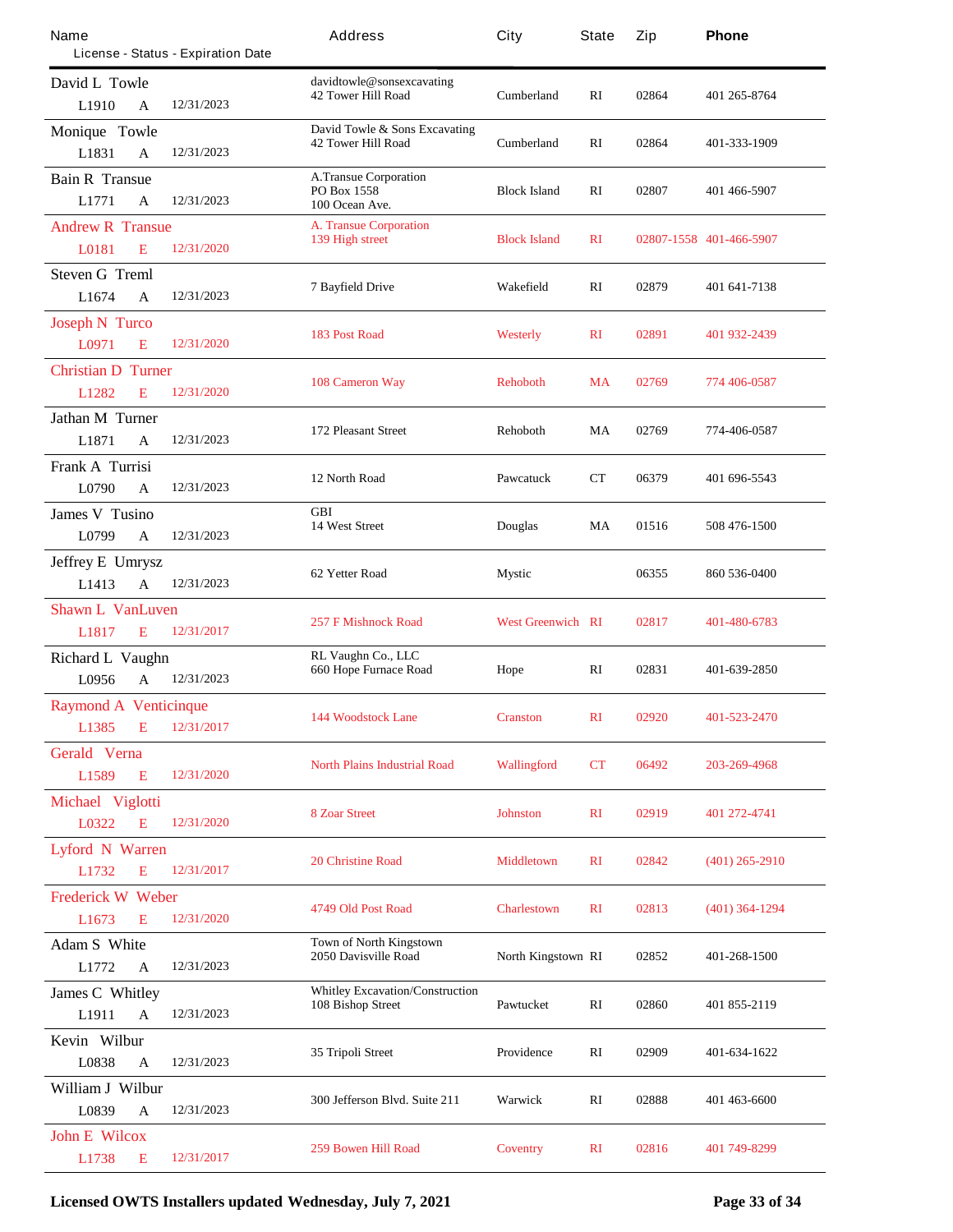| Name | License | Status | Expiration Date | Address | City | State | Zip | Phone |
|---|---|---|---|---|---|---|---|---|
| David L Towle | L1910 | A | 12/31/2023 | davidtowle@sonsexcavating 42 Tower Hill Road | Cumberland | RI | 02864 | 401 265-8764 |
| Monique Towle | L1831 | A | 12/31/2023 | David Towle & Sons Excavating 42 Tower Hill Road | Cumberland | RI | 02864 | 401-333-1909 |
| Bain R Transue | L1771 | A | 12/31/2023 | A.Transue Corporation PO Box 1558 100 Ocean Ave. | Block Island | RI | 02807 | 401 466-5907 |
| Andrew R Transue | L0181 | E | 12/31/2020 | A. Transue Corporation 139 High street | Block Island | RI | 02807-1558 | 401-466-5907 |
| Steven G Treml | L1674 | A | 12/31/2023 | 7 Bayfield Drive | Wakefield | RI | 02879 | 401 641-7138 |
| Joseph N Turco | L0971 | E | 12/31/2020 | 183 Post Road | Westerly | RI | 02891 | 401 932-2439 |
| Christian D Turner | L1282 | E | 12/31/2020 | 108 Cameron Way | Rehoboth | MA | 02769 | 774 406-0587 |
| Jathan M Turner | L1871 | A | 12/31/2023 | 172 Pleasant Street | Rehoboth | MA | 02769 | 774-406-0587 |
| Frank A Turrisi | L0790 | A | 12/31/2023 | 12 North Road | Pawcatuck | CT | 06379 | 401 696-5543 |
| James V Tusino | L0799 | A | 12/31/2023 | GBI 14 West Street | Douglas | MA | 01516 | 508 476-1500 |
| Jeffrey E Umrysz | L1413 | A | 12/31/2023 | 62 Yetter Road | Mystic | | 06355 | 860 536-0400 |
| Shawn L VanLuven | L1817 | E | 12/31/2017 | 257 F Mishnock Road | West Greenwich | RI | 02817 | 401-480-6783 |
| Richard L Vaughn | L0956 | A | 12/31/2023 | RL Vaughn Co., LLC 660 Hope Furnace Road | Hope | RI | 02831 | 401-639-2850 |
| Raymond A Venticinque | L1385 | E | 12/31/2017 | 144 Woodstock Lane | Cranston | RI | 02920 | 401-523-2470 |
| Gerald Verna | L1589 | E | 12/31/2020 | North Plains Industrial Road | Wallingford | CT | 06492 | 203-269-4968 |
| Michael Viglotti | L0322 | E | 12/31/2020 | 8 Zoar Street | Johnston | RI | 02919 | 401 272-4741 |
| Lyford N Warren | L1732 | E | 12/31/2017 | 20 Christine Road | Middletown | RI | 02842 | (401) 265-2910 |
| Frederick W Weber | L1673 | E | 12/31/2020 | 4749 Old Post Road | Charlestown | RI | 02813 | (401) 364-1294 |
| Adam S White | L1772 | A | 12/31/2023 | Town of North Kingstown 2050 Davisville Road | North Kingstown | RI | 02852 | 401-268-1500 |
| James C Whitley | L1911 | A | 12/31/2023 | Whitley Excavation/Construction 108 Bishop Street | Pawtucket | RI | 02860 | 401 855-2119 |
| Kevin Wilbur | L0838 | A | 12/31/2023 | 35 Tripoli Street | Providence | RI | 02909 | 401-634-1622 |
| William J Wilbur | L0839 | A | 12/31/2023 | 300 Jefferson Blvd. Suite 211 | Warwick | RI | 02888 | 401 463-6600 |
| John E Wilcox | L1738 | E | 12/31/2017 | 259 Bowen Hill Road | Coventry | RI | 02816 | 401 749-8299 |

**Licensed OWTS Installers updated Wednesday, July 7, 2021**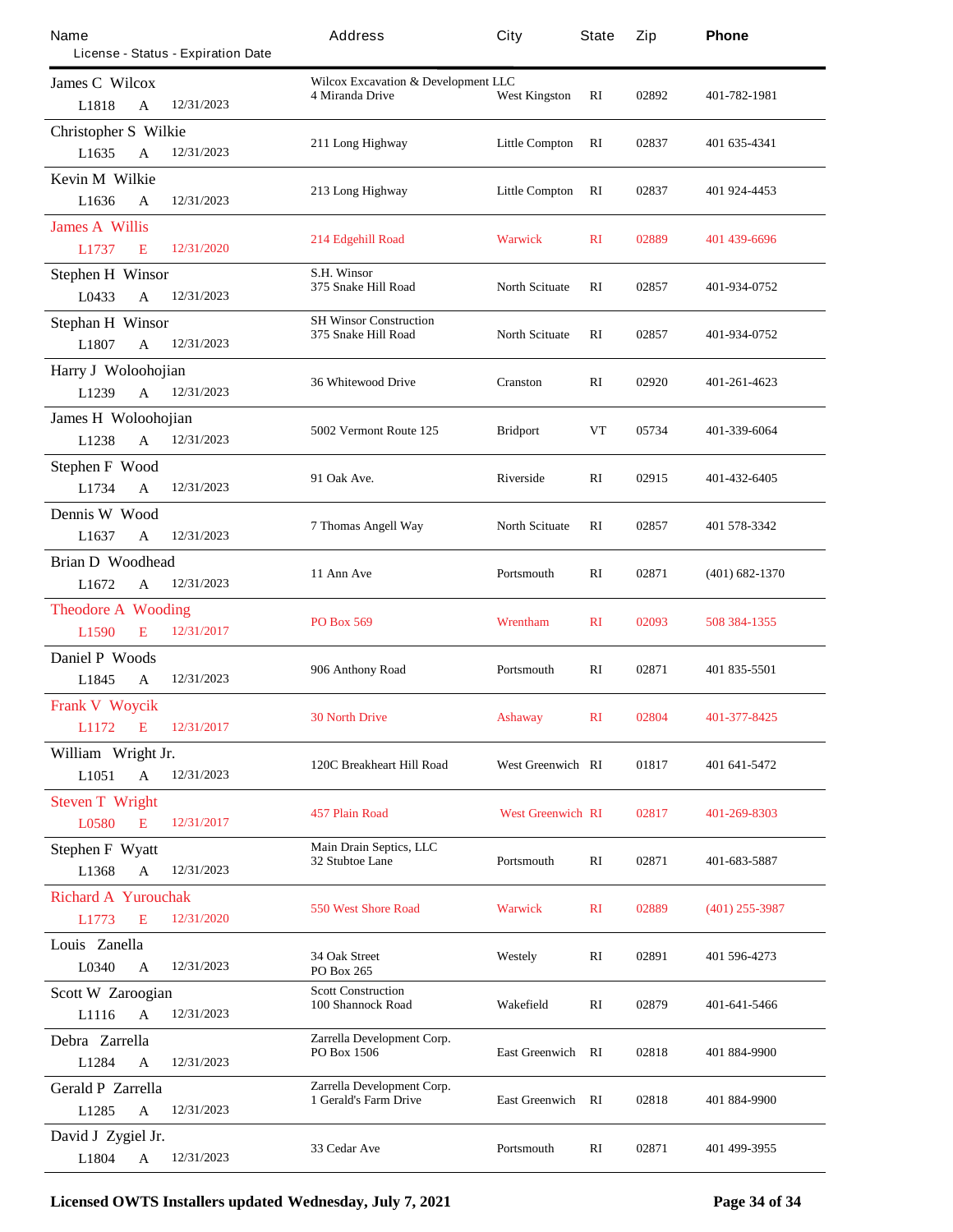| Name<br>License - Status - Expiration Date | Address | City | State | Zip | Phone |
|---|---|---|---|---|---|
| James C Wilcox<br>L1818 A 12/31/2023 | Wilcox Excavation & Development LLC<br>4 Miranda Drive | West Kingston | RI | 02892 | 401-782-1981 |
| Christopher S Wilkie<br>L1635 A 12/31/2023 | 211 Long Highway | Little Compton | RI | 02837 | 401 635-4341 |
| Kevin M Wilkie<br>L1636 A 12/31/2023 | 213 Long Highway | Little Compton | RI | 02837 | 401 924-4453 |
| James A Willis<br>L1737 E 12/31/2020 | 214 Edgehill Road | Warwick | RI | 02889 | 401 439-6696 |
| Stephen H Winsor<br>L0433 A 12/31/2023 | S.H. Winsor<br>375 Snake Hill Road | North Scituate | RI | 02857 | 401-934-0752 |
| Stephan H Winsor<br>L1807 A 12/31/2023 | SH Winsor Construction<br>375 Snake Hill Road | North Scituate | RI | 02857 | 401-934-0752 |
| Harry J Woloohojian<br>L1239 A 12/31/2023 | 36 Whitewood Drive | Cranston | RI | 02920 | 401-261-4623 |
| James H Woloohojian<br>L1238 A 12/31/2023 | 5002 Vermont Route 125 | Bridport | VT | 05734 | 401-339-6064 |
| Stephen F Wood<br>L1734 A 12/31/2023 | 91 Oak Ave. | Riverside | RI | 02915 | 401-432-6405 |
| Dennis W Wood<br>L1637 A 12/31/2023 | 7 Thomas Angell Way | North Scituate | RI | 02857 | 401 578-3342 |
| Brian D Woodhead<br>L1672 A 12/31/2023 | 11 Ann Ave | Portsmouth | RI | 02871 | (401) 682-1370 |
| Theodore A Wooding<br>L1590 E 12/31/2017 | PO Box 569 | Wrentham | RI | 02093 | 508 384-1355 |
| Daniel P Woods<br>L1845 A 12/31/2023 | 906 Anthony Road | Portsmouth | RI | 02871 | 401 835-5501 |
| Frank V Woycik<br>L1172 E 12/31/2017 | 30 North Drive | Ashaway | RI | 02804 | 401-377-8425 |
| William Wright Jr.<br>L1051 A 12/31/2023 | 120C Breakheart Hill Road | West Greenwich | RI | 01817 | 401 641-5472 |
| Steven T Wright<br>L0580 E 12/31/2017 | 457 Plain Road | West Greenwich | RI | 02817 | 401-269-8303 |
| Stephen F Wyatt<br>L1368 A 12/31/2023 | Main Drain Septics, LLC<br>32 Stubtoe Lane | Portsmouth | RI | 02871 | 401-683-5887 |
| Richard A Yurouchak<br>L1773 E 12/31/2020 | 550 West Shore Road | Warwick | RI | 02889 | (401) 255-3987 |
| Louis Zanella<br>L0340 A 12/31/2023 | 34 Oak Street<br>PO Box 265 | Westely | RI | 02891 | 401 596-4273 |
| Scott W Zaroogian<br>L1116 A 12/31/2023 | Scott Construction<br>100 Shannock Road | Wakefield | RI | 02879 | 401-641-5466 |
| Debra Zarrella<br>L1284 A 12/31/2023 | Zarrella Development Corp.<br>PO Box 1506 | East Greenwich | RI | 02818 | 401 884-9900 |
| Gerald P Zarrella<br>L1285 A 12/31/2023 | Zarrella Development Corp.<br>1 Gerald's Farm Drive | East Greenwich | RI | 02818 | 401 884-9900 |
| David J Zygiel Jr.<br>L1804 A 12/31/2023 | 33 Cedar Ave | Portsmouth | RI | 02871 | 401 499-3955 |

**Licensed OWTS Installers updated Wednesday, July 7, 2021**